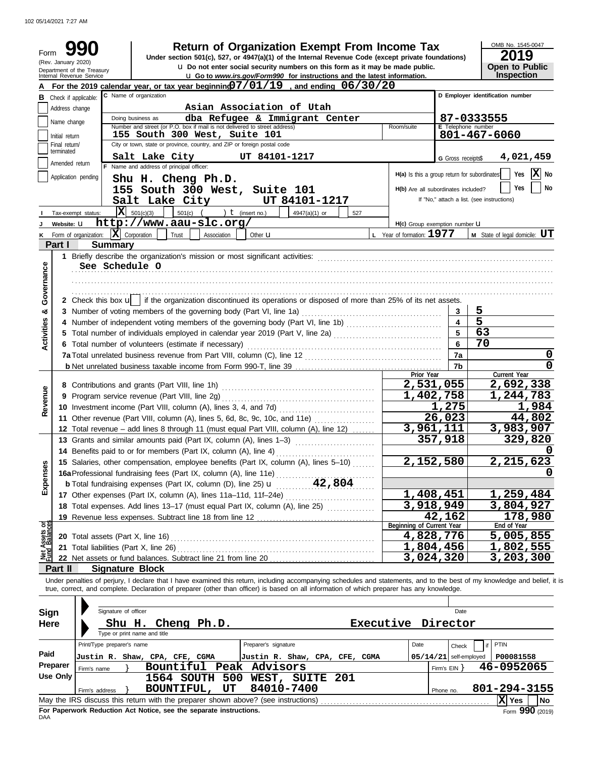# Form 990

**Return of Organization Exempt From Income Tax**

Under section 501(c), 527, or 4947(a)(1) of the Internal Revenue Code (except private foundations)

Do not enter social security numbers on this form as it may be made public.

Go to *www.irs.gov/Form990* for instructions and the latest information.

(Rev. January 2020)
Department of the Treasury
Internal Revenue Service

OMB No. 1545-0047
**2019**
**Open to Public Inspection**

**A** For the 2019 calendar year, or tax year beginning 07/01/19, and ending 06/30/20

**B** Check if applicable:
- Address change
- Name change
- Initial return
- Final return/terminated
- Amended return
- Application pending

**C** Name of organization: Asian Association of Utah

Doing business as: dba Refugee & Immigrant Center

Number and street (or P.O. box if mail is not delivered to street address): 155 South 300 West, Suite 101

City or town, state or province, country, and ZIP or foreign postal code: Salt Lake City UT 84101-1217

**D** Employer identification number: 87-0333555

**E** Telephone number: 801-467-6060

**G** Gross receipts$ 4,021,459

**F** Name and address of principal officer:
Shu H. Cheng Ph.D.
155 South 300 West, Suite 101
Salt Lake City UT 84101-1217

H(a) Is this a group return for subordinates? Yes [ ] No [X]

H(b) Are all subordinates included? Yes [ ] No [ ]
If "No," attach a list. (see instructions)

**I** Tax-exempt status: [X] 501(c)(3) [ ] 501(c) ( ) (insert no.) [ ] 4947(a)(1) or [ ] 527

**J** Website: http://www.aau-slc.org/

H(c) Group exemption number

**K** Form of organization: [X] Corporation [ ] Trust [ ] Association [ ] Other

**L** Year of formation: 1977

**M** State of legal domicile: UT

## Part I Summary

**Activities & Governance**

1 Briefly describe the organization's mission or most significant activities:
See Schedule O

2 Check this box [ ] if the organization discontinued its operations or disposed of more than 25% of its net assets.

| | | | |
|---|---|---|---|
| 3 | Number of voting members of the governing body (Part VI, line 1a) | 3 | 5 |
| 4 | Number of independent voting members of the governing body (Part VI, line 1b) | 4 | 5 |
| 5 | Total number of individuals employed in calendar year 2019 (Part V, line 2a) | 5 | 63 |
| 6 | Total number of volunteers (estimate if necessary) | 6 | 70 |
| 7a | Total unrelated business revenue from Part VIII, column (C), line 12 | 7a | 0 |
| b | Net unrelated business taxable income from Form 990-T, line 39 | 7b | 0 |

**Revenue / Expenses**

| | | Prior Year | Current Year |
|---|---|---|---|
| 8 | Contributions and grants (Part VIII, line 1h) | 2,531,055 | 2,692,338 |
| 9 | Program service revenue (Part VIII, line 2g) | 1,402,758 | 1,244,783 |
| 10 | Investment income (Part VIII, column (A), lines 3, 4, and 7d) | 1,275 | 1,984 |
| 11 | Other revenue (Part VIII, column (A), lines 5, 6d, 8c, 9c, 10c, and 11e) | 26,023 | 44,802 |
| 12 | Total revenue – add lines 8 through 11 (must equal Part VIII, column (A), line 12) | 3,961,111 | 3,983,907 |
| 13 | Grants and similar amounts paid (Part IX, column (A), lines 1–3) | 357,918 | 329,820 |
| 14 | Benefits paid to or for members (Part IX, column (A), line 4) | | 0 |
| 15 | Salaries, other compensation, employee benefits (Part IX, column (A), lines 5–10) | 2,152,580 | 2,215,623 |
| 16a | Professional fundraising fees (Part IX, column (A), line 11e) | | 0 |
| b | Total fundraising expenses (Part IX, column (D), line 25) 42,804 | | |
| 17 | Other expenses (Part IX, column (A), lines 11a–11d, 11f–24e) | 1,408,451 | 1,259,484 |
| 18 | Total expenses. Add lines 13–17 (must equal Part IX, column (A), line 25) | 3,918,949 | 3,804,927 |
| 19 | Revenue less expenses. Subtract line 18 from line 12 | 42,162 | 178,980 |

**Net Assets or Fund Balances**

| | | Beginning of Current Year | End of Year |
|---|---|---|---|
| 20 | Total assets (Part X, line 16) | 4,828,776 | 5,005,855 |
| 21 | Total liabilities (Part X, line 26) | 1,804,456 | 1,802,555 |
| 22 | Net assets or fund balances. Subtract line 21 from line 20 | 3,024,320 | 3,203,300 |

## Part II Signature Block

Under penalties of perjury, I declare that I have examined this return, including accompanying schedules and statements, and to the best of my knowledge and belief, it is true, correct, and complete. Declaration of preparer (other than officer) is based on all information of which preparer has any knowledge.

**Sign Here**

Signature of officer — Date

Shu H. Cheng Ph.D. — Executive Director
Type or print name and title

**Paid Preparer Use Only**

| Print/Type preparer's name | Preparer's signature | Date | Check if self-employed | PTIN |
|---|---|---|---|---|
| Justin R. Shaw, CPA, CFE, CGMA | Justin R. Shaw, CPA, CFE, CGMA | 05/14/21 | | P00081558 |

Firm's name: Bountiful Peak Advisors — Firm's EIN: 46-0952065

Firm's address: 1564 SOUTH 500 WEST, SUITE 201, BOUNTIFUL, UT 84010-7400 — Phone no. 801-294-3155

May the IRS discuss this return with the preparer shown above? (see instructions) [X] Yes [ ] No

**For Paperwork Reduction Act Notice, see the separate instructions.**

DAA Form **990** (2019)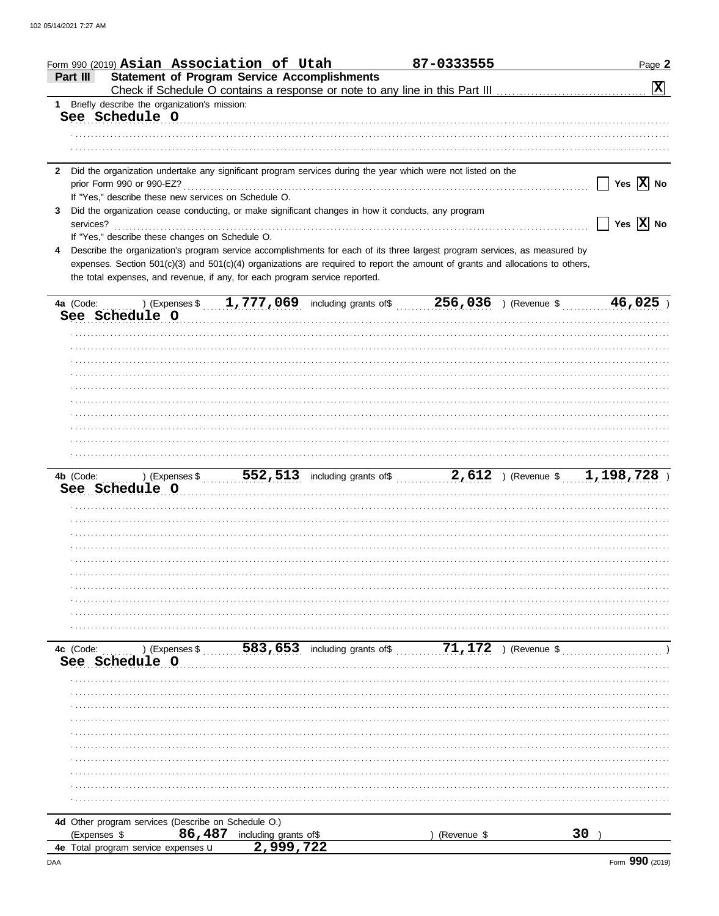Form 990 (2019) **Asian Association of Utah** **87-0333555** Page **2**

## Part III Statement of Program Service Accomplishments

Check if Schedule O contains a response or note to any line in this Part III .......... [X]

**1** Briefly describe the organization's mission:

See Schedule O

**2** Did the organization undertake any significant program services during the year which were not listed on the prior Form 990 or 990-EZ? .......... [ ] Yes [X] No

If "Yes," describe these new services on Schedule O.

**3** Did the organization cease conducting, or make significant changes in how it conducts, any program services? .......... [ ] Yes [X] No

If "Yes," describe these changes on Schedule O.

**4** Describe the organization's program service accomplishments for each of its three largest program services, as measured by expenses. Section 501(c)(3) and 501(c)(4) organizations are required to report the amount of grants and allocations to others, the total expenses, and revenue, if any, for each program service reported.

**4a** (Code: ) (Expenses $ **1,777,069** including grants of$ **256,036** ) (Revenue $ **46,025** )

See Schedule O

**4b** (Code: ) (Expenses $ **552,513** including grants of$ **2,612** ) (Revenue $ **1,198,728** )

See Schedule O

**4c** (Code: ) (Expenses $ **583,653** including grants of$ **71,172** ) (Revenue $ )

See Schedule O

**4d** Other program services (Describe on Schedule O.)

(Expenses $ **86,487** including grants of$ ) (Revenue $ **30** )

**4e** Total program service expenses **2,999,722**

DAA Form **990** (2019)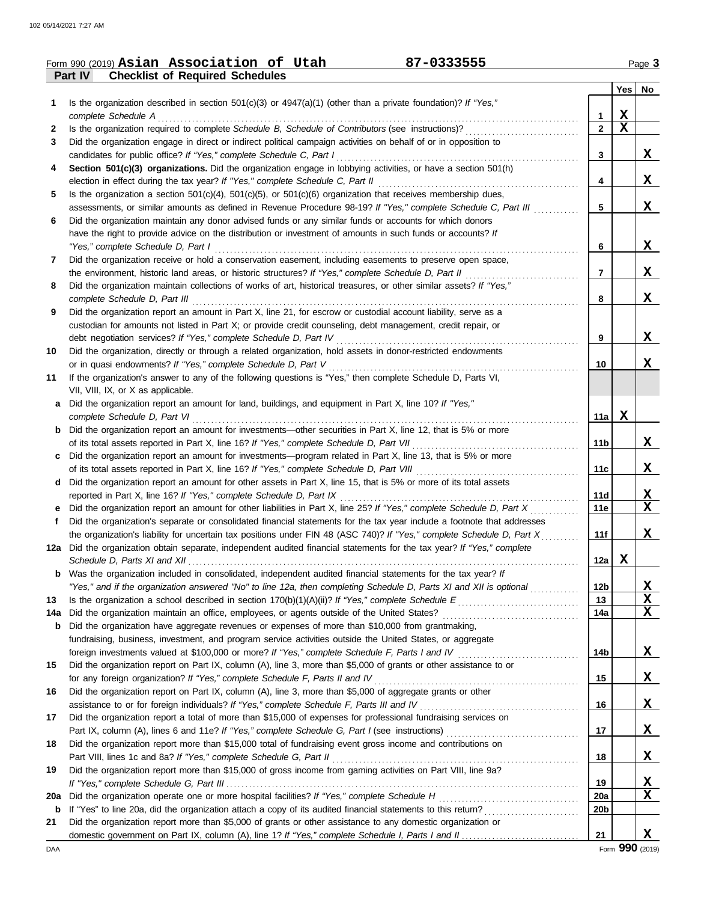Form 990 (2019) **Asian Association of Utah** **87-0333555**

## Part IV Checklist of Required Schedules

| | | | Yes | No |
|---|---|---|---|---|
| **1** | Is the organization described in section 501(c)(3) or 4947(a)(1) (other than a private foundation)? *If "Yes," complete Schedule A* | **1** | X | |
| **2** | Is the organization required to complete *Schedule B, Schedule of Contributors* (see instructions)? | **2** | X | |
| **3** | Did the organization engage in direct or indirect political campaign activities on behalf of or in opposition to candidates for public office? *If "Yes," complete Schedule C, Part I* | **3** | | X |
| **4** | **Section 501(c)(3) organizations.** Did the organization engage in lobbying activities, or have a section 501(h) election in effect during the tax year? *If "Yes," complete Schedule C, Part II* | **4** | | X |
| **5** | Is the organization a section 501(c)(4), 501(c)(5), or 501(c)(6) organization that receives membership dues, assessments, or similar amounts as defined in Revenue Procedure 98-19? *If "Yes," complete Schedule C, Part III* | **5** | | X |
| **6** | Did the organization maintain any donor advised funds or any similar funds or accounts for which donors have the right to provide advice on the distribution or investment of amounts in such funds or accounts? *If "Yes," complete Schedule D, Part I* | **6** | | X |
| **7** | Did the organization receive or hold a conservation easement, including easements to preserve open space, the environment, historic land areas, or historic structures? *If "Yes," complete Schedule D, Part II* | **7** | | X |
| **8** | Did the organization maintain collections of works of art, historical treasures, or other similar assets? *If "Yes," complete Schedule D, Part III* | **8** | | X |
| **9** | Did the organization report an amount in Part X, line 21, for escrow or custodial account liability, serve as a custodian for amounts not listed in Part X; or provide credit counseling, debt management, credit repair, or debt negotiation services? *If "Yes," complete Schedule D, Part IV* | **9** | | X |
| **10** | Did the organization, directly or through a related organization, hold assets in donor-restricted endowments or in quasi endowments? *If "Yes," complete Schedule D, Part V* | **10** | | X |
| **11** | If the organization's answer to any of the following questions is "Yes," then complete Schedule D, Parts VI, VII, VIII, IX, or X as applicable. | | | |
| **a** | Did the organization report an amount for land, buildings, and equipment in Part X, line 10? *If "Yes," complete Schedule D, Part VI* | **11a** | X | |
| **b** | Did the organization report an amount for investments—other securities in Part X, line 12, that is 5% or more of its total assets reported in Part X, line 16? *If "Yes," complete Schedule D, Part VII* | **11b** | | X |
| **c** | Did the organization report an amount for investments—program related in Part X, line 13, that is 5% or more of its total assets reported in Part X, line 16? *If "Yes," complete Schedule D, Part VIII* | **11c** | | X |
| **d** | Did the organization report an amount for other assets in Part X, line 15, that is 5% or more of its total assets reported in Part X, line 16? *If "Yes," complete Schedule D, Part IX* | **11d** | | X |
| **e** | Did the organization report an amount for other liabilities in Part X, line 25? *If "Yes," complete Schedule D, Part X* | **11e** | | X |
| **f** | Did the organization's separate or consolidated financial statements for the tax year include a footnote that addresses the organization's liability for uncertain tax positions under FIN 48 (ASC 740)? *If "Yes," complete Schedule D, Part X* | **11f** | | X |
| **12a** | Did the organization obtain separate, independent audited financial statements for the tax year? *If "Yes," complete Schedule D, Parts XI and XII* | **12a** | X | |
| **b** | Was the organization included in consolidated, independent audited financial statements for the tax year? *If "Yes," and if the organization answered "No" to line 12a, then completing Schedule D, Parts XI and XII is optional* | **12b** | | X |
| **13** | Is the organization a school described in section 170(b)(1)(A)(ii)? *If "Yes," complete Schedule E* | **13** | | X |
| **14a** | Did the organization maintain an office, employees, or agents outside of the United States? | **14a** | | X |
| **b** | Did the organization have aggregate revenues or expenses of more than $10,000 from grantmaking, fundraising, business, investment, and program service activities outside the United States, or aggregate foreign investments valued at $100,000 or more? *If "Yes," complete Schedule F, Parts I and IV* | **14b** | | X |
| **15** | Did the organization report on Part IX, column (A), line 3, more than $5,000 of grants or other assistance to or for any foreign organization? *If "Yes," complete Schedule F, Parts II and IV* | **15** | | X |
| **16** | Did the organization report on Part IX, column (A), line 3, more than $5,000 of aggregate grants or other assistance to or for foreign individuals? *If "Yes," complete Schedule F, Parts III and IV* | **16** | | X |
| **17** | Did the organization report a total of more than $15,000 of expenses for professional fundraising services on Part IX, column (A), lines 6 and 11e? *If "Yes," complete Schedule G, Part I* (see instructions) | **17** | | X |
| **18** | Did the organization report more than $15,000 total of fundraising event gross income and contributions on Part VIII, lines 1c and 8a? *If "Yes," complete Schedule G, Part II* | **18** | | X |
| **19** | Did the organization report more than $15,000 of gross income from gaming activities on Part VIII, line 9a? *If "Yes," complete Schedule G, Part III* | **19** | | X |
| **20a** | Did the organization operate one or more hospital facilities? *If "Yes," complete Schedule H* | **20a** | | X |
| **b** | If "Yes" to line 20a, did the organization attach a copy of its audited financial statements to this return? | **20b** | | |
| **21** | Did the organization report more than $5,000 of grants or other assistance to any domestic organization or domestic government on Part IX, column (A), line 1? *If "Yes," complete Schedule I, Parts I and II* | **21** | | X |

DAA Form **990** (2019)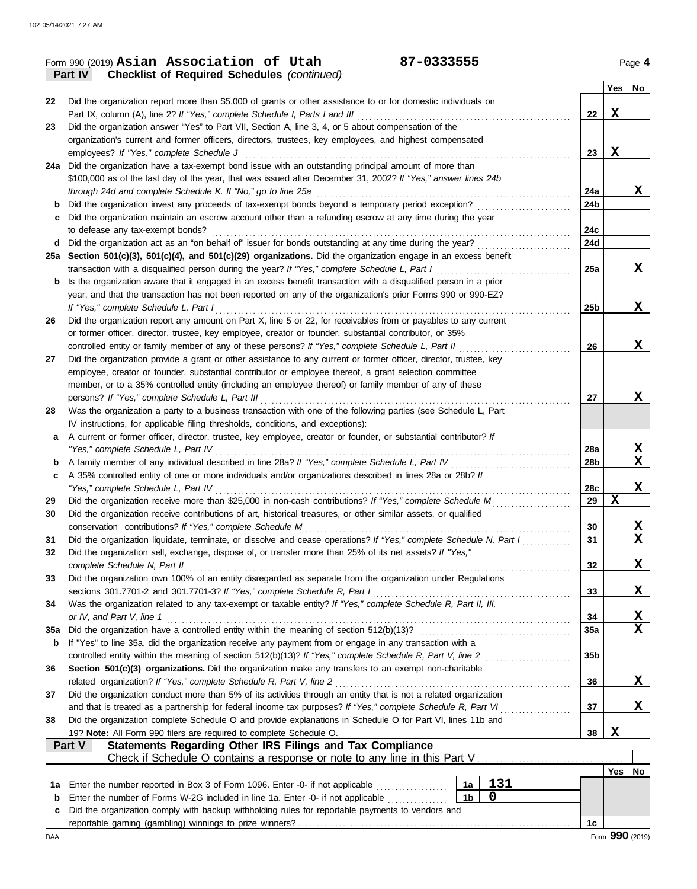Form 990 (2019) **Asian Association of Utah** **87-0333555**

## Part IV Checklist of Required Schedules *(continued)*

| | | | Yes | No |
|---|---|---|---|---|
| 22 | Did the organization report more than $5,000 of grants or other assistance to or for domestic individuals on Part IX, column (A), line 2? *If "Yes," complete Schedule I, Parts I and III* | 22 | X | |
| 23 | Did the organization answer "Yes" to Part VII, Section A, line 3, 4, or 5 about compensation of the organization's current and former officers, directors, trustees, key employees, and highest compensated employees? *If "Yes," complete Schedule J* | 23 | X | |
| 24a | Did the organization have a tax-exempt bond issue with an outstanding principal amount of more than $100,000 as of the last day of the year, that was issued after December 31, 2002? *If "Yes," answer lines 24b through 24d and complete Schedule K. If "No," go to line 25a* | 24a | | X |
| b | Did the organization invest any proceeds of tax-exempt bonds beyond a temporary period exception? | 24b | | |
| c | Did the organization maintain an escrow account other than a refunding escrow at any time during the year to defease any tax-exempt bonds? | 24c | | |
| d | Did the organization act as an "on behalf of" issuer for bonds outstanding at any time during the year? | 24d | | |
| 25a | **Section 501(c)(3), 501(c)(4), and 501(c)(29) organizations.** Did the organization engage in an excess benefit transaction with a disqualified person during the year? *If "Yes," complete Schedule L, Part I* | 25a | | X |
| b | Is the organization aware that it engaged in an excess benefit transaction with a disqualified person in a prior year, and that the transaction has not been reported on any of the organization's prior Forms 990 or 990-EZ? *If "Yes," complete Schedule L, Part I* | 25b | | X |
| 26 | Did the organization report any amount on Part X, line 5 or 22, for receivables from or payables to any current or former officer, director, trustee, key employee, creator or founder, substantial contributor, or 35% controlled entity or family member of any of these persons? *If "Yes," complete Schedule L, Part II* | 26 | | X |
| 27 | Did the organization provide a grant or other assistance to any current or former officer, director, trustee, key employee, creator or founder, substantial contributor or employee thereof, a grant selection committee member, or to a 35% controlled entity (including an employee thereof) or family member of any of these persons? *If "Yes," complete Schedule L, Part III* | 27 | | X |
| 28 | Was the organization a party to a business transaction with one of the following parties (see Schedule L, Part IV instructions, for applicable filing thresholds, conditions, and exceptions): | | | |
| a | A current or former officer, director, trustee, key employee, creator or founder, or substantial contributor? *If "Yes," complete Schedule L, Part IV* | 28a | | X |
| b | A family member of any individual described in line 28a? *If "Yes," complete Schedule L, Part IV* | 28b | | X |
| c | A 35% controlled entity of one or more individuals and/or organizations described in lines 28a or 28b? *If "Yes," complete Schedule L, Part IV* | 28c | | X |
| 29 | Did the organization receive more than $25,000 in non-cash contributions? *If "Yes," complete Schedule M* | 29 | X | |
| 30 | Did the organization receive contributions of art, historical treasures, or other similar assets, or qualified conservation contributions? *If "Yes," complete Schedule M* | 30 | | X |
| 31 | Did the organization liquidate, terminate, or dissolve and cease operations? *If "Yes," complete Schedule N, Part I* | 31 | | X |
| 32 | Did the organization sell, exchange, dispose of, or transfer more than 25% of its net assets? *If "Yes," complete Schedule N, Part II* | 32 | | X |
| 33 | Did the organization own 100% of an entity disregarded as separate from the organization under Regulations sections 301.7701-2 and 301.7701-3? *If "Yes," complete Schedule R, Part I* | 33 | | X |
| 34 | Was the organization related to any tax-exempt or taxable entity? *If "Yes," complete Schedule R, Part II, III, or IV, and Part V, line 1* | 34 | | X |
| 35a | Did the organization have a controlled entity within the meaning of section 512(b)(13)? | 35a | | X |
| b | If "Yes" to line 35a, did the organization receive any payment from or engage in any transaction with a controlled entity within the meaning of section 512(b)(13)? *If "Yes," complete Schedule R, Part V, line 2* | 35b | | |
| 36 | **Section 501(c)(3) organizations.** Did the organization make any transfers to an exempt non-charitable related organization? *If "Yes," complete Schedule R, Part V, line 2* | 36 | | X |
| 37 | Did the organization conduct more than 5% of its activities through an entity that is not a related organization and that is treated as a partnership for federal income tax purposes? *If "Yes," complete Schedule R, Part VI* | 37 | | X |
| 38 | Did the organization complete Schedule O and provide explanations in Schedule O for Part VI, lines 11b and 19? **Note:** All Form 990 filers are required to complete Schedule O. | 38 | X | |

## Part V Statements Regarding Other IRS Filings and Tax Compliance

Check if Schedule O contains a response or note to any line in this Part V ☐

| | | | | | Yes | No |
|---|---|---|---|---|---|---|
| 1a | Enter the number reported in Box 3 of Form 1096. Enter -0- if not applicable | 1a | 131 | | | |
| b | Enter the number of Forms W-2G included in line 1a. Enter -0- if not applicable | 1b | 0 | | | |
| c | Did the organization comply with backup withholding rules for reportable payments to vendors and reportable gaming (gambling) winnings to prize winners? | | | 1c | | |

Form **990** (2019)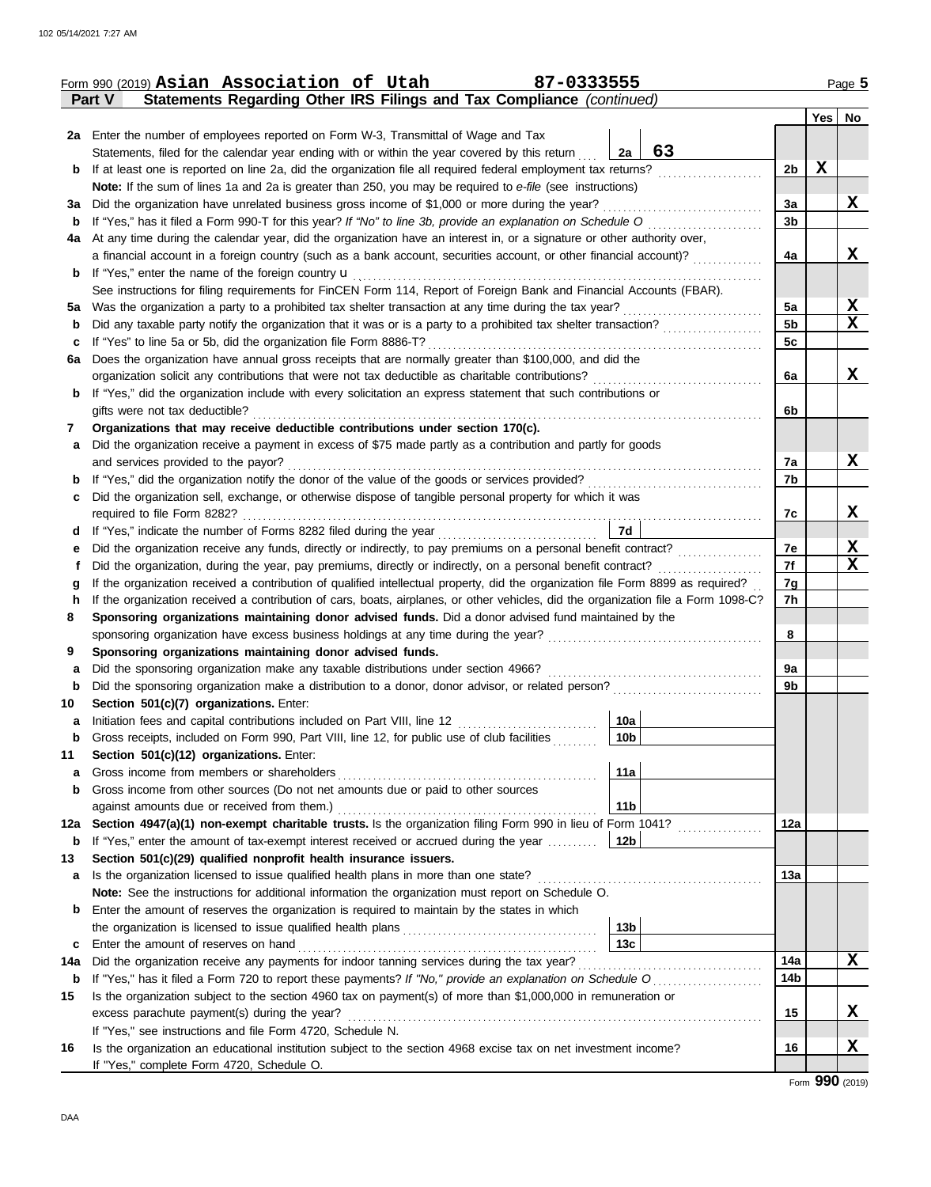Form 990 (2019) **Asian Association of Utah** **87-0333555**

## Part V Statements Regarding Other IRS Filings and Tax Compliance *(continued)*

| | | | | Yes | No |
|---|---|---|---|---|---|
| **2a** | Enter the number of employees reported on Form W-3, Transmittal of Wage and Tax Statements, filed for the calendar year ending with or within the year covered by this return | 2a 63 | | | |
| **b** | If at least one is reported on line 2a, did the organization file all required federal employment tax returns? | | 2b | X | |
| | **Note:** If the sum of lines 1a and 2a is greater than 250, you may be required to *e-file* (see instructions) | | | | |
| **3a** | Did the organization have unrelated business gross income of $1,000 or more during the year? | | 3a | | X |
| **b** | If "Yes," has it filed a Form 990-T for this year? *If "No" to line 3b, provide an explanation on Schedule O* | | 3b | | |
| **4a** | At any time during the calendar year, did the organization have an interest in, or a signature or other authority over, a financial account in a foreign country (such as a bank account, securities account, or other financial account)? | | 4a | | X |
| **b** | If "Yes," enter the name of the foreign country u | | | | |
| | See instructions for filing requirements for FinCEN Form 114, Report of Foreign Bank and Financial Accounts (FBAR). | | | | |
| **5a** | Was the organization a party to a prohibited tax shelter transaction at any time during the tax year? | | 5a | | X |
| **b** | Did any taxable party notify the organization that it was or is a party to a prohibited tax shelter transaction? | | 5b | | X |
| **c** | If "Yes" to line 5a or 5b, did the organization file Form 8886-T? | | 5c | | |
| **6a** | Does the organization have annual gross receipts that are normally greater than $100,000, and did the organization solicit any contributions that were not tax deductible as charitable contributions? | | 6a | | X |
| **b** | If "Yes," did the organization include with every solicitation an express statement that such contributions or gifts were not tax deductible? | | 6b | | |
| **7** | **Organizations that may receive deductible contributions under section 170(c).** | | | | |
| **a** | Did the organization receive a payment in excess of $75 made partly as a contribution and partly for goods and services provided to the payor? | | 7a | | X |
| **b** | If "Yes," did the organization notify the donor of the value of the goods or services provided? | | 7b | | |
| **c** | Did the organization sell, exchange, or otherwise dispose of tangible personal property for which it was required to file Form 8282? | | 7c | | X |
| **d** | If "Yes," indicate the number of Forms 8282 filed during the year | 7d | | | |
| **e** | Did the organization receive any funds, directly or indirectly, to pay premiums on a personal benefit contract? | | 7e | | X |
| **f** | Did the organization, during the year, pay premiums, directly or indirectly, on a personal benefit contract? | | 7f | | X |
| **g** | If the organization received a contribution of qualified intellectual property, did the organization file Form 8899 as required? | | 7g | | |
| **h** | If the organization received a contribution of cars, boats, airplanes, or other vehicles, did the organization file a Form 1098-C? | | 7h | | |
| **8** | **Sponsoring organizations maintaining donor advised funds.** Did a donor advised fund maintained by the sponsoring organization have excess business holdings at any time during the year? | | 8 | | |
| **9** | **Sponsoring organizations maintaining donor advised funds.** | | | | |
| **a** | Did the sponsoring organization make any taxable distributions under section 4966? | | 9a | | |
| **b** | Did the sponsoring organization make a distribution to a donor, donor advisor, or related person? | | 9b | | |
| **10** | **Section 501(c)(7) organizations.** Enter: | | | | |
| **a** | Initiation fees and capital contributions included on Part VIII, line 12 | 10a | | | |
| **b** | Gross receipts, included on Form 990, Part VIII, line 12, for public use of club facilities | 10b | | | |
| **11** | **Section 501(c)(12) organizations.** Enter: | | | | |
| **a** | Gross income from members or shareholders | 11a | | | |
| **b** | Gross income from other sources (Do not net amounts due or paid to other sources against amounts due or received from them.) | 11b | | | |
| **12a** | **Section 4947(a)(1) non-exempt charitable trusts.** Is the organization filing Form 990 in lieu of Form 1041? | | 12a | | |
| **b** | If "Yes," enter the amount of tax-exempt interest received or accrued during the year | 12b | | | |
| **13** | **Section 501(c)(29) qualified nonprofit health insurance issuers.** | | | | |
| **a** | Is the organization licensed to issue qualified health plans in more than one state? | | 13a | | |
| | **Note:** See the instructions for additional information the organization must report on Schedule O. | | | | |
| **b** | Enter the amount of reserves the organization is required to maintain by the states in which the organization is licensed to issue qualified health plans | 13b | | | |
| **c** | Enter the amount of reserves on hand | 13c | | | |
| **14a** | Did the organization receive any payments for indoor tanning services during the tax year? | | 14a | | X |
| **b** | If "Yes," has it filed a Form 720 to report these payments? *If "No," provide an explanation on Schedule O* | | 14b | | |
| **15** | Is the organization subject to the section 4960 tax on payment(s) of more than $1,000,000 in remuneration or excess parachute payment(s) during the year? | | 15 | | X |
| | If "Yes," see instructions and file Form 4720, Schedule N. | | | | |
| **16** | Is the organization an educational institution subject to the section 4968 excise tax on net investment income? | | 16 | | X |
| | If "Yes," complete Form 4720, Schedule O. | | | | |

Form **990** (2019)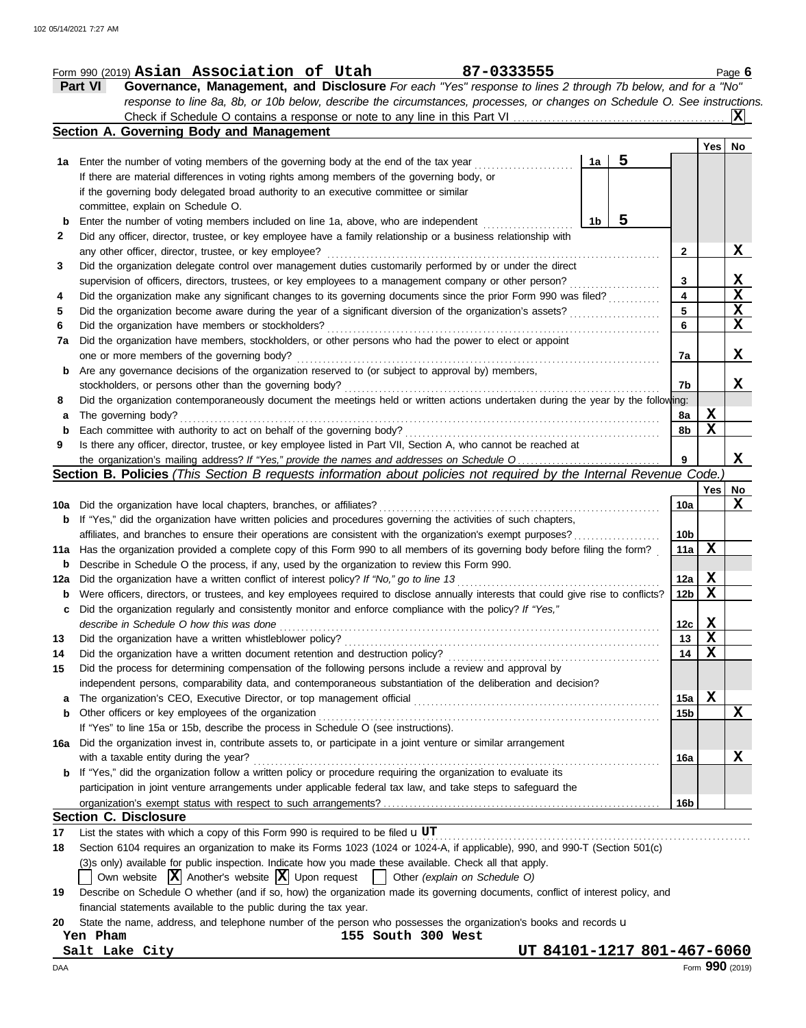Form 990 (2019) **Asian Association of Utah** **87-0333555** Page **6**

## Part VI Governance, Management, and Disclosure

*For each "Yes" response to lines 2 through 7b below, and for a "No" response to line 8a, 8b, or 10b below, describe the circumstances, processes, or changes on Schedule O. See instructions.*

Check if Schedule O contains a response or note to any line in this Part VI . . . . . [X]

### Section A. Governing Body and Management

| | | | | Yes | No |
|---|---|---|---|---|---|
| **1a** | Enter the number of voting members of the governing body at the end of the tax year | 1a | 5 | | |
| | If there are material differences in voting rights among members of the governing body, or if the governing body delegated broad authority to an executive committee or similar committee, explain on Schedule O. | | | | |
| **b** | Enter the number of voting members included on line 1a, above, who are independent | 1b | 5 | | |
| **2** | Did any officer, director, trustee, or key employee have a family relationship or a business relationship with any other officer, director, trustee, or key employee? | 2 | | | X |
| **3** | Did the organization delegate control over management duties customarily performed by or under the direct supervision of officers, directors, trustees, or key employees to a management company or other person? | 3 | | | X |
| **4** | Did the organization make any significant changes to its governing documents since the prior Form 990 was filed? | 4 | | | X |
| **5** | Did the organization become aware during the year of a significant diversion of the organization's assets? | 5 | | | X |
| **6** | Did the organization have members or stockholders? | 6 | | | X |
| **7a** | Did the organization have members, stockholders, or other persons who had the power to elect or appoint one or more members of the governing body? | 7a | | | X |
| **b** | Are any governance decisions of the organization reserved to (or subject to approval by) members, stockholders, or persons other than the governing body? | 7b | | | X |
| **8** | Did the organization contemporaneously document the meetings held or written actions undertaken during the year by the following: | | | | |
| **a** | The governing body? | 8a | | X | |
| **b** | Each committee with authority to act on behalf of the governing body? | 8b | | X | |
| **9** | Is there any officer, director, trustee, or key employee listed in Part VII, Section A, who cannot be reached at the organization's mailing address? *If "Yes," provide the names and addresses on Schedule O* | 9 | | | X |

### Section B. Policies *(This Section B requests information about policies not required by the Internal Revenue Code.)*

| | | | Yes | No |
|---|---|---|---|---|
| **10a** | Did the organization have local chapters, branches, or affiliates? | 10a | | X |
| **b** | If "Yes," did the organization have written policies and procedures governing the activities of such chapters, affiliates, and branches to ensure their operations are consistent with the organization's exempt purposes? | 10b | | |
| **11a** | Has the organization provided a complete copy of this Form 990 to all members of its governing body before filing the form? | 11a | X | |
| **b** | Describe in Schedule O the process, if any, used by the organization to review this Form 990. | | | |
| **12a** | Did the organization have a written conflict of interest policy? *If "No," go to line 13* | 12a | X | |
| **b** | Were officers, directors, or trustees, and key employees required to disclose annually interests that could give rise to conflicts? | 12b | X | |
| **c** | Did the organization regularly and consistently monitor and enforce compliance with the policy? *If "Yes," describe in Schedule O how this was done* | 12c | X | |
| **13** | Did the organization have a written whistleblower policy? | 13 | X | |
| **14** | Did the organization have a written document retention and destruction policy? | 14 | X | |
| **15** | Did the process for determining compensation of the following persons include a review and approval by independent persons, comparability data, and contemporaneous substantiation of the deliberation and decision? | | | |
| **a** | The organization's CEO, Executive Director, or top management official | 15a | X | |
| **b** | Other officers or key employees of the organization | 15b | | X |
| | If "Yes" to line 15a or 15b, describe the process in Schedule O (see instructions). | | | |
| **16a** | Did the organization invest in, contribute assets to, or participate in a joint venture or similar arrangement with a taxable entity during the year? | 16a | | X |
| **b** | If "Yes," did the organization follow a written policy or procedure requiring the organization to evaluate its participation in joint venture arrangements under applicable federal tax law, and take steps to safeguard the organization's exempt status with respect to such arrangements? | 16b | | |

### Section C. Disclosure

**17** List the states with which a copy of this Form 990 is required to be filed u **UT**

**18** Section 6104 requires an organization to make its Forms 1023 (1024 or 1024-A, if applicable), 990, and 990-T (Section 501(c)(3)s only) available for public inspection. Indicate how you made these available. Check all that apply.

[ ] Own website [X] Another's website [X] Upon request [ ] Other *(explain on Schedule O)*

**19** Describe on Schedule O whether (and if so, how) the organization made its governing documents, conflict of interest policy, and financial statements available to the public during the tax year.

**20** State the name, address, and telephone number of the person who possesses the organization's books and records u

**Yen Pham** **155 South 300 West**
**Salt Lake City** **UT 84101-1217 801-467-6060**

DAA Form **990** (2019)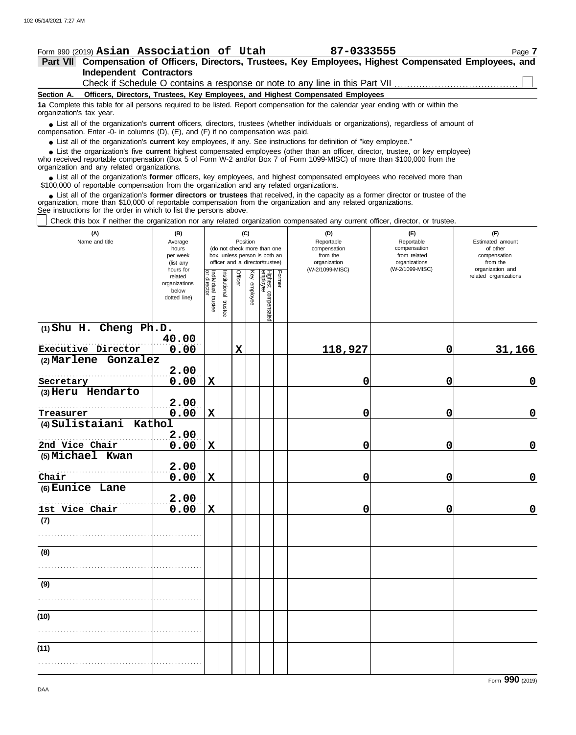Form 990 (2019) **Asian Association of Utah** **87-0333555** Page **7**

**Part VII Compensation of Officers, Directors, Trustees, Key Employees, Highest Compensated Employees, and Independent Contractors**

Check if Schedule O contains a response or note to any line in this Part VII ☐

**Section A. Officers, Directors, Trustees, Key Employees, and Highest Compensated Employees**

**1a** Complete this table for all persons required to be listed. Report compensation for the calendar year ending with or within the organization's tax year.

- List all of the organization's **current** officers, directors, trustees (whether individuals or organizations), regardless of amount of compensation. Enter -0- in columns (D), (E), and (F) if no compensation was paid.
- List all of the organization's **current** key employees, if any. See instructions for definition of "key employee."
- List the organization's five **current** highest compensated employees (other than an officer, director, trustee, or key employee) who received reportable compensation (Box 5 of Form W-2 and/or Box 7 of Form 1099-MISC) of more than $100,000 from the organization and any related organizations.
- List all of the organization's **former** officers, key employees, and highest compensated employees who received more than $100,000 of reportable compensation from the organization and any related organizations.
- List all of the organization's **former directors or trustees** that received, in the capacity as a former director or trustee of the organization, more than $10,000 of reportable compensation from the organization and any related organizations.

See instructions for the order in which to list the persons above.

☐ Check this box if neither the organization nor any related organization compensated any current officer, director, or trustee.

| (A) Name and title | (B) Average hours per week (list any hours for related organizations below dotted line) | (C) Position: Individual trustee or director | Institutional trustee | Officer | Key employee | Highest compensated employee | Former | (D) Reportable compensation from the organization (W-2/1099-MISC) | (E) Reportable compensation from related organizations (W-2/1099-MISC) | (F) Estimated amount of other compensation from the organization and related organizations |
|---|---|---|---|---|---|---|---|---|---|---|
| (1) Shu H. Cheng Ph.D.<br>Executive Director | 40.00<br>0.00 | | | X | | | | 118,927 | 0 | 31,166 |
| (2) Marlene Gonzalez<br>Secretary | 2.00<br>0.00 | X | | | | | | 0 | 0 | 0 |
| (3) Heru Hendarto<br>Treasurer | 2.00<br>0.00 | X | | | | | | 0 | 0 | 0 |
| (4) Sulistaiani Kathol<br>2nd Vice Chair | 2.00<br>0.00 | X | | | | | | 0 | 0 | 0 |
| (5) Michael Kwan<br>Chair | 2.00<br>0.00 | X | | | | | | 0 | 0 | 0 |
| (6) Eunice Lane<br>1st Vice Chair | 2.00<br>0.00 | X | | | | | | 0 | 0 | 0 |
| (7) | | | | | | | | | | |
| (8) | | | | | | | | | | |
| (9) | | | | | | | | | | |
| (10) | | | | | | | | | | |
| (11) | | | | | | | | | | |

Form **990** (2019)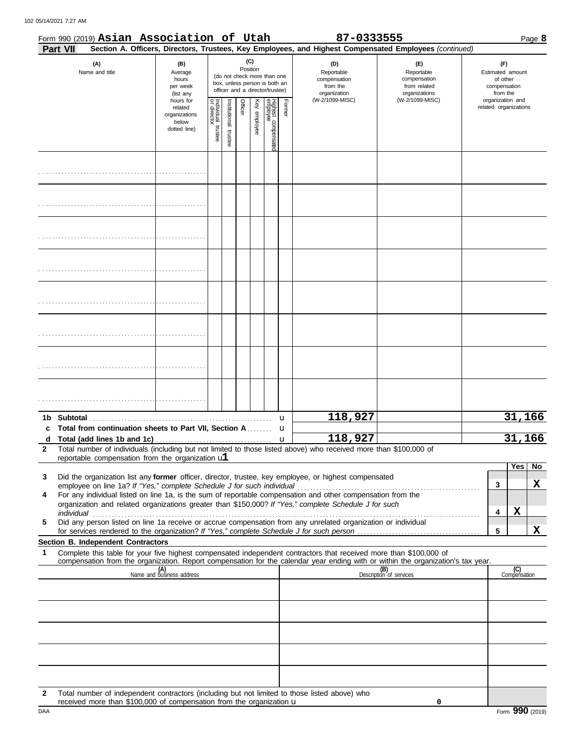Form 990 (2019) **Asian Association of Utah** **87-0333555** Page **8**

**Part VII** **Section A. Officers, Directors, Trustees, Key Employees, and Highest Compensated Employees** *(continued)*

| (A) Name and title | (B) Average hours per week (list any hours for related organizations below dotted line) | (C) Position: Individual trustee or director | Institutional trustee | Officer | Key employee | Highest compensated employee | Former | (D) Reportable compensation from the organization (W-2/1099-MISC) | (E) Reportable compensation from related organizations (W-2/1099-MISC) | (F) Estimated amount of other compensation from the organization and related organizations |
|---|---|---|---|---|---|---|---|---|---|---|
| | | | | | | | | | | |
| | | | | | | | | | | |
| | | | | | | | | | | |
| | | | | | | | | | | |
| | | | | | | | | | | |
| | | | | | | | | | | |
| | | | | | | | | | | |
| | | | | | | | | | | |
| **1b Subtotal** | | | | | | | | **118,927** | | **31,166** |
| **c Total from continuation sheets to Part VII, Section A** | | | | | | | | | | |
| **d Total (add lines 1b and 1c)** | | | | | | | | **118,927** | | **31,166** |

**2** Total number of individuals (including but not limited to those listed above) who received more than $100,000 of reportable compensation from the organization **1**

| | | | Yes | No |
|---|---|---|---|---|
| **3** | Did the organization list any **former** officer, director, trustee, key employee, or highest compensated employee on line 1a? *If "Yes," complete Schedule J for such individual* | 3 | | **X** |
| **4** | For any individual listed on line 1a, is the sum of reportable compensation and other compensation from the organization and related organizations greater than $150,000? *If "Yes," complete Schedule J for such individual* | 4 | **X** | |
| **5** | Did any person listed on line 1a receive or accrue compensation from any unrelated organization or individual for services rendered to the organization? *If "Yes," complete Schedule J for such person* | 5 | | **X** |

**Section B. Independent Contractors**

**1** Complete this table for your five highest compensated independent contractors that received more than $100,000 of compensation from the organization. Report compensation for the calendar year ending with or within the organization's tax year.

| (A) Name and business address | (B) Description of services | (C) Compensation |
|---|---|---|
| | | |
| | | |
| | | |
| | | |
| | | |

**2** Total number of independent contractors (including but not limited to those listed above) who received more than $100,000 of compensation from the organization **0**

Form **990** (2019)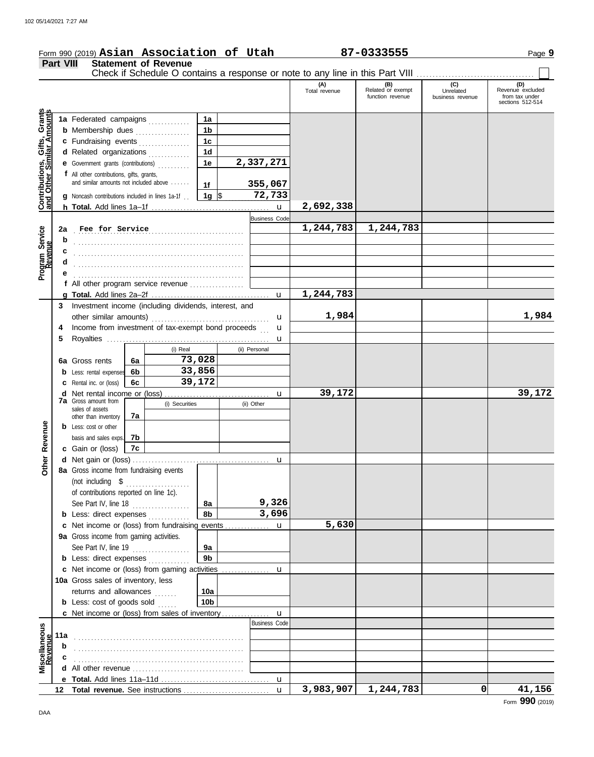Form 990 (2019) **Asian Association of Utah** **87-0333555** Page **9**

## Part VIII Statement of Revenue

Check if Schedule O contains a response or note to any line in this Part VIII . . . . . . . . . . . . . . . . . . . . . . . . . . . . . . ☐

| | | | (A) Total revenue | (B) Related or exempt function revenue | (C) Unrelated business revenue | (D) Revenue excluded from tax under sections 512-514 |
|---|---|---|---|---|---|---|
| **Contributions, Gifts, Grants and Other Similar Amounts** | 1a Federated campaigns | 1a | | | | |
| | b Membership dues | 1b | | | | |
| | c Fundraising events | 1c | | | | |
| | d Related organizations | 1d | | | | |
| | e Government grants (contributions) | 1e 2,337,271 | | | | |
| | f All other contributions, gifts, grants, and similar amounts not included above | 1f 355,067 | | | | |
| | g Noncash contributions included in lines 1a-1f | 1g $ 72,733 | | | | |
| | h **Total.** Add lines 1a–1f | | 2,692,338 | | | |
| **Program Service Revenue** | | Business Code | | | | |
| | 2a Fee for Service | | 1,244,783 | 1,244,783 | | |
| | b | | | | | |
| | c | | | | | |
| | d | | | | | |
| | e | | | | | |
| | f All other program service revenue | | | | | |
| | g **Total.** Add lines 2a–2f | | 1,244,783 | | | |
| **Other Revenue** | 3 Investment income (including dividends, interest, and other similar amounts) | | 1,984 | | | 1,984 |
| | 4 Income from investment of tax-exempt bond proceeds | | | | | |
| | 5 Royalties | | | | | |
| | | (i) Real / (ii) Personal | | | | |
| | 6a Gross rents | 6a (i) 73,028 | | | | |
| | b Less: rental expenses | 6b (i) 33,856 | | | | |
| | c Rental inc. or (loss) | 6c (i) 39,172 | | | | |
| | d Net rental income or (loss) | | 39,172 | | | 39,172 |
| | | (i) Securities / (ii) Other | | | | |
| | 7a Gross amount from sales of assets other than inventory | 7a | | | | |
| | b Less: cost or other basis and sales exps. | 7b | | | | |
| | c Gain or (loss) | 7c | | | | |
| | d Net gain or (loss) | | | | | |
| | 8a Gross income from fundraising events (not including $ ............ of contributions reported on line 1c). See Part IV, line 18 | 8a 9,326 | | | | |
| | b Less: direct expenses | 8b 3,696 | | | | |
| | c Net income or (loss) from fundraising events | | 5,630 | | | |
| | 9a Gross income from gaming activities. See Part IV, line 19 | 9a | | | | |
| | b Less: direct expenses | 9b | | | | |
| | c Net income or (loss) from gaming activities | | | | | |
| | 10a Gross sales of inventory, less returns and allowances | 10a | | | | |
| | b Less: cost of goods sold | 10b | | | | |
| | c Net income or (loss) from sales of inventory | | | | | |
| **Miscellaneous Revenue** | | Business Code | | | | |
| | 11a | | | | | |
| | b | | | | | |
| | c | | | | | |
| | d All other revenue | | | | | |
| | e **Total.** Add lines 11a–11d | | | | | |
| | 12 **Total revenue.** See instructions | | 3,983,907 | 1,244,783 | 0 | 41,156 |

Form **990** (2019)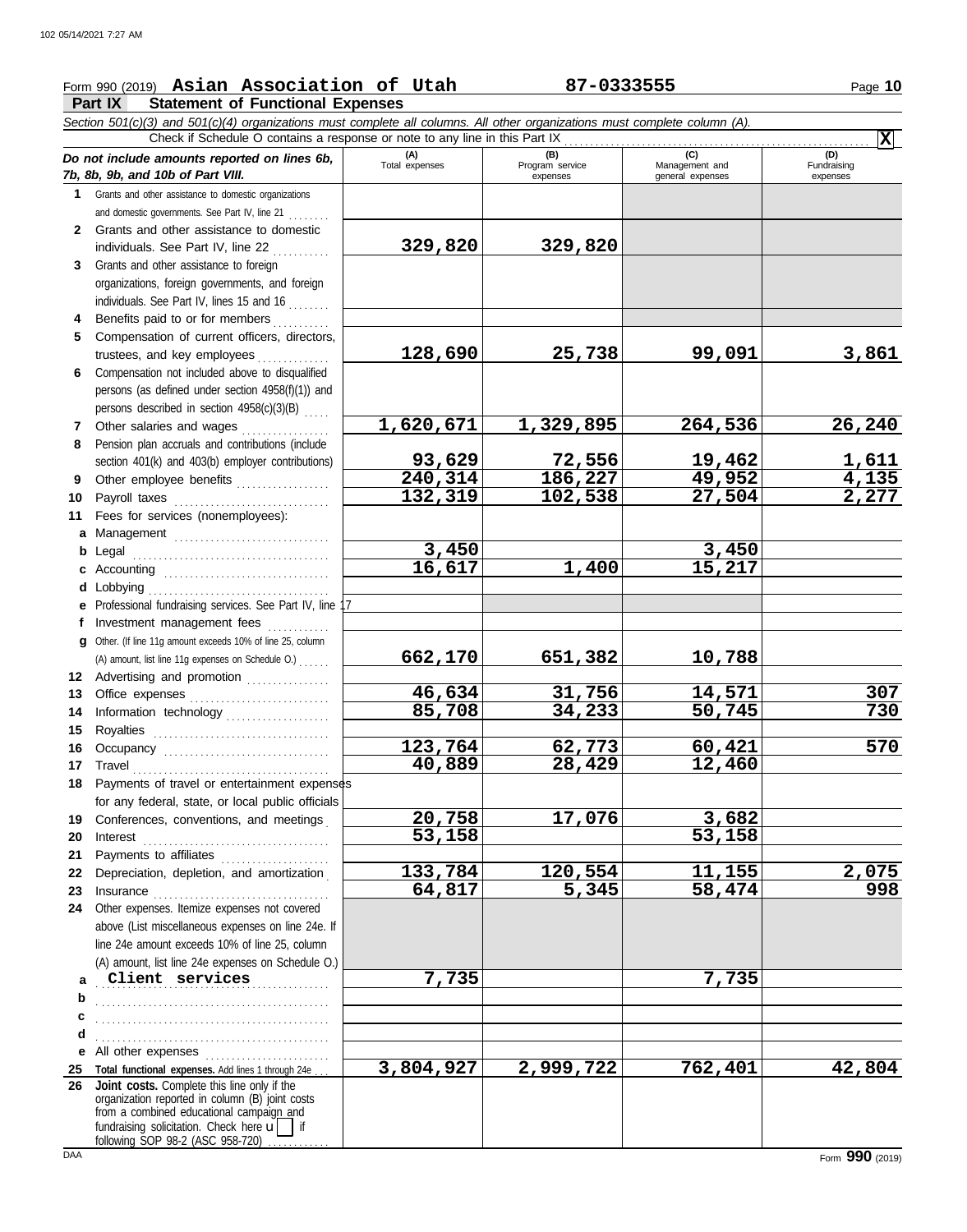Form 990 (2019) **Asian Association of Utah** **87-0333555** Page **10**

## Part IX Statement of Functional Expenses

*Section 501(c)(3) and 501(c)(4) organizations must complete all columns. All other organizations must complete column (A).*

Check if Schedule O contains a response or note to any line in this Part IX .......... **X**

| *Do not include amounts reported on lines 6b, 7b, 8b, 9b, and 10b of Part VIII.* | (A) Total expenses | (B) Program service expenses | (C) Management and general expenses | (D) Fundraising expenses |
|---|---|---|---|---|
| **1** Grants and other assistance to domestic organizations and domestic governments. See Part IV, line 21 | | | | |
| **2** Grants and other assistance to domestic individuals. See Part IV, line 22 | 329,820 | 329,820 | | |
| **3** Grants and other assistance to foreign organizations, foreign governments, and foreign individuals. See Part IV, lines 15 and 16 | | | | |
| **4** Benefits paid to or for members | | | | |
| **5** Compensation of current officers, directors, trustees, and key employees | 128,690 | 25,738 | 99,091 | 3,861 |
| **6** Compensation not included above to disqualified persons (as defined under section 4958(f)(1)) and persons described in section 4958(c)(3)(B) | | | | |
| **7** Other salaries and wages | 1,620,671 | 1,329,895 | 264,536 | 26,240 |
| **8** Pension plan accruals and contributions (include section 401(k) and 403(b) employer contributions) | 93,629 | 72,556 | 19,462 | 1,611 |
| **9** Other employee benefits | 240,314 | 186,227 | 49,952 | 4,135 |
| **10** Payroll taxes | 132,319 | 102,538 | 27,504 | 2,277 |
| **11** Fees for services (nonemployees): | | | | |
| **a** Management | | | | |
| **b** Legal | 3,450 | | 3,450 | |
| **c** Accounting | 16,617 | 1,400 | 15,217 | |
| **d** Lobbying | | | | |
| **e** Professional fundraising services. See Part IV, line 17 | | | | |
| **f** Investment management fees | | | | |
| **g** Other. (If line 11g amount exceeds 10% of line 25, column (A) amount, list line 11g expenses on Schedule O.) | 662,170 | 651,382 | 10,788 | |
| **12** Advertising and promotion | | | | |
| **13** Office expenses | 46,634 | 31,756 | 14,571 | 307 |
| **14** Information technology | 85,708 | 34,233 | 50,745 | 730 |
| **15** Royalties | | | | |
| **16** Occupancy | 123,764 | 62,773 | 60,421 | 570 |
| **17** Travel | 40,889 | 28,429 | 12,460 | |
| **18** Payments of travel or entertainment expenses for any federal, state, or local public officials | | | | |
| **19** Conferences, conventions, and meetings | 20,758 | 17,076 | 3,682 | |
| **20** Interest | 53,158 | | 53,158 | |
| **21** Payments to affiliates | | | | |
| **22** Depreciation, depletion, and amortization | 133,784 | 120,554 | 11,155 | 2,075 |
| **23** Insurance | 64,817 | 5,345 | 58,474 | 998 |
| **24** Other expenses. Itemize expenses not covered above (List miscellaneous expenses on line 24e. If line 24e amount exceeds 10% of line 25, column (A) amount, list line 24e expenses on Schedule O.) | | | | |
| **a** Client services | 7,735 | | 7,735 | |
| **b** | | | | |
| **c** | | | | |
| **d** | | | | |
| **e** All other expenses | | | | |
| **25 Total functional expenses.** Add lines 1 through 24e | 3,804,927 | 2,999,722 | 762,401 | 42,804 |
| **26 Joint costs.** Complete this line only if the organization reported in column (B) joint costs from a combined educational campaign and fundraising solicitation. Check here ☐ if following SOP 98-2 (ASC 958-720) | | | | |

Form **990** (2019)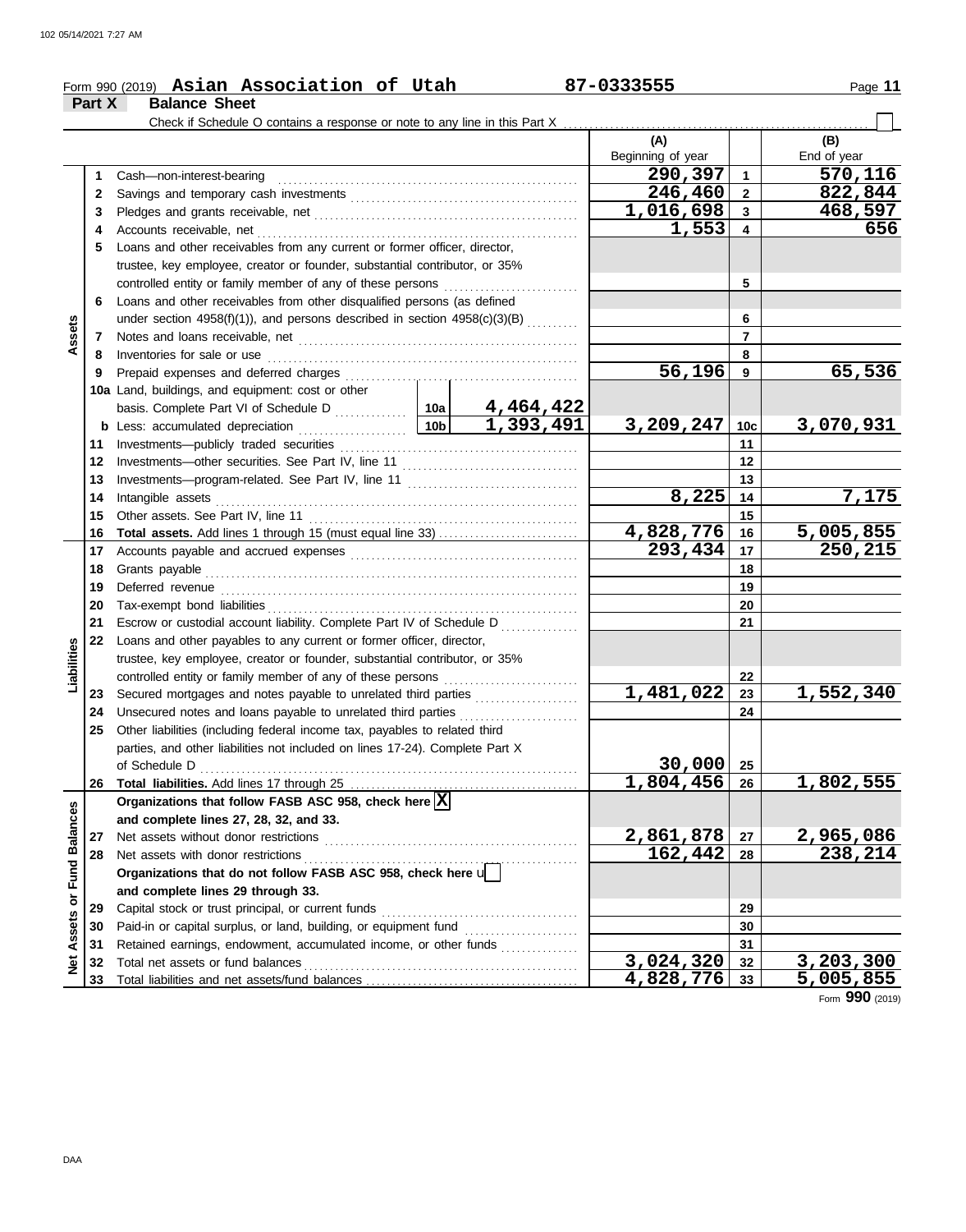Form 990 (2019) **Asian Association of Utah** **87-0333555**

## Part X Balance Sheet

Check if Schedule O contains a response or note to any line in this Part X ☐

| | | Description | | | (A) Beginning of year | | (B) End of year |
|---|---|---|---|---|---|---|---|
| **Assets** | 1 | Cash—non-interest-bearing | | | 290,397 | 1 | 570,116 |
| | 2 | Savings and temporary cash investments | | | 246,460 | 2 | 822,844 |
| | 3 | Pledges and grants receivable, net | | | 1,016,698 | 3 | 468,597 |
| | 4 | Accounts receivable, net | | | 1,553 | 4 | 656 |
| | 5 | Loans and other receivables from any current or former officer, director, trustee, key employee, creator or founder, substantial contributor, or 35% controlled entity or family member of any of these persons | | | | 5 | |
| | 6 | Loans and other receivables from other disqualified persons (as defined under section 4958(f)(1)), and persons described in section 4958(c)(3)(B) | | | | 6 | |
| | 7 | Notes and loans receivable, net | | | | 7 | |
| | 8 | Inventories for sale or use | | | | 8 | |
| | 9 | Prepaid expenses and deferred charges | | | 56,196 | 9 | 65,536 |
| | 10a | Land, buildings, and equipment: cost or other basis. Complete Part VI of Schedule D | 10a | 4,464,422 | | | |
| | b | Less: accumulated depreciation | 10b | 1,393,491 | 3,209,247 | 10c | 3,070,931 |
| | 11 | Investments—publicly traded securities | | | | 11 | |
| | 12 | Investments—other securities. See Part IV, line 11 | | | | 12 | |
| | 13 | Investments—program-related. See Part IV, line 11 | | | | 13 | |
| | 14 | Intangible assets | | | 8,225 | 14 | 7,175 |
| | 15 | Other assets. See Part IV, line 11 | | | | 15 | |
| | 16 | **Total assets.** Add lines 1 through 15 (must equal line 33) | | | 4,828,776 | 16 | 5,005,855 |
| **Liabilities** | 17 | Accounts payable and accrued expenses | | | 293,434 | 17 | 250,215 |
| | 18 | Grants payable | | | | 18 | |
| | 19 | Deferred revenue | | | | 19 | |
| | 20 | Tax-exempt bond liabilities | | | | 20 | |
| | 21 | Escrow or custodial account liability. Complete Part IV of Schedule D | | | | 21 | |
| | 22 | Loans and other payables to any current or former officer, director, trustee, key employee, creator or founder, substantial contributor, or 35% controlled entity or family member of any of these persons | | | | 22 | |
| | 23 | Secured mortgages and notes payable to unrelated third parties | | | 1,481,022 | 23 | 1,552,340 |
| | 24 | Unsecured notes and loans payable to unrelated third parties | | | | 24 | |
| | 25 | Other liabilities (including federal income tax, payables to related third parties, and other liabilities not included on lines 17-24). Complete Part X of Schedule D | | | 30,000 | 25 | |
| | 26 | **Total liabilities.** Add lines 17 through 25 | | | 1,804,456 | 26 | 1,802,555 |
| **Net Assets or Fund Balances** | | **Organizations that follow FASB ASC 958, check here** ☒ **and complete lines 27, 28, 32, and 33.** | | | | | |
| | 27 | Net assets without donor restrictions | | | 2,861,878 | 27 | 2,965,086 |
| | 28 | Net assets with donor restrictions | | | 162,442 | 28 | 238,214 |
| | | **Organizations that do not follow FASB ASC 958, check here** ☐ **and complete lines 29 through 33.** | | | | | |
| | 29 | Capital stock or trust principal, or current funds | | | | 29 | |
| | 30 | Paid-in or capital surplus, or land, building, or equipment fund | | | | 30 | |
| | 31 | Retained earnings, endowment, accumulated income, or other funds | | | | 31 | |
| | 32 | Total net assets or fund balances | | | 3,024,320 | 32 | 3,203,300 |
| | 33 | Total liabilities and net assets/fund balances | | | 4,828,776 | 33 | 5,005,855 |

Form **990** (2019)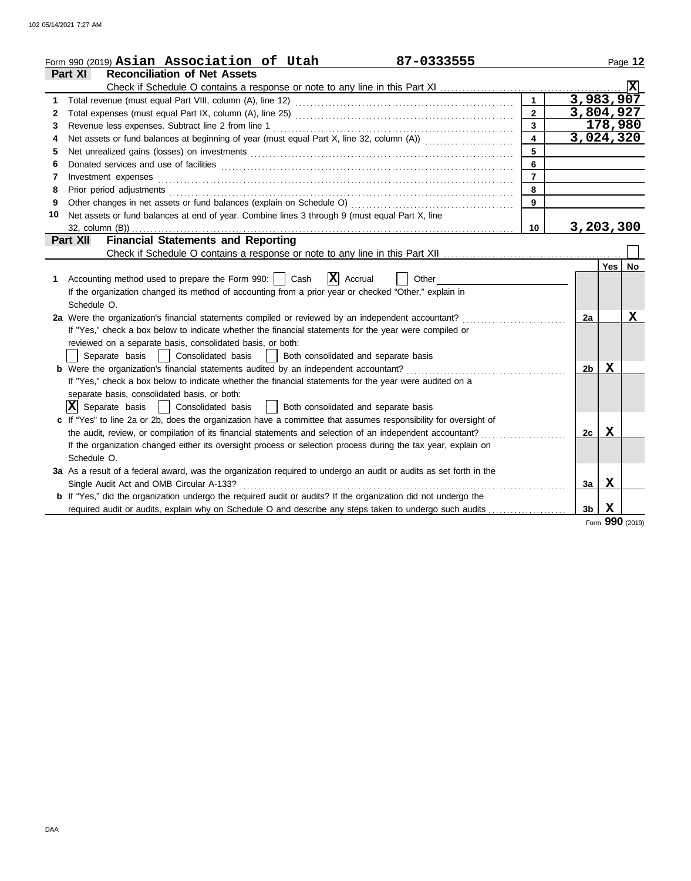Form 990 (2019) **Asian Association of Utah** **87-0333555**

## Part XI Reconciliation of Net Assets

Check if Schedule O contains a response or note to any line in this Part XI .......... [X]

| | | | |
|---|---|---|---|
| 1 | Total revenue (must equal Part VIII, column (A), line 12) | 1 | 3,983,907 |
| 2 | Total expenses (must equal Part IX, column (A), line 25) | 2 | 3,804,927 |
| 3 | Revenue less expenses. Subtract line 2 from line 1 | 3 | 178,980 |
| 4 | Net assets or fund balances at beginning of year (must equal Part X, line 32, column (A)) | 4 | 3,024,320 |
| 5 | Net unrealized gains (losses) on investments | 5 | |
| 6 | Donated services and use of facilities | 6 | |
| 7 | Investment expenses | 7 | |
| 8 | Prior period adjustments | 8 | |
| 9 | Other changes in net assets or fund balances (explain on Schedule O) | 9 | |
| 10 | Net assets or fund balances at end of year. Combine lines 3 through 9 (must equal Part X, line 32, column (B)) | 10 | 3,203,300 |

## Part XII Financial Statements and Reporting

Check if Schedule O contains a response or note to any line in this Part XII .......... [ ]

| | | | Yes | No |
|---|---|---|---|---|
| 1 | Accounting method used to prepare the Form 990: [ ] Cash [X] Accrual [ ] Other<br>If the organization changed its method of accounting from a prior year or checked "Other," explain in Schedule O. | | | |
| 2a | Were the organization's financial statements compiled or reviewed by an independent accountant?<br>If "Yes," check a box below to indicate whether the financial statements for the year were compiled or reviewed on a separate basis, consolidated basis, or both:<br>[ ] Separate basis [ ] Consolidated basis [ ] Both consolidated and separate basis | 2a | | X |
| b | Were the organization's financial statements audited by an independent accountant?<br>If "Yes," check a box below to indicate whether the financial statements for the year were audited on a separate basis, consolidated basis, or both:<br>[X] Separate basis [ ] Consolidated basis [ ] Both consolidated and separate basis | 2b | X | |
| c | If "Yes" to line 2a or 2b, does the organization have a committee that assumes responsibility for oversight of the audit, review, or compilation of its financial statements and selection of an independent accountant?<br>If the organization changed either its oversight process or selection process during the tax year, explain on Schedule O. | 2c | X | |
| 3a | As a result of a federal award, was the organization required to undergo an audit or audits as set forth in the Single Audit Act and OMB Circular A-133? | 3a | X | |
| b | If "Yes," did the organization undergo the required audit or audits? If the organization did not undergo the required audit or audits, explain why on Schedule O and describe any steps taken to undergo such audits | 3b | X | |

Form **990** (2019)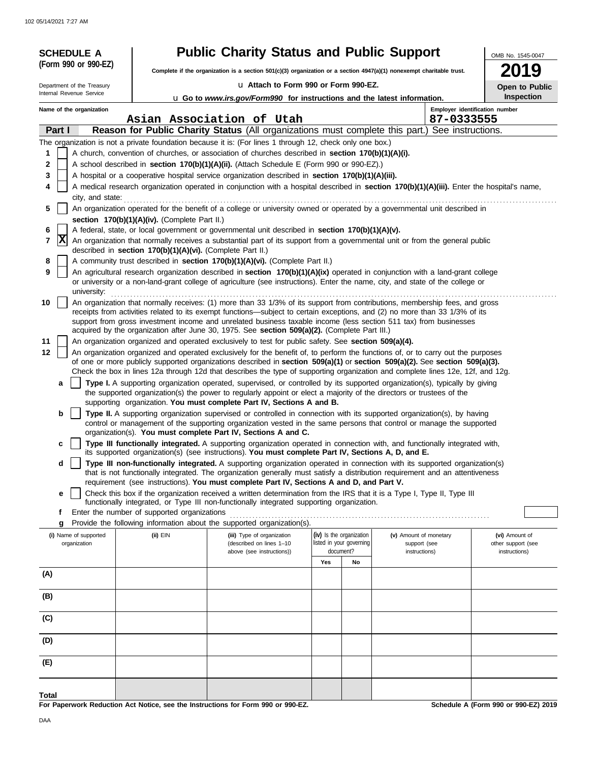102 05/14/2021 7:27 AM

**SCHEDULE A**
**(Form 990 or 990-EZ)**

Department of the Treasury
Internal Revenue Service

# Public Charity Status and Public Support

**Complete if the organization is a section 501(c)(3) organization or a section 4947(a)(1) nonexempt charitable trust.**

u **Attach to Form 990 or Form 990-EZ.**

u **Go to *www.irs.gov/Form990* for instructions and the latest information.**

OMB No. 1545-0047

**2019**

**Open to Public Inspection**

**Name of the organization**
Asian Association of Utah

**Employer identification number**
87-0333555

## Part I — Reason for Public Charity Status (All organizations must complete this part.) See instructions.

The organization is not a private foundation because it is: (For lines 1 through 12, check only one box.)

1. [ ] A church, convention of churches, or association of churches described in **section 170(b)(1)(A)(i).**
2. [ ] A school described in **section 170(b)(1)(A)(ii).** (Attach Schedule E (Form 990 or 990-EZ).)
3. [ ] A hospital or a cooperative hospital service organization described in **section 170(b)(1)(A)(iii).**
4. [ ] A medical research organization operated in conjunction with a hospital described in **section 170(b)(1)(A)(iii).** Enter the hospital's name, city, and state:
5. [ ] An organization operated for the benefit of a college or university owned or operated by a governmental unit described in **section 170(b)(1)(A)(iv).** (Complete Part II.)
6. [ ] A federal, state, or local government or governmental unit described in **section 170(b)(1)(A)(v).**
7. [X] An organization that normally receives a substantial part of its support from a governmental unit or from the general public described in **section 170(b)(1)(A)(vi).** (Complete Part II.)
8. [ ] A community trust described in **section 170(b)(1)(A)(vi).** (Complete Part II.)
9. [ ] An agricultural research organization described in **section 170(b)(1)(A)(ix)** operated in conjunction with a land-grant college or university or a non-land-grant college of agriculture (see instructions). Enter the name, city, and state of the college or university:
10. [ ] An organization that normally receives: (1) more than 33 1/3% of its support from contributions, membership fees, and gross receipts from activities related to its exempt functions—subject to certain exceptions, and (2) no more than 33 1/3% of its support from gross investment income and unrelated business taxable income (less section 511 tax) from businesses acquired by the organization after June 30, 1975. See **section 509(a)(2).** (Complete Part III.)
11. [ ] An organization organized and operated exclusively to test for public safety. See **section 509(a)(4).**
12. [ ] An organization organized and operated exclusively for the benefit of, to perform the functions of, or to carry out the purposes of one or more publicly supported organizations described in **section 509(a)(1)** or **section 509(a)(2).** See **section 509(a)(3).** Check the box in lines 12a through 12d that describes the type of supporting organization and complete lines 12e, 12f, and 12g.
   - **a** [ ] **Type I.** A supporting organization operated, supervised, or controlled by its supported organization(s), typically by giving the supported organization(s) the power to regularly appoint or elect a majority of the directors or trustees of the supporting organization. **You must complete Part IV, Sections A and B.**
   - **b** [ ] **Type II.** A supporting organization supervised or controlled in connection with its supported organization(s), by having control or management of the supporting organization vested in the same persons that control or manage the supported organization(s). **You must complete Part IV, Sections A and C.**
   - **c** [ ] **Type III functionally integrated.** A supporting organization operated in connection with, and functionally integrated with, its supported organization(s) (see instructions). **You must complete Part IV, Sections A, D, and E.**
   - **d** [ ] **Type III non-functionally integrated.** A supporting organization operated in connection with its supported organization(s) that is not functionally integrated. The organization generally must satisfy a distribution requirement and an attentiveness requirement (see instructions). **You must complete Part IV, Sections A and D, and Part V.**
   - **e** [ ] Check this box if the organization received a written determination from the IRS that it is a Type I, Type II, Type III functionally integrated, or Type III non-functionally integrated supporting organization.
   - **f** Enter the number of supported organizations
   - **g** Provide the following information about the supported organization(s).

| (i) Name of supported organization | (ii) EIN | (iii) Type of organization (described on lines 1–10 above (see instructions)) | (iv) Is the organization listed in your governing document? Yes | No | (v) Amount of monetary support (see instructions) | (vi) Amount of other support (see instructions) |
|---|---|---|---|---|---|---|
| (A) | | | | | | |
| (B) | | | | | | |
| (C) | | | | | | |
| (D) | | | | | | |
| (E) | | | | | | |
| **Total** | | | | | | |

**For Paperwork Reduction Act Notice, see the Instructions for Form 990 or 990-EZ.**

**Schedule A (Form 990 or 990-EZ) 2019**

DAA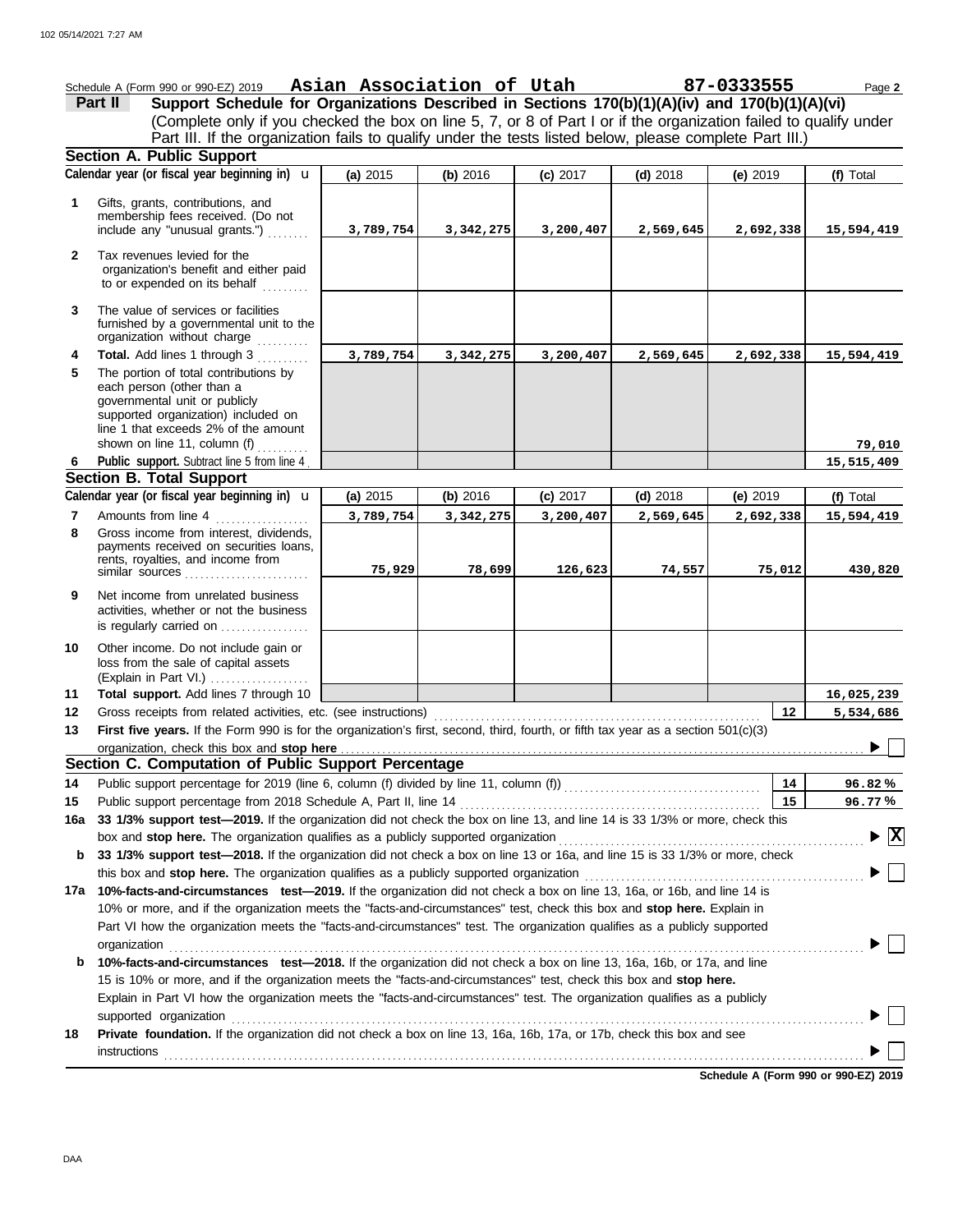Schedule A (Form 990 or 990-EZ) 2019 **Asian Association of Utah** **87-0333555** Page **2**

**Part II** **Support Schedule for Organizations Described in Sections 170(b)(1)(A)(iv) and 170(b)(1)(A)(vi)**

(Complete only if you checked the box on line 5, 7, or 8 of Part I or if the organization failed to qualify under Part III. If the organization fails to qualify under the tests listed below, please complete Part III.)

### Section A. Public Support

| Calendar year (or fiscal year beginning in) ► | (a) 2015 | (b) 2016 | (c) 2017 | (d) 2018 | (e) 2019 | (f) Total |
|---|---|---|---|---|---|---|
| **1** Gifts, grants, contributions, and membership fees received. (Do not include any "unusual grants.") | 3,789,754 | 3,342,275 | 3,200,407 | 2,569,645 | 2,692,338 | 15,594,419 |
| **2** Tax revenues levied for the organization's benefit and either paid to or expended on its behalf | | | | | | |
| **3** The value of services or facilities furnished by a governmental unit to the organization without charge | | | | | | |
| **4 Total.** Add lines 1 through 3 | 3,789,754 | 3,342,275 | 3,200,407 | 2,569,645 | 2,692,338 | 15,594,419 |
| **5** The portion of total contributions by each person (other than a governmental unit or publicly supported organization) included on line 1 that exceeds 2% of the amount shown on line 11, column (f) | | | | | | 79,010 |
| **6 Public support.** Subtract line 5 from line 4 | | | | | | 15,515,409 |

### Section B. Total Support

| Calendar year (or fiscal year beginning in) ► | (a) 2015 | (b) 2016 | (c) 2017 | (d) 2018 | (e) 2019 | (f) Total |
|---|---|---|---|---|---|---|
| **7** Amounts from line 4 | 3,789,754 | 3,342,275 | 3,200,407 | 2,569,645 | 2,692,338 | 15,594,419 |
| **8** Gross income from interest, dividends, payments received on securities loans, rents, royalties, and income from similar sources | 75,929 | 78,699 | 126,623 | 74,557 | 75,012 | 430,820 |
| **9** Net income from unrelated business activities, whether or not the business is regularly carried on | | | | | | |
| **10** Other income. Do not include gain or loss from the sale of capital assets (Explain in Part VI.) | | | | | | |
| **11 Total support.** Add lines 7 through 10 | | | | | | 16,025,239 |

**12** Gross receipts from related activities, etc. (see instructions) **12** 5,534,686

**13 First five years.** If the Form 990 is for the organization's first, second, third, fourth, or fifth tax year as a section 501(c)(3) organization, check this box and **stop here** ► ☐

### Section C. Computation of Public Support Percentage

**14** Public support percentage for 2019 (line 6, column (f) divided by line 11, column (f)) **14** 96.82 %

**15** Public support percentage from 2018 Schedule A, Part II, line 14 **15** 96.77 %

**16a 33 1/3% support test—2019.** If the organization did not check the box on line 13, and line 14 is 33 1/3% or more, check this box and **stop here.** The organization qualifies as a publicly supported organization ► ☒

**b 33 1/3% support test—2018.** If the organization did not check a box on line 13 or 16a, and line 15 is 33 1/3% or more, check this box and **stop here.** The organization qualifies as a publicly supported organization ► ☐

**17a 10%-facts-and-circumstances test—2019.** If the organization did not check a box on line 13, 16a, or 16b, and line 14 is 10% or more, and if the organization meets the "facts-and-circumstances" test, check this box and **stop here.** Explain in Part VI how the organization meets the "facts-and-circumstances" test. The organization qualifies as a publicly supported organization ► ☐

**b 10%-facts-and-circumstances test—2018.** If the organization did not check a box on line 13, 16a, 16b, or 17a, and line 15 is 10% or more, and if the organization meets the "facts-and-circumstances" test, check this box and **stop here.** Explain in Part VI how the organization meets the "facts-and-circumstances" test. The organization qualifies as a publicly supported organization ► ☐

**18 Private foundation.** If the organization did not check a box on line 13, 16a, 16b, 17a, or 17b, check this box and see instructions ► ☐

**Schedule A (Form 990 or 990-EZ) 2019**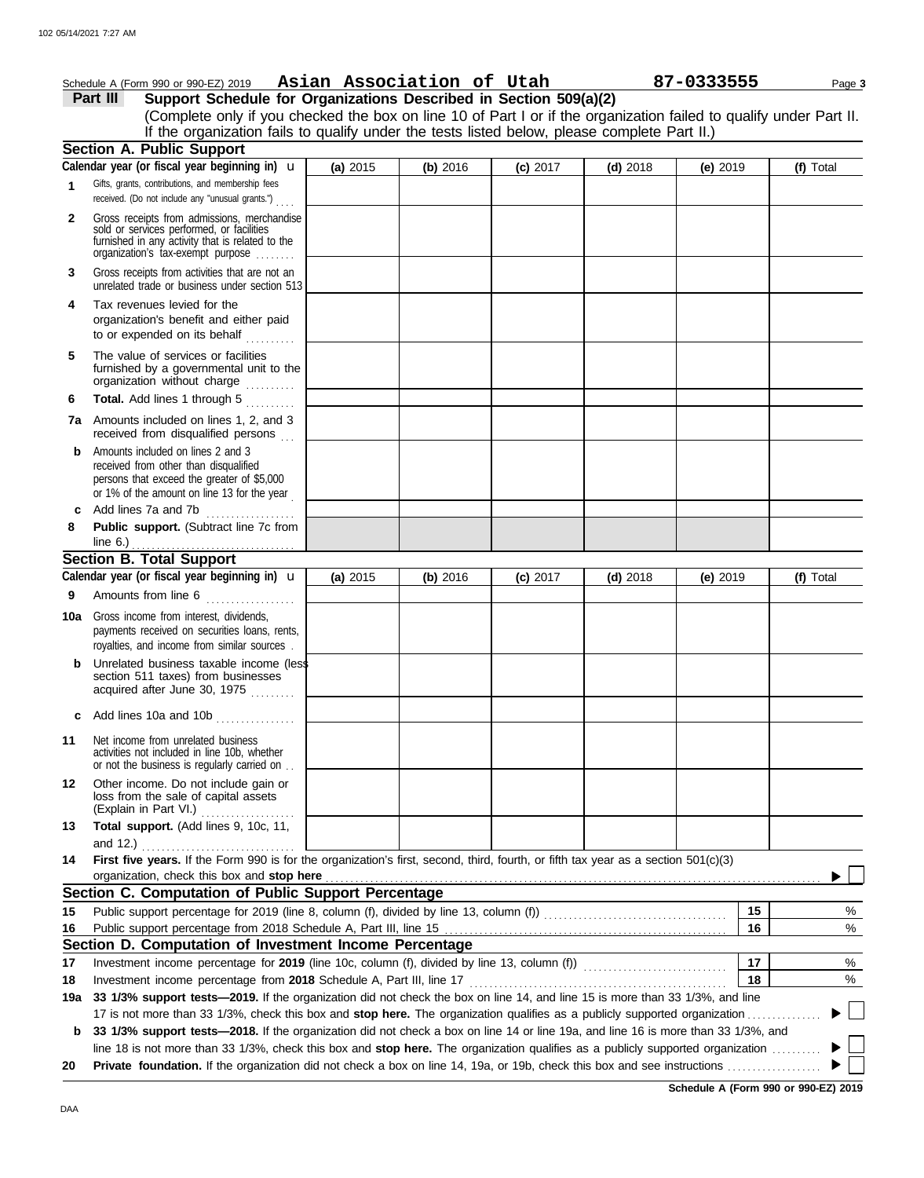Schedule A (Form 990 or 990-EZ) 2019 **Asian Association of Utah** **87-0333555** Page **3**

## Part III Support Schedule for Organizations Described in Section 509(a)(2)

(Complete only if you checked the box on line 10 of Part I or if the organization failed to qualify under Part II. If the organization fails to qualify under the tests listed below, please complete Part II.)

### Section A. Public Support

| Calendar year (or fiscal year beginning in) | (a) 2015 | (b) 2016 | (c) 2017 | (d) 2018 | (e) 2019 | (f) Total |
|---|---|---|---|---|---|---|
| **1** Gifts, grants, contributions, and membership fees received. (Do not include any "unusual grants.") | | | | | | |
| **2** Gross receipts from admissions, merchandise sold or services performed, or facilities furnished in any activity that is related to the organization's tax-exempt purpose | | | | | | |
| **3** Gross receipts from activities that are not an unrelated trade or business under section 513 | | | | | | |
| **4** Tax revenues levied for the organization's benefit and either paid to or expended on its behalf | | | | | | |
| **5** The value of services or facilities furnished by a governmental unit to the organization without charge | | | | | | |
| **6** **Total.** Add lines 1 through 5 | | | | | | |
| **7a** Amounts included on lines 1, 2, and 3 received from disqualified persons | | | | | | |
| **b** Amounts included on lines 2 and 3 received from other than disqualified persons that exceed the greater of $5,000 or 1% of the amount on line 13 for the year | | | | | | |
| **c** Add lines 7a and 7b | | | | | | |
| **8** **Public support.** (Subtract line 7c from line 6.) | | | | | | |

### Section B. Total Support

| Calendar year (or fiscal year beginning in) | (a) 2015 | (b) 2016 | (c) 2017 | (d) 2018 | (e) 2019 | (f) Total |
|---|---|---|---|---|---|---|
| **9** Amounts from line 6 | | | | | | |
| **10a** Gross income from interest, dividends, payments received on securities loans, rents, royalties, and income from similar sources | | | | | | |
| **b** Unrelated business taxable income (less section 511 taxes) from businesses acquired after June 30, 1975 | | | | | | |
| **c** Add lines 10a and 10b | | | | | | |
| **11** Net income from unrelated business activities not included in line 10b, whether or not the business is regularly carried on | | | | | | |
| **12** Other income. Do not include gain or loss from the sale of capital assets (Explain in Part VI.) | | | | | | |
| **13** **Total support.** (Add lines 9, 10c, 11, and 12.) | | | | | | |

**14** **First five years.** If the Form 990 is for the organization's first, second, third, fourth, or fifth tax year as a section 501(c)(3) organization, check this box and **stop here** ▶ ☐

### Section C. Computation of Public Support Percentage

**15** Public support percentage for 2019 (line 8, column (f), divided by line 13, column (f)) — **15** %

**16** Public support percentage from 2018 Schedule A, Part III, line 15 — **16** %

### Section D. Computation of Investment Income Percentage

**17** Investment income percentage for **2019** (line 10c, column (f), divided by line 13, column (f)) — **17** %

**18** Investment income percentage from **2018** Schedule A, Part III, line 17 — **18** %

**19a** **33 1/3% support tests—2019.** If the organization did not check the box on line 14, and line 15 is more than 33 1/3%, and line 17 is not more than 33 1/3%, check this box and **stop here.** The organization qualifies as a publicly supported organization ▶ ☐

**b** **33 1/3% support tests—2018.** If the organization did not check a box on line 14 or line 19a, and line 16 is more than 33 1/3%, and line 18 is not more than 33 1/3%, check this box and **stop here.** The organization qualifies as a publicly supported organization ▶ ☐

**20** **Private foundation.** If the organization did not check a box on line 14, 19a, or 19b, check this box and see instructions ▶ ☐

**Schedule A (Form 990 or 990-EZ) 2019**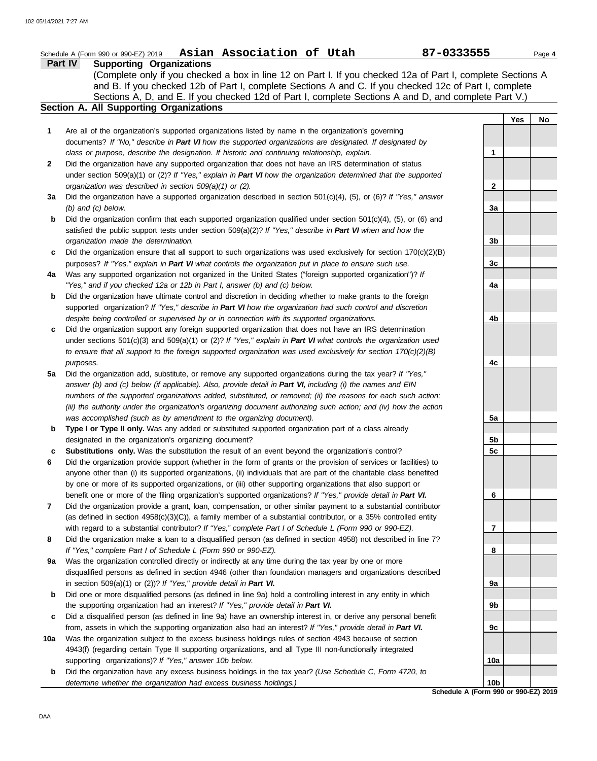Schedule A (Form 990 or 990-EZ) 2019 **Asian Association of Utah** **87-0333555**

**Part IV Supporting Organizations**

(Complete only if you checked a box in line 12 on Part I. If you checked 12a of Part I, complete Sections A and B. If you checked 12b of Part I, complete Sections A and C. If you checked 12c of Part I, complete Sections A, D, and E. If you checked 12d of Part I, complete Sections A and D, and complete Part V.)

## Section A. All Supporting Organizations

| | | | Yes | No |
|---|---|---|---|---|
| **1** | Are all of the organization's supported organizations listed by name in the organization's governing documents? *If "No," describe in **Part VI** how the supported organizations are designated. If designated by class or purpose, describe the designation. If historic and continuing relationship, explain.* | 1 | | |
| **2** | Did the organization have any supported organization that does not have an IRS determination of status under section 509(a)(1) or (2)? *If "Yes," explain in **Part VI** how the organization determined that the supported organization was described in section 509(a)(1) or (2).* | 2 | | |
| **3a** | Did the organization have a supported organization described in section 501(c)(4), (5), or (6)? *If "Yes," answer (b) and (c) below.* | 3a | | |
| **b** | Did the organization confirm that each supported organization qualified under section 501(c)(4), (5), or (6) and satisfied the public support tests under section 509(a)(2)? *If "Yes," describe in **Part VI** when and how the organization made the determination.* | 3b | | |
| **c** | Did the organization ensure that all support to such organizations was used exclusively for section 170(c)(2)(B) purposes? *If "Yes," explain in **Part VI** what controls the organization put in place to ensure such use.* | 3c | | |
| **4a** | Was any supported organization not organized in the United States ("foreign supported organization")? *If "Yes," and if you checked 12a or 12b in Part I, answer (b) and (c) below.* | 4a | | |
| **b** | Did the organization have ultimate control and discretion in deciding whether to make grants to the foreign supported organization? *If "Yes," describe in **Part VI** how the organization had such control and discretion despite being controlled or supervised by or in connection with its supported organizations.* | 4b | | |
| **c** | Did the organization support any foreign supported organization that does not have an IRS determination under sections 501(c)(3) and 509(a)(1) or (2)? *If "Yes," explain in **Part VI** what controls the organization used to ensure that all support to the foreign supported organization was used exclusively for section 170(c)(2)(B) purposes.* | 4c | | |
| **5a** | Did the organization add, substitute, or remove any supported organizations during the tax year? *If "Yes," answer (b) and (c) below (if applicable). Also, provide detail in **Part VI,** including (i) the names and EIN numbers of the supported organizations added, substituted, or removed; (ii) the reasons for each such action; (iii) the authority under the organization's organizing document authorizing such action; and (iv) how the action was accomplished (such as by amendment to the organizing document).* | 5a | | |
| **b** | **Type I or Type II only.** Was any added or substituted supported organization part of a class already designated in the organization's organizing document? | 5b | | |
| **c** | **Substitutions only.** Was the substitution the result of an event beyond the organization's control? | 5c | | |
| **6** | Did the organization provide support (whether in the form of grants or the provision of services or facilities) to anyone other than (i) its supported organizations, (ii) individuals that are part of the charitable class benefited by one or more of its supported organizations, or (iii) other supporting organizations that also support or benefit one or more of the filing organization's supported organizations? *If "Yes," provide detail in **Part VI.*** | 6 | | |
| **7** | Did the organization provide a grant, loan, compensation, or other similar payment to a substantial contributor (as defined in section 4958(c)(3)(C)), a family member of a substantial contributor, or a 35% controlled entity with regard to a substantial contributor? *If "Yes," complete Part I of Schedule L (Form 990 or 990-EZ).* | 7 | | |
| **8** | Did the organization make a loan to a disqualified person (as defined in section 4958) not described in line 7? *If "Yes," complete Part I of Schedule L (Form 990 or 990-EZ).* | 8 | | |
| **9a** | Was the organization controlled directly or indirectly at any time during the tax year by one or more disqualified persons as defined in section 4946 (other than foundation managers and organizations described in section 509(a)(1) or (2))? *If "Yes," provide detail in **Part VI.*** | 9a | | |
| **b** | Did one or more disqualified persons (as defined in line 9a) hold a controlling interest in any entity in which the supporting organization had an interest? *If "Yes," provide detail in **Part VI.*** | 9b | | |
| **c** | Did a disqualified person (as defined in line 9a) have an ownership interest in, or derive any personal benefit from, assets in which the supporting organization also had an interest? *If "Yes," provide detail in **Part VI.*** | 9c | | |
| **10a** | Was the organization subject to the excess business holdings rules of section 4943 because of section 4943(f) (regarding certain Type II supporting organizations, and all Type III non-functionally integrated supporting organizations)? *If "Yes," answer 10b below.* | 10a | | |
| **b** | Did the organization have any excess business holdings in the tax year? *(Use Schedule C, Form 4720, to determine whether the organization had excess business holdings.)* | 10b | | |

**Schedule A (Form 990 or 990-EZ) 2019**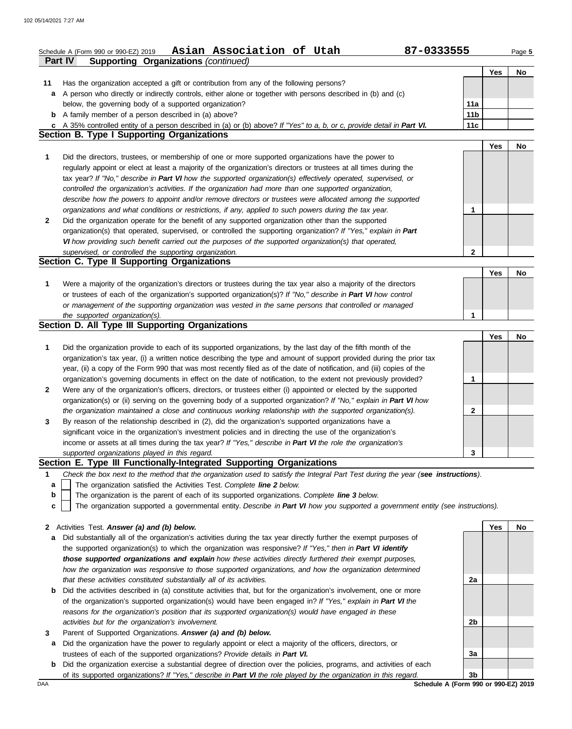Schedule A (Form 990 or 990-EZ) 2019 **Asian Association of Utah** **87-0333555** Page **5**

## Part IV Supporting Organizations *(continued)*

| | | | Yes | No |
|---|---|---|---|---|
| **11** | Has the organization accepted a gift or contribution from any of the following persons? | | | |
| **a** | A person who directly or indirectly controls, either alone or together with persons described in (b) and (c) below, the governing body of a supported organization? | **11a** | | |
| **b** | A family member of a person described in (a) above? | **11b** | | |
| **c** | A 35% controlled entity of a person described in (a) or (b) above? *If "Yes" to a, b, or c, provide detail in **Part VI**.* | **11c** | | |

### Section B. Type I Supporting Organizations

| | | | Yes | No |
|---|---|---|---|---|
| **1** | Did the directors, trustees, or membership of one or more supported organizations have the power to regularly appoint or elect at least a majority of the organization's directors or trustees at all times during the tax year? *If "No," describe in **Part VI** how the supported organization(s) effectively operated, supervised, or controlled the organization's activities. If the organization had more than one supported organization, describe how the powers to appoint and/or remove directors or trustees were allocated among the supported organizations and what conditions or restrictions, if any, applied to such powers during the tax year.* | **1** | | |
| **2** | Did the organization operate for the benefit of any supported organization other than the supported organization(s) that operated, supervised, or controlled the supporting organization? *If "Yes," explain in **Part VI** how providing such benefit carried out the purposes of the supported organization(s) that operated, supervised, or controlled the supporting organization.* | **2** | | |

### Section C. Type II Supporting Organizations

| | | | Yes | No |
|---|---|---|---|---|
| **1** | Were a majority of the organization's directors or trustees during the tax year also a majority of the directors or trustees of each of the organization's supported organization(s)? *If "No," describe in **Part VI** how control or management of the supporting organization was vested in the same persons that controlled or managed the supported organization(s).* | **1** | | |

### Section D. All Type III Supporting Organizations

| | | | Yes | No |
|---|---|---|---|---|
| **1** | Did the organization provide to each of its supported organizations, by the last day of the fifth month of the organization's tax year, (i) a written notice describing the type and amount of support provided during the prior tax year, (ii) a copy of the Form 990 that was most recently filed as of the date of notification, and (iii) copies of the organization's governing documents in effect on the date of notification, to the extent not previously provided? | **1** | | |
| **2** | Were any of the organization's officers, directors, or trustees either (i) appointed or elected by the supported organization(s) or (ii) serving on the governing body of a supported organization? *If "No," explain in **Part VI** how the organization maintained a close and continuous working relationship with the supported organization(s).* | **2** | | |
| **3** | By reason of the relationship described in (2), did the organization's supported organizations have a significant voice in the organization's investment policies and in directing the use of the organization's income or assets at all times during the tax year? *If "Yes," describe in **Part VI** the role the organization's supported organizations played in this regard.* | **3** | | |

### Section E. Type III Functionally-Integrated Supporting Organizations

**1** *Check the box next to the method that the organization used to satisfy the Integral Part Test during the year (**see instructions**).*

- **a** ☐ The organization satisfied the Activities Test. *Complete **line 2** below.*
- **b** ☐ The organization is the parent of each of its supported organizations. *Complete **line 3** below.*
- **c** ☐ The organization supported a governmental entity. *Describe in **Part VI** how you supported a government entity (see instructions).*

| | | | Yes | No |
|---|---|---|---|---|
| **2** | Activities Test. ***Answer (a) and (b) below.*** | | | |
| **a** | Did substantially all of the organization's activities during the tax year directly further the exempt purposes of the supported organization(s) to which the organization was responsive? *If "Yes," then in **Part VI identify those supported organizations and explain** how these activities directly furthered their exempt purposes, how the organization was responsive to those supported organizations, and how the organization determined that these activities constituted substantially all of its activities.* | **2a** | | |
| **b** | Did the activities described in (a) constitute activities that, but for the organization's involvement, one or more of the organization's supported organization(s) would have been engaged in? *If "Yes," explain in **Part VI** the reasons for the organization's position that its supported organization(s) would have engaged in these activities but for the organization's involvement.* | **2b** | | |
| **3** | Parent of Supported Organizations. ***Answer (a) and (b) below.*** | | | |
| **a** | Did the organization have the power to regularly appoint or elect a majority of the officers, directors, or trustees of each of the supported organizations? *Provide details in **Part VI**.* | **3a** | | |
| **b** | Did the organization exercise a substantial degree of direction over the policies, programs, and activities of each of its supported organizations? *If "Yes," describe in **Part VI** the role played by the organization in this regard.* | **3b** | | |

**Schedule A (Form 990 or 990-EZ) 2019**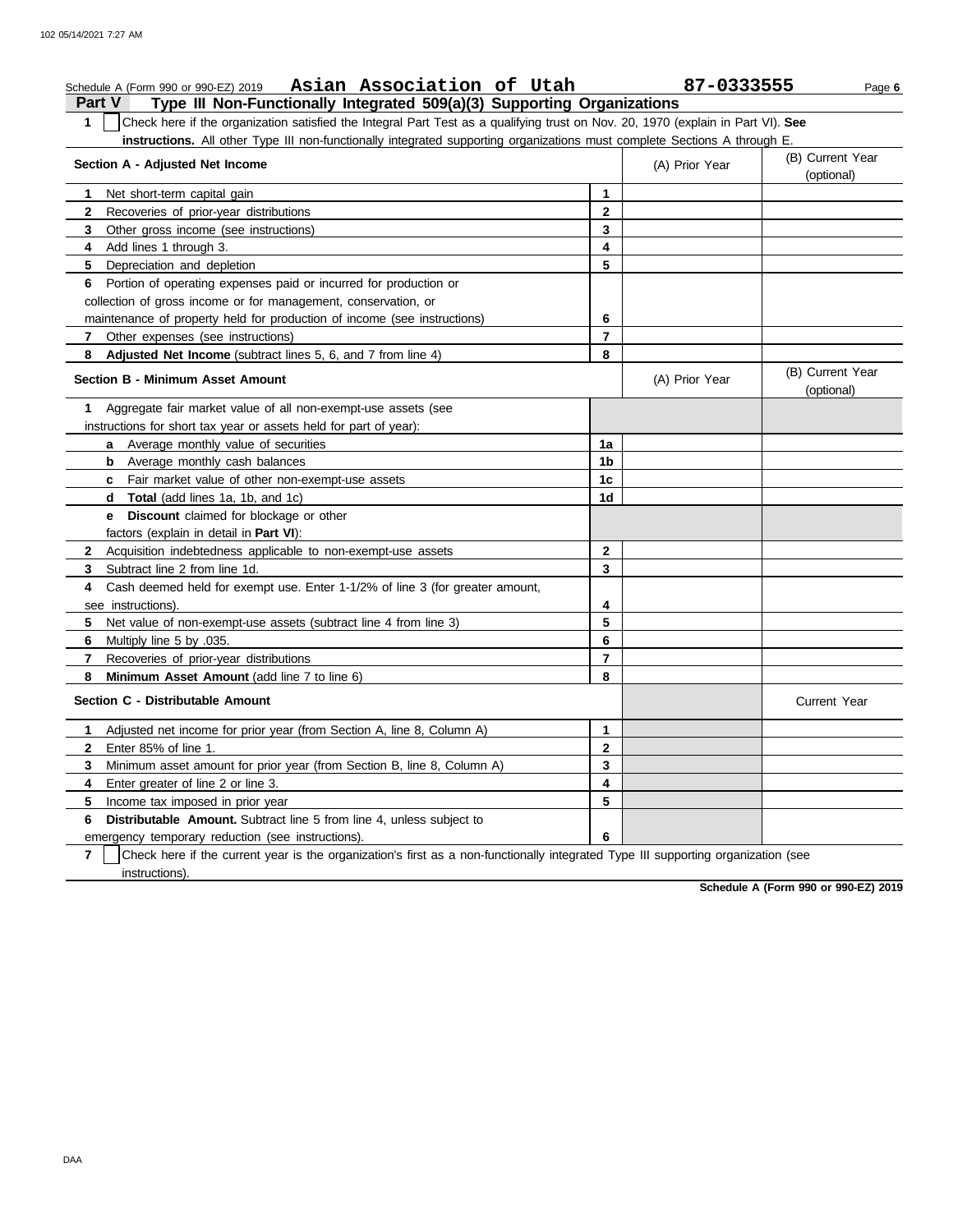Schedule A (Form 990 or 990-EZ) 2019 **Asian Association of Utah** **87-0333555**

## Part V Type III Non-Functionally Integrated 509(a)(3) Supporting Organizations

**1** ☐ Check here if the organization satisfied the Integral Part Test as a qualifying trust on Nov. 20, 1970 (explain in Part VI). **See instructions.** All other Type III non-functionally integrated supporting organizations must complete Sections A through E.

| Section A - Adjusted Net Income | | (A) Prior Year | (B) Current Year (optional) |
|---|---|---|---|
| **1** Net short-term capital gain | 1 | | |
| **2** Recoveries of prior-year distributions | 2 | | |
| **3** Other gross income (see instructions) | 3 | | |
| **4** Add lines 1 through 3. | 4 | | |
| **5** Depreciation and depletion | 5 | | |
| **6** Portion of operating expenses paid or incurred for production or collection of gross income or for management, conservation, or maintenance of property held for production of income (see instructions) | 6 | | |
| **7** Other expenses (see instructions) | 7 | | |
| **8** **Adjusted Net Income** (subtract lines 5, 6, and 7 from line 4) | 8 | | |

| Section B - Minimum Asset Amount | | (A) Prior Year | (B) Current Year (optional) |
|---|---|---|---|
| **1** Aggregate fair market value of all non-exempt-use assets (see instructions for short tax year or assets held for part of year): | | | |
| **a** Average monthly value of securities | 1a | | |
| **b** Average monthly cash balances | 1b | | |
| **c** Fair market value of other non-exempt-use assets | 1c | | |
| **d** **Total** (add lines 1a, 1b, and 1c) | 1d | | |
| **e** **Discount** claimed for blockage or other factors (explain in detail in **Part VI**): | | | |
| **2** Acquisition indebtedness applicable to non-exempt-use assets | 2 | | |
| **3** Subtract line 2 from line 1d. | 3 | | |
| **4** Cash deemed held for exempt use. Enter 1-1/2% of line 3 (for greater amount, see instructions). | 4 | | |
| **5** Net value of non-exempt-use assets (subtract line 4 from line 3) | 5 | | |
| **6** Multiply line 5 by .035. | 6 | | |
| **7** Recoveries of prior-year distributions | 7 | | |
| **8** **Minimum Asset Amount** (add line 7 to line 6) | 8 | | |

| Section C - Distributable Amount | | | Current Year |
|---|---|---|---|
| **1** Adjusted net income for prior year (from Section A, line 8, Column A) | 1 | | |
| **2** Enter 85% of line 1. | 2 | | |
| **3** Minimum asset amount for prior year (from Section B, line 8, Column A) | 3 | | |
| **4** Enter greater of line 2 or line 3. | 4 | | |
| **5** Income tax imposed in prior year | 5 | | |
| **6** **Distributable Amount.** Subtract line 5 from line 4, unless subject to emergency temporary reduction (see instructions). | 6 | | |

**7** ☐ Check here if the current year is the organization's first as a non-functionally integrated Type III supporting organization (see instructions).

**Schedule A (Form 990 or 990-EZ) 2019**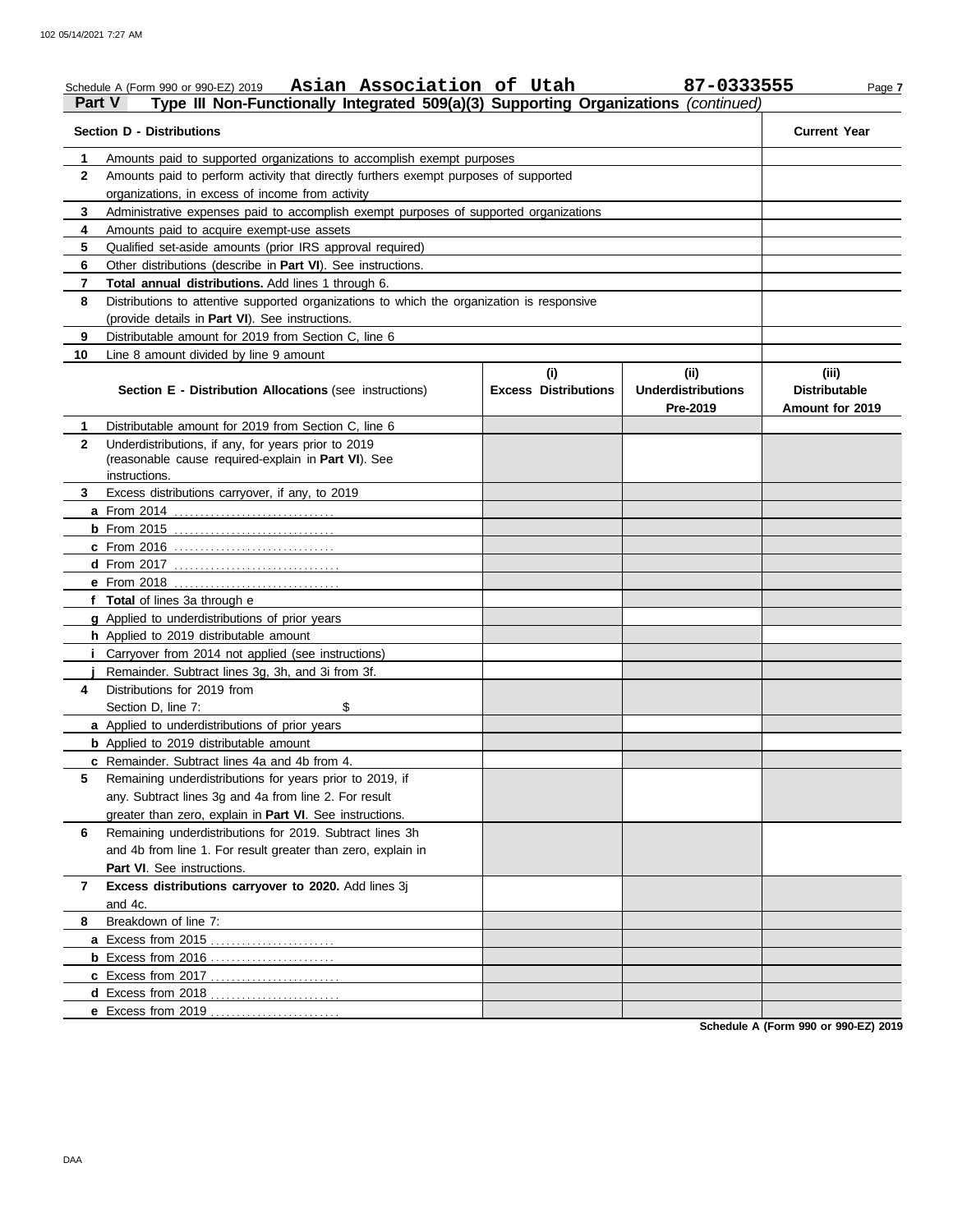Schedule A (Form 990 or 990-EZ) 2019 **Asian Association of Utah** **87-0333555**

## Part V Type III Non-Functionally Integrated 509(a)(3) Supporting Organizations *(continued)*

| | Section D - Distributions | Current Year |
|---|---|---|
| 1 | Amounts paid to supported organizations to accomplish exempt purposes | |
| 2 | Amounts paid to perform activity that directly furthers exempt purposes of supported organizations, in excess of income from activity | |
| 3 | Administrative expenses paid to accomplish exempt purposes of supported organizations | |
| 4 | Amounts paid to acquire exempt-use assets | |
| 5 | Qualified set-aside amounts (prior IRS approval required) | |
| 6 | Other distributions (describe in **Part VI**). See instructions. | |
| 7 | **Total annual distributions.** Add lines 1 through 6. | |
| 8 | Distributions to attentive supported organizations to which the organization is responsive (provide details in **Part VI**). See instructions. | |
| 9 | Distributable amount for 2019 from Section C, line 6 | |
| 10 | Line 8 amount divided by line 9 amount | |

| | Section E - Distribution Allocations (see instructions) | (i) Excess Distributions | (ii) Underdistributions Pre-2019 | (iii) Distributable Amount for 2019 |
|---|---|---|---|---|
| 1 | Distributable amount for 2019 from Section C, line 6 | | | |
| 2 | Underdistributions, if any, for years prior to 2019 (reasonable cause required-explain in **Part VI**). See instructions. | | | |
| 3 | Excess distributions carryover, if any, to 2019 | | | |
| a | From 2014 | | | |
| b | From 2015 | | | |
| c | From 2016 | | | |
| d | From 2017 | | | |
| e | From 2018 | | | |
| f | **Total** of lines 3a through e | | | |
| g | Applied to underdistributions of prior years | | | |
| h | Applied to 2019 distributable amount | | | |
| i | Carryover from 2014 not applied (see instructions) | | | |
| j | Remainder. Subtract lines 3g, 3h, and 3i from 3f. | | | |
| 4 | Distributions for 2019 from Section D, line 7: $ | | | |
| a | Applied to underdistributions of prior years | | | |
| b | Applied to 2019 distributable amount | | | |
| c | Remainder. Subtract lines 4a and 4b from 4. | | | |
| 5 | Remaining underdistributions for years prior to 2019, if any. Subtract lines 3g and 4a from line 2. For result greater than zero, explain in **Part VI**. See instructions. | | | |
| 6 | Remaining underdistributions for 2019. Subtract lines 3h and 4b from line 1. For result greater than zero, explain in **Part VI**. See instructions. | | | |
| 7 | **Excess distributions carryover to 2020.** Add lines 3j and 4c. | | | |
| 8 | Breakdown of line 7: | | | |
| a | Excess from 2015 | | | |
| b | Excess from 2016 | | | |
| c | Excess from 2017 | | | |
| d | Excess from 2018 | | | |
| e | Excess from 2019 | | | |

**Schedule A (Form 990 or 990-EZ) 2019**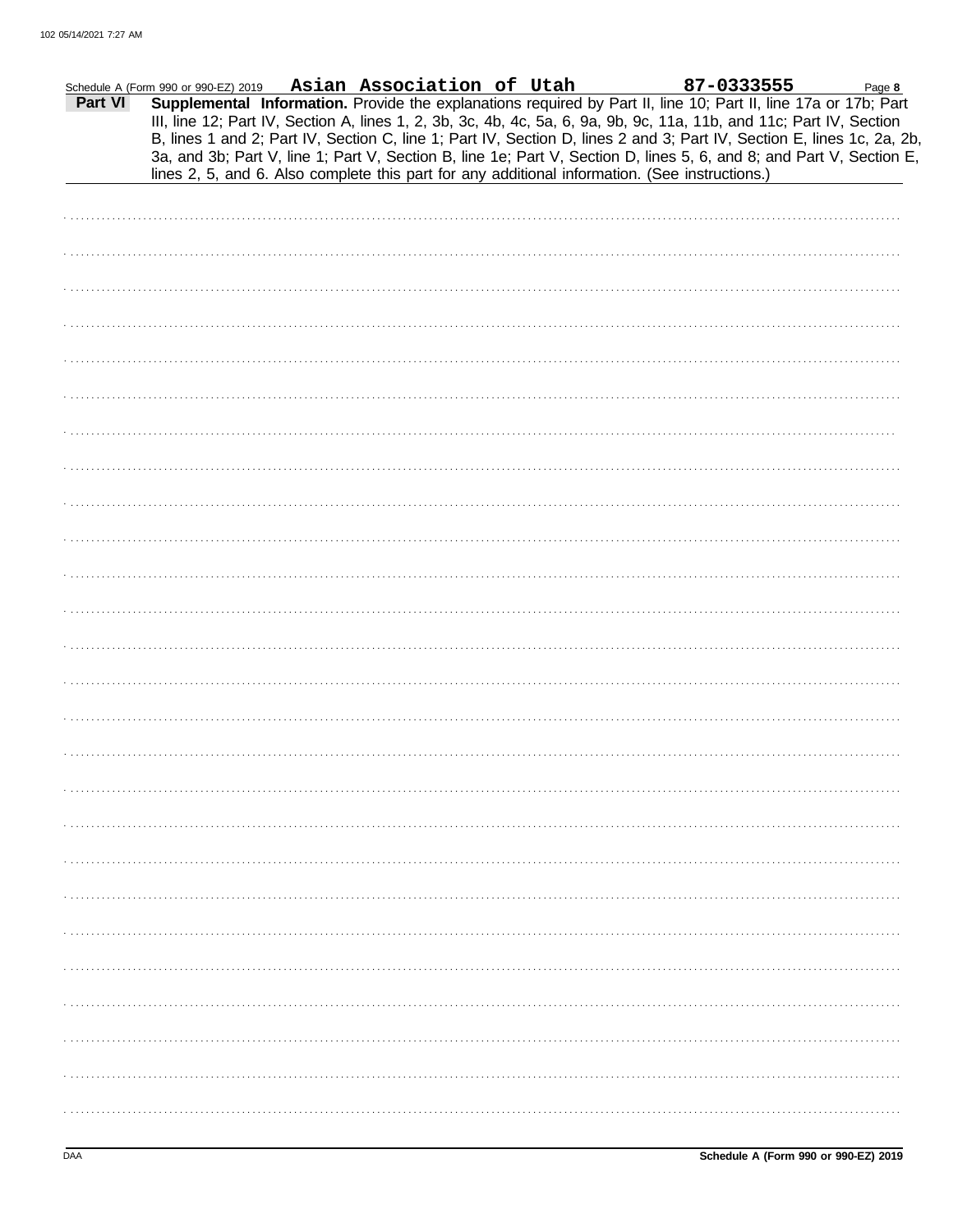Schedule A (Form 990 or 990-EZ) 2019 **Asian Association of Utah** **87-0333555** Page **8**

**Part VI** **Supplemental Information.** Provide the explanations required by Part II, line 10; Part II, line 17a or 17b; Part III, line 12; Part IV, Section A, lines 1, 2, 3b, 3c, 4b, 4c, 5a, 6, 9a, 9b, 9c, 11a, 11b, and 11c; Part IV, Section B, lines 1 and 2; Part IV, Section C, line 1; Part IV, Section D, lines 2 and 3; Part IV, Section E, lines 1c, 2a, 2b, 3a, and 3b; Part V, line 1; Part V, Section B, line 1e; Part V, Section D, lines 5, 6, and 8; and Part V, Section E, lines 2, 5, and 6. Also complete this part for any additional information. (See instructions.)

DAA **Schedule A (Form 990 or 990-EZ) 2019**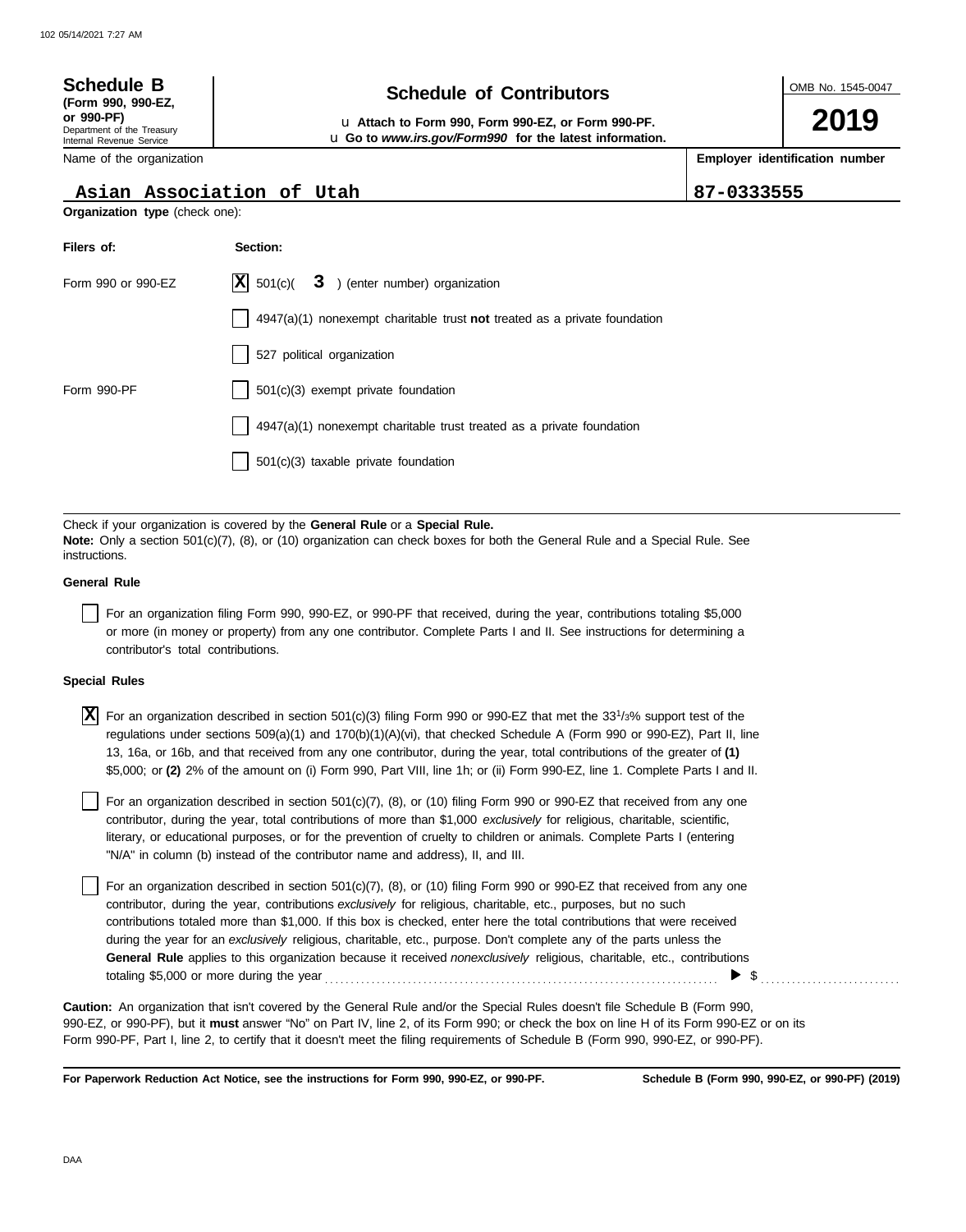**Schedule B**
**(Form 990, 990-EZ, or 990-PF)**
Department of the Treasury
Internal Revenue Service

# Schedule of Contributors

u **Attach to Form 990, Form 990-EZ, or Form 990-PF.**
u **Go to *www.irs.gov/Form990* for the latest information.**

OMB No. 1545-0047

**2019**

| Name of the organization | **Employer identification number** |
|---|---|
| Asian Association of Utah | 87-0333555 |

**Organization type** (check one):

| **Filers of:** | **Section:** |
|---|---|
| Form 990 or 990-EZ | [X] 501(c)( **3** ) (enter number) organization |
| | [ ] 4947(a)(1) nonexempt charitable trust **not** treated as a private foundation |
| | [ ] 527 political organization |
| Form 990-PF | [ ] 501(c)(3) exempt private foundation |
| | [ ] 4947(a)(1) nonexempt charitable trust treated as a private foundation |
| | [ ] 501(c)(3) taxable private foundation |

Check if your organization is covered by the **General Rule** or a **Special Rule.**
**Note:** Only a section 501(c)(7), (8), or (10) organization can check boxes for both the General Rule and a Special Rule. See instructions.

**General Rule**

[ ] For an organization filing Form 990, 990-EZ, or 990-PF that received, during the year, contributions totaling $5,000 or more (in money or property) from any one contributor. Complete Parts I and II. See instructions for determining a contributor's total contributions.

**Special Rules**

[X] For an organization described in section 501(c)(3) filing Form 990 or 990-EZ that met the 33 1/3% support test of the regulations under sections 509(a)(1) and 170(b)(1)(A)(vi), that checked Schedule A (Form 990 or 990-EZ), Part II, line 13, 16a, or 16b, and that received from any one contributor, during the year, total contributions of the greater of **(1)** $5,000; or **(2)** 2% of the amount on (i) Form 990, Part VIII, line 1h; or (ii) Form 990-EZ, line 1. Complete Parts I and II.

[ ] For an organization described in section 501(c)(7), (8), or (10) filing Form 990 or 990-EZ that received from any one contributor, during the year, total contributions of more than $1,000 *exclusively* for religious, charitable, scientific, literary, or educational purposes, or for the prevention of cruelty to children or animals. Complete Parts I (entering "N/A" in column (b) instead of the contributor name and address), II, and III.

[ ] For an organization described in section 501(c)(7), (8), or (10) filing Form 990 or 990-EZ that received from any one contributor, during the year, contributions *exclusively* for religious, charitable, etc., purposes, but no such contributions totaled more than $1,000. If this box is checked, enter here the total contributions that were received during the year for an *exclusively* religious, charitable, etc., purpose. Don't complete any of the parts unless the **General Rule** applies to this organization because it received *nonexclusively* religious, charitable, etc., contributions totaling $5,000 or more during the year ........ ▶ $ ..........

**Caution:** An organization that isn't covered by the General Rule and/or the Special Rules doesn't file Schedule B (Form 990, 990-EZ, or 990-PF), but it **must** answer "No" on Part IV, line 2, of its Form 990; or check the box on line H of its Form 990-EZ or on its Form 990-PF, Part I, line 2, to certify that it doesn't meet the filing requirements of Schedule B (Form 990, 990-EZ, or 990-PF).

**For Paperwork Reduction Act Notice, see the instructions for Form 990, 990-EZ, or 990-PF.** **Schedule B (Form 990, 990-EZ, or 990-PF) (2019)**

DAA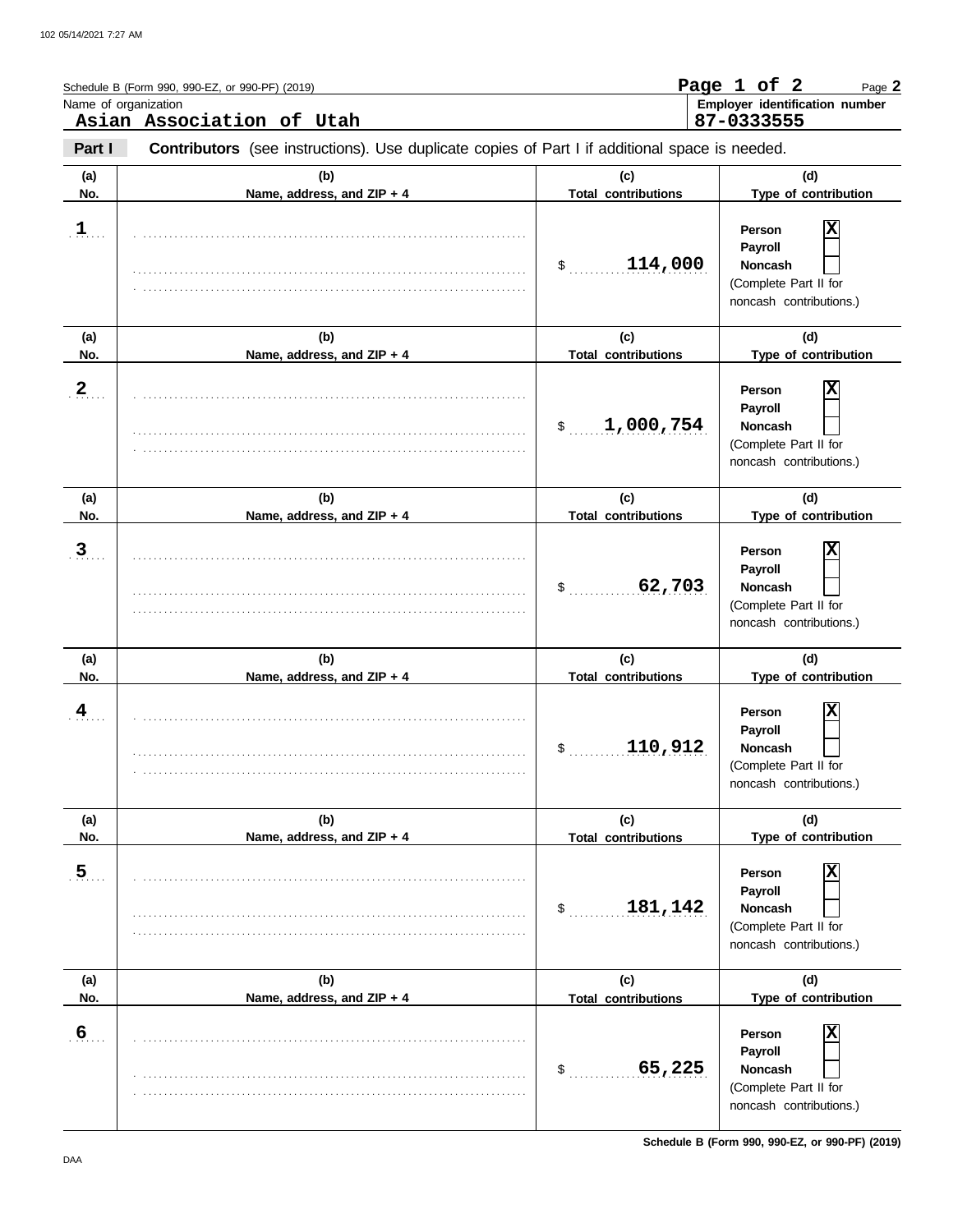Schedule B (Form 990, 990-EZ, or 990-PF) (2019)

Name of organization

**Asian Association of Utah**

Employer identification number

**87-0333555**

**Part I** **Contributors** (see instructions). Use duplicate copies of Part I if additional space is needed.

| (a) No. | (b) Name, address, and ZIP + 4 | (c) Total contributions | (d) Type of contribution |
|---|---|---|---|
| 1 | | $ 114,000 | Person [X] Payroll [ ] Noncash [ ] (Complete Part II for noncash contributions.) |
| 2 | | $ 1,000,754 | Person [X] Payroll [ ] Noncash [ ] (Complete Part II for noncash contributions.) |
| 3 | | $ 62,703 | Person [X] Payroll [ ] Noncash [ ] (Complete Part II for noncash contributions.) |
| 4 | | $ 110,912 | Person [X] Payroll [ ] Noncash [ ] (Complete Part II for noncash contributions.) |
| 5 | | $ 181,142 | Person [X] Payroll [ ] Noncash [ ] (Complete Part II for noncash contributions.) |
| 6 | | $ 65,225 | Person [X] Payroll [ ] Noncash [ ] (Complete Part II for noncash contributions.) |

Schedule B (Form 990, 990-EZ, or 990-PF) (2019)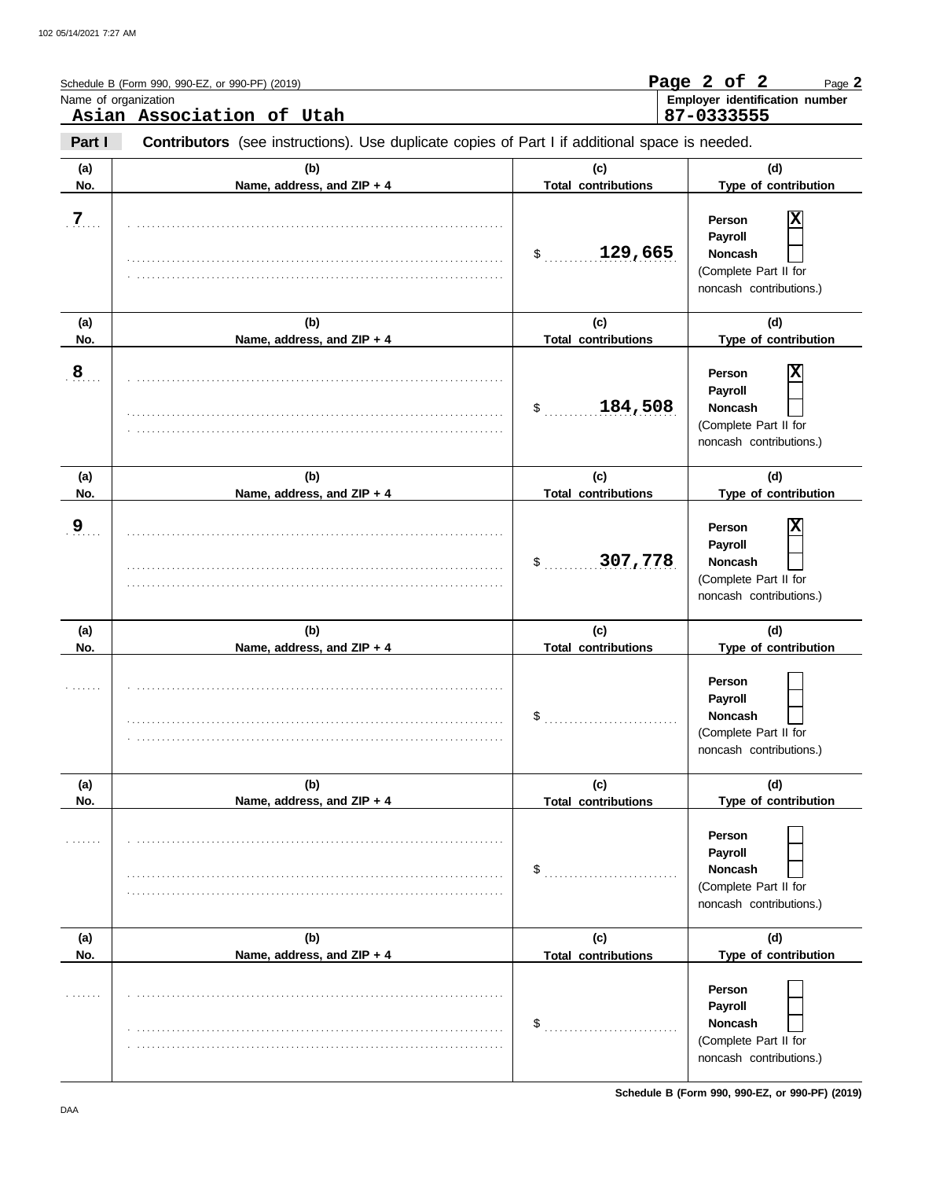Schedule B (Form 990, 990-EZ, or 990-PF) (2019)

Name of organization: **Asian Association of Utah**

Employer identification number: **87-0333555**

**Part I** **Contributors** (see instructions). Use duplicate copies of Part I if additional space is needed.

| (a) No. | (b) Name, address, and ZIP + 4 | (c) Total contributions | (d) Type of contribution |
|---|---|---|---|
| 7 | | $ 129,665 | Person [X] Payroll [ ] Noncash [ ] (Complete Part II for noncash contributions.) |
| 8 | | $ 184,508 | Person [X] Payroll [ ] Noncash [ ] (Complete Part II for noncash contributions.) |
| 9 | | $ 307,778 | Person [X] Payroll [ ] Noncash [ ] (Complete Part II for noncash contributions.) |
| | | $ | Person [ ] Payroll [ ] Noncash [ ] (Complete Part II for noncash contributions.) |
| | | $ | Person [ ] Payroll [ ] Noncash [ ] (Complete Part II for noncash contributions.) |
| | | $ | Person [ ] Payroll [ ] Noncash [ ] (Complete Part II for noncash contributions.) |

DAA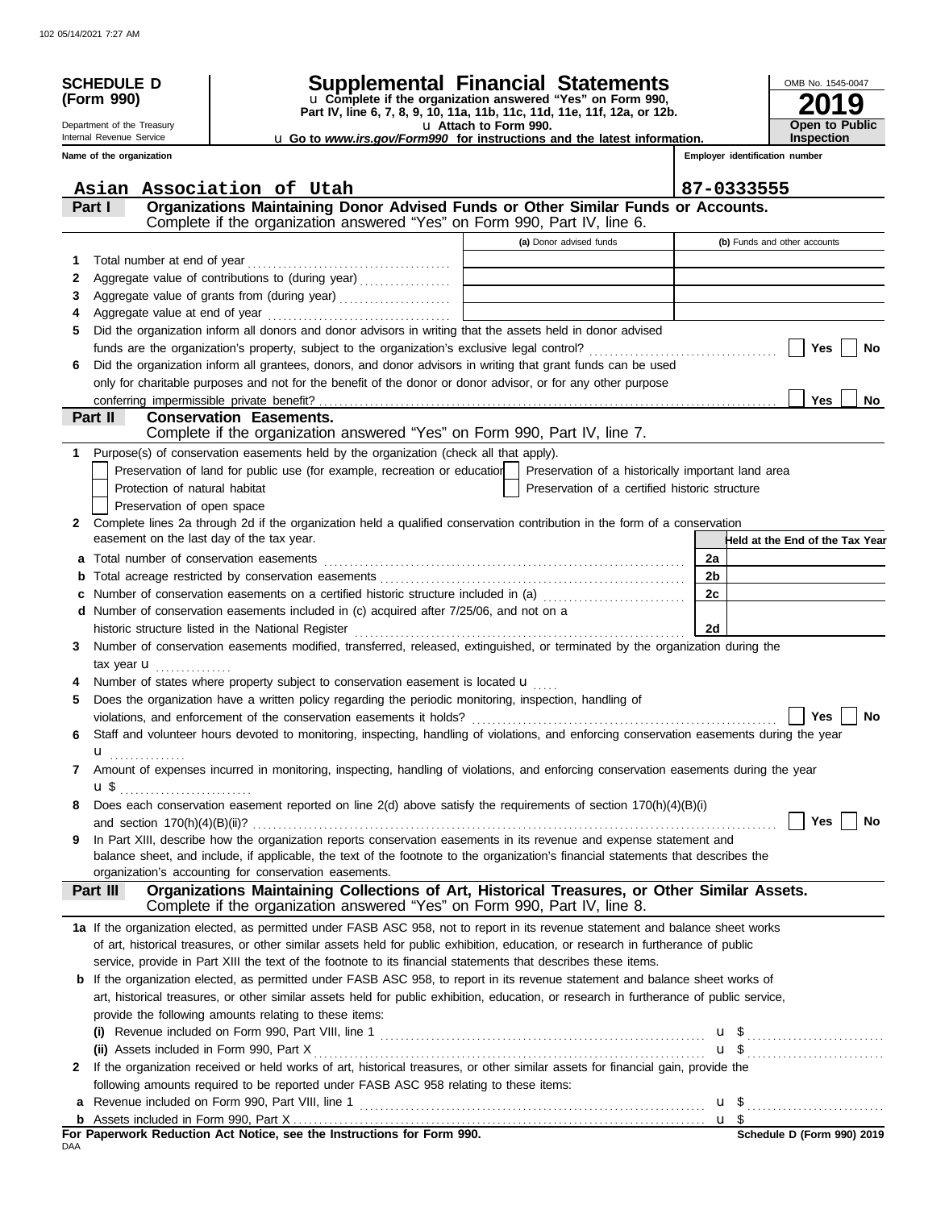# SCHEDULE D (Form 990)

Department of the Treasury
Internal Revenue Service

## Supplemental Financial Statements

u Complete if the organization answered "Yes" on Form 990, Part IV, line 6, 7, 8, 9, 10, 11a, 11b, 11c, 11d, 11e, 11f, 12a, or 12b.
u Attach to Form 990.
u Go to *www.irs.gov/Form990* for instructions and the latest information.

OMB No. 1545-0047

**2019**

**Open to Public Inspection**

**Name of the organization:** Asian Association of Utah

**Employer identification number:** 87-0333555

### Part I — Organizations Maintaining Donor Advised Funds or Other Similar Funds or Accounts.

Complete if the organization answered "Yes" on Form 990, Part IV, line 6.

| | | (a) Donor advised funds | (b) Funds and other accounts |
|---|---|---|---|
| 1 | Total number at end of year | | |
| 2 | Aggregate value of contributions to (during year) | | |
| 3 | Aggregate value of grants from (during year) | | |
| 4 | Aggregate value at end of year | | |

5 Did the organization inform all donors and donor advisors in writing that the assets held in donor advised funds are the organization's property, subject to the organization's exclusive legal control? ☐ Yes ☐ No

6 Did the organization inform all grantees, donors, and donor advisors in writing that grant funds can be used only for charitable purposes and not for the benefit of the donor or donor advisor, or for any other purpose conferring impermissible private benefit? ☐ Yes ☐ No

### Part II — Conservation Easements.

Complete if the organization answered "Yes" on Form 990, Part IV, line 7.

1 Purpose(s) of conservation easements held by the organization (check all that apply).

- ☐ Preservation of land for public use (for example, recreation or education)
- ☐ Protection of natural habitat
- ☐ Preservation of open space
- ☐ Preservation of a historically important land area
- ☐ Preservation of a certified historic structure

2 Complete lines 2a through 2d if the organization held a qualified conservation contribution in the form of a conservation easement on the last day of the tax year.

| | | | Held at the End of the Tax Year |
|---|---|---|---|
| a | Total number of conservation easements | 2a | |
| b | Total acreage restricted by conservation easements | 2b | |
| c | Number of conservation easements on a certified historic structure included in (a) | 2c | |
| d | Number of conservation easements included in (c) acquired after 7/25/06, and not on a historic structure listed in the National Register | 2d | |

3 Number of conservation easements modified, transferred, released, extinguished, or terminated by the organization during the tax year u

4 Number of states where property subject to conservation easement is located u

5 Does the organization have a written policy regarding the periodic monitoring, inspection, handling of violations, and enforcement of the conservation easements it holds? ☐ Yes ☐ No

6 Staff and volunteer hours devoted to monitoring, inspecting, handling of violations, and enforcing conservation easements during the year u

7 Amount of expenses incurred in monitoring, inspecting, handling of violations, and enforcing conservation easements during the year u $

8 Does each conservation easement reported on line 2(d) above satisfy the requirements of section 170(h)(4)(B)(i) and section 170(h)(4)(B)(ii)? ☐ Yes ☐ No

9 In Part XIII, describe how the organization reports conservation easements in its revenue and expense statement and balance sheet, and include, if applicable, the text of the footnote to the organization's financial statements that describes the organization's accounting for conservation easements.

### Part III — Organizations Maintaining Collections of Art, Historical Treasures, or Other Similar Assets.

Complete if the organization answered "Yes" on Form 990, Part IV, line 8.

1a If the organization elected, as permitted under FASB ASC 958, not to report in its revenue statement and balance sheet works of art, historical treasures, or other similar assets held for public exhibition, education, or research in furtherance of public service, provide in Part XIII the text of the footnote to its financial statements that describes these items.

b If the organization elected, as permitted under FASB ASC 958, to report in its revenue statement and balance sheet works of art, historical treasures, or other similar assets held for public exhibition, education, or research in furtherance of public service, provide the following amounts relating to these items:

(i) Revenue included on Form 990, Part VIII, line 1 u $

(ii) Assets included in Form 990, Part X u $

2 If the organization received or held works of art, historical treasures, or other similar assets for financial gain, provide the following amounts required to be reported under FASB ASC 958 relating to these items:

a Revenue included on Form 990, Part VIII, line 1 u $

b Assets included in Form 990, Part X u $

**For Paperwork Reduction Act Notice, see the Instructions for Form 990.** **Schedule D (Form 990) 2019**

DAA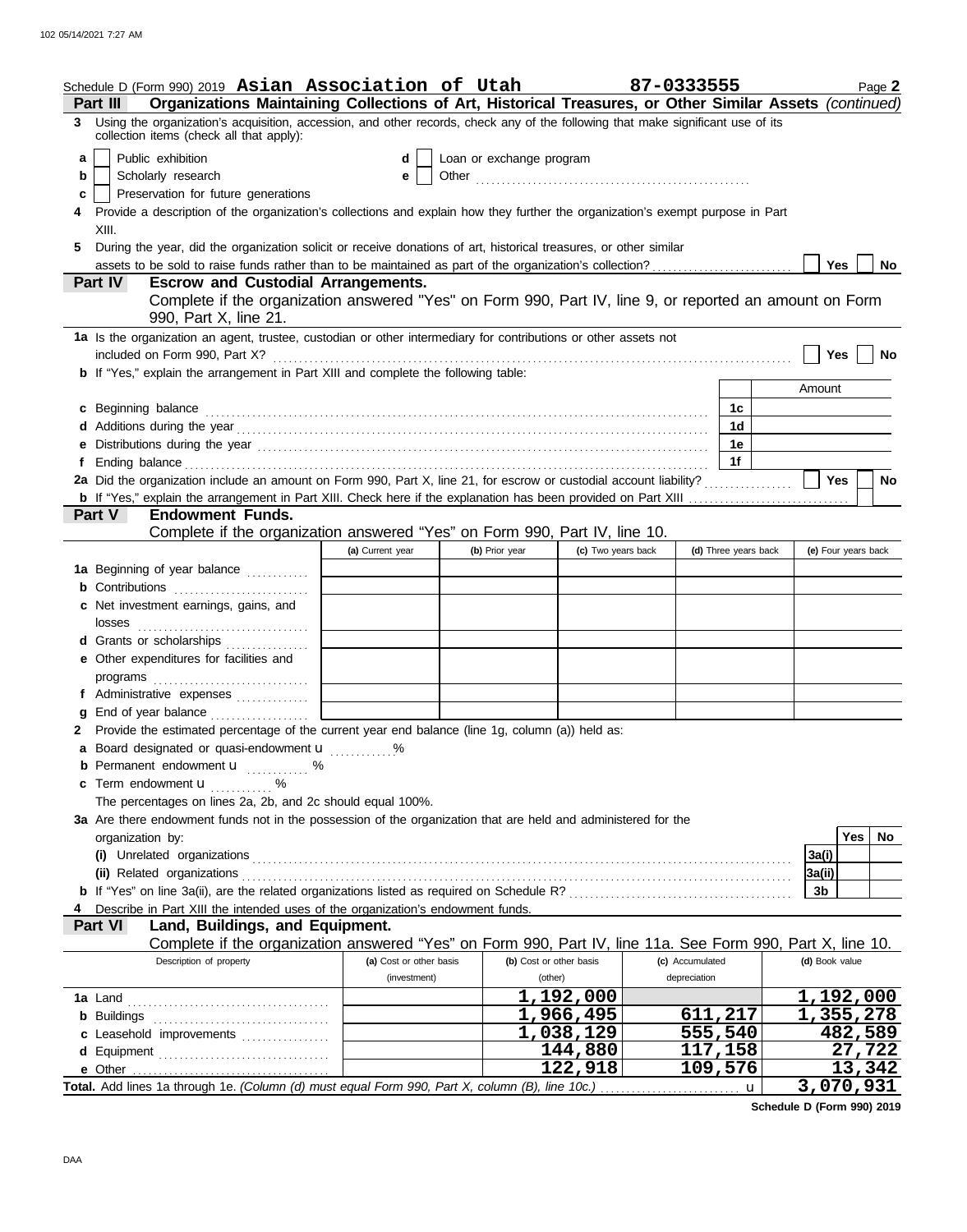Schedule D (Form 990) 2019 **Asian Association of Utah** **87-0333555** Page **2**

## Part III Organizations Maintaining Collections of Art, Historical Treasures, or Other Similar Assets *(continued)*

**3** Using the organization's acquisition, accession, and other records, check any of the following that make significant use of its collection items (check all that apply):

- **a** ☐ Public exhibition
- **b** ☐ Scholarly research
- **c** ☐ Preservation for future generations
- **d** ☐ Loan or exchange program
- **e** ☐ Other ....................................................

**4** Provide a description of the organization's collections and explain how they further the organization's exempt purpose in Part XIII.

**5** During the year, did the organization solicit or receive donations of art, historical treasures, or other similar assets to be sold to raise funds rather than to be maintained as part of the organization's collection? ☐ Yes ☐ No

## Part IV Escrow and Custodial Arrangements.

Complete if the organization answered "Yes" on Form 990, Part IV, line 9, or reported an amount on Form 990, Part X, line 21.

**1a** Is the organization an agent, trustee, custodian or other intermediary for contributions or other assets not included on Form 990, Part X? ☐ Yes ☐ No

**b** If "Yes," explain the arrangement in Part XIII and complete the following table:

| | | Amount |
|---|---|---|
| **c** Beginning balance | 1c | |
| **d** Additions during the year | 1d | |
| **e** Distributions during the year | 1e | |
| **f** Ending balance | 1f | |

**2a** Did the organization include an amount on Form 990, Part X, line 21, for escrow or custodial account liability? ☐ Yes ☐ No

**b** If "Yes," explain the arrangement in Part XIII. Check here if the explanation has been provided on Part XIII ☐

## Part V Endowment Funds.

Complete if the organization answered "Yes" on Form 990, Part IV, line 10.

| | (a) Current year | (b) Prior year | (c) Two years back | (d) Three years back | (e) Four years back |
|---|---|---|---|---|---|
| **1a** Beginning of year balance | | | | | |
| **b** Contributions | | | | | |
| **c** Net investment earnings, gains, and losses | | | | | |
| **d** Grants or scholarships | | | | | |
| **e** Other expenditures for facilities and programs | | | | | |
| **f** Administrative expenses | | | | | |
| **g** End of year balance | | | | | |

**2** Provide the estimated percentage of the current year end balance (line 1g, column (a)) held as:

- **a** Board designated or quasi-endowment u ............%
- **b** Permanent endowment u ............ %
- **c** Term endowment u ............ %

The percentages on lines 2a, 2b, and 2c should equal 100%.

**3a** Are there endowment funds not in the possession of the organization that are held and administered for the organization by:

| | | Yes | No |
|---|---|---|---|
| **(i)** Unrelated organizations | 3a(i) | | |
| **(ii)** Related organizations | 3a(ii) | | |
| **b** If "Yes" on line 3a(ii), are the related organizations listed as required on Schedule R? | 3b | | |

**4** Describe in Part XIII the intended uses of the organization's endowment funds.

## Part VI Land, Buildings, and Equipment.

Complete if the organization answered "Yes" on Form 990, Part IV, line 11a. See Form 990, Part X, line 10.

| Description of property | (a) Cost or other basis (investment) | (b) Cost or other basis (other) | (c) Accumulated depreciation | (d) Book value |
|---|---|---|---|---|
| **1a** Land | | 1,192,000 | | 1,192,000 |
| **b** Buildings | | 1,966,495 | 611,217 | 1,355,278 |
| **c** Leasehold improvements | | 1,038,129 | 555,540 | 482,589 |
| **d** Equipment | | 144,880 | 117,158 | 27,722 |
| **e** Other | | 122,918 | 109,576 | 13,342 |
| **Total.** Add lines 1a through 1e. *(Column (d) must equal Form 990, Part X, column (B), line 10c.)* u | | | | 3,070,931 |

**Schedule D (Form 990) 2019**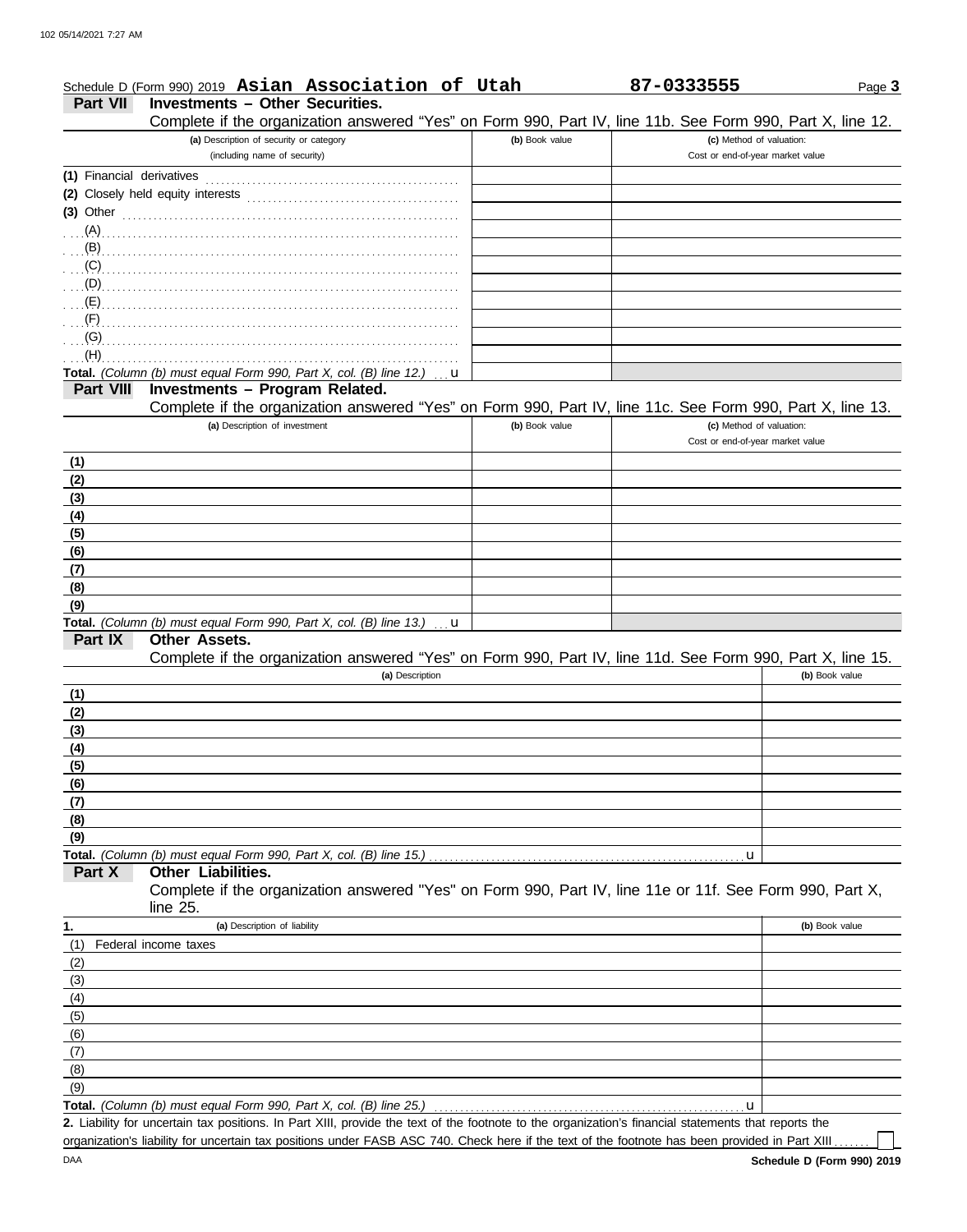Schedule D (Form 990) 2019 **Asian Association of Utah** **87-0333555** Page **3**

**Part VII Investments – Other Securities.**

Complete if the organization answered "Yes" on Form 990, Part IV, line 11b. See Form 990, Part X, line 12.

| (a) Description of security or category (including name of security) | (b) Book value | (c) Method of valuation: Cost or end-of-year market value |
|---|---|---|
| (1) Financial derivatives | | |
| (2) Closely held equity interests | | |
| (3) Other | | |
| (A) | | |
| (B) | | |
| (C) | | |
| (D) | | |
| (E) | | |
| (F) | | |
| (G) | | |
| (H) | | |
| **Total.** *(Column (b) must equal Form 990, Part X, col. (B) line 12.)* u | | |

**Part VIII Investments – Program Related.**

Complete if the organization answered "Yes" on Form 990, Part IV, line 11c. See Form 990, Part X, line 13.

| (a) Description of investment | (b) Book value | (c) Method of valuation: Cost or end-of-year market value |
|---|---|---|
| (1) | | |
| (2) | | |
| (3) | | |
| (4) | | |
| (5) | | |
| (6) | | |
| (7) | | |
| (8) | | |
| (9) | | |
| **Total.** *(Column (b) must equal Form 990, Part X, col. (B) line 13.)* u | | |

**Part IX Other Assets.**

Complete if the organization answered "Yes" on Form 990, Part IV, line 11d. See Form 990, Part X, line 15.

| (a) Description | (b) Book value |
|---|---|
| (1) | |
| (2) | |
| (3) | |
| (4) | |
| (5) | |
| (6) | |
| (7) | |
| (8) | |
| (9) | |
| **Total.** *(Column (b) must equal Form 990, Part X, col. (B) line 15.)* u | |

**Part X Other Liabilities.**

Complete if the organization answered "Yes" on Form 990, Part IV, line 11e or 11f. See Form 990, Part X, line 25.

| 1. (a) Description of liability | (b) Book value |
|---|---|
| (1) Federal income taxes | |
| (2) | |
| (3) | |
| (4) | |
| (5) | |
| (6) | |
| (7) | |
| (8) | |
| (9) | |
| **Total.** *(Column (b) must equal Form 990, Part X, col. (B) line 25.)* u | |

**2.** Liability for uncertain tax positions. In Part XIII, provide the text of the footnote to the organization's financial statements that reports the organization's liability for uncertain tax positions under FASB ASC 740. Check here if the text of the footnote has been provided in Part XIII ☐

DAA **Schedule D (Form 990) 2019**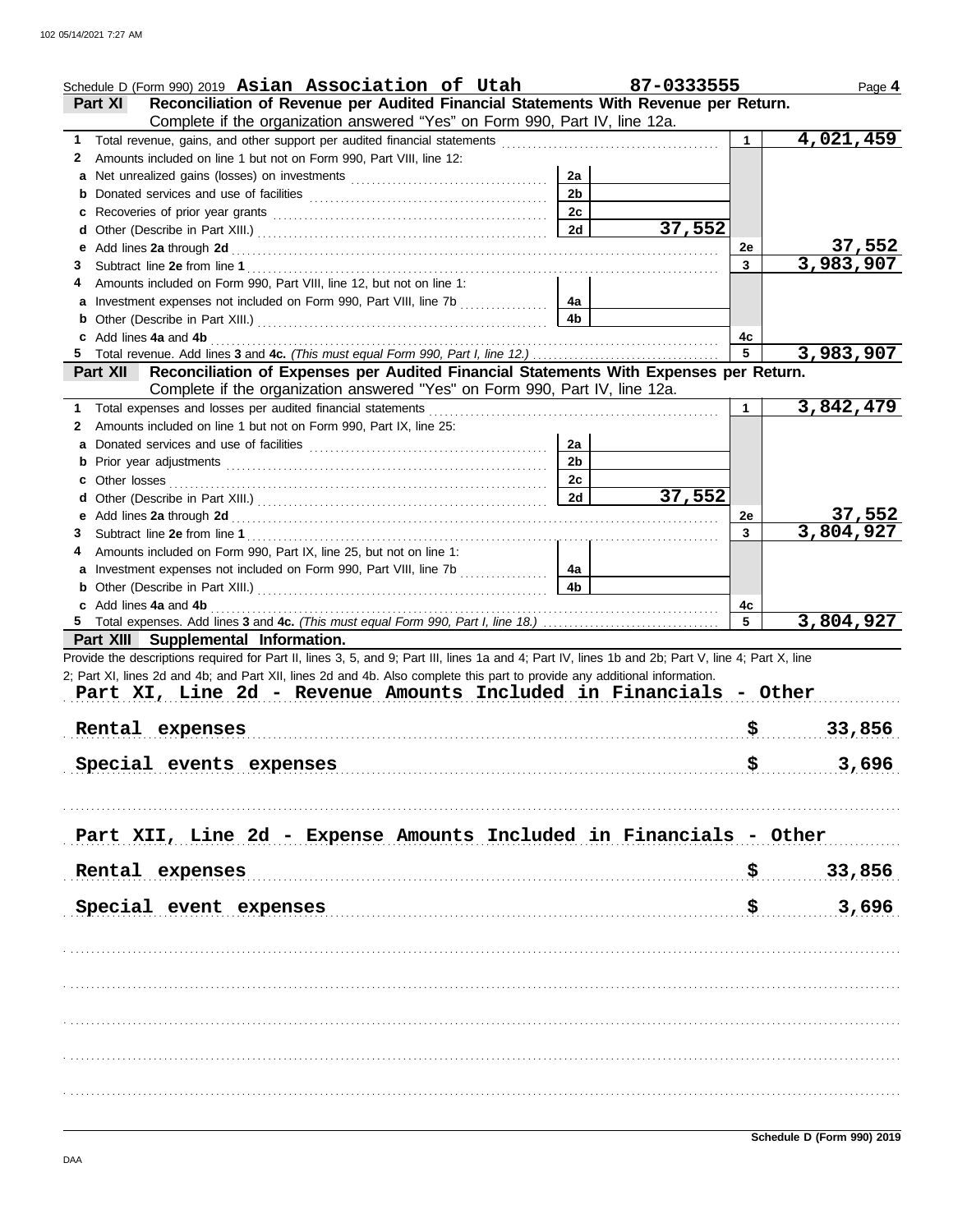Schedule D (Form 990) 2019 **Asian Association of Utah** **87-0333555** Page **4**

## Part XI Reconciliation of Revenue per Audited Financial Statements With Revenue per Return.

Complete if the organization answered "Yes" on Form 990, Part IV, line 12a.

| | | | | | |
|---|---|---|---|---|---|
| 1 | Total revenue, gains, and other support per audited financial statements | | | 1 | 4,021,459 |
| 2 | Amounts included on line 1 but not on Form 990, Part VIII, line 12: | | | | |
| a | Net unrealized gains (losses) on investments | 2a | | | |
| b | Donated services and use of facilities | 2b | | | |
| c | Recoveries of prior year grants | 2c | | | |
| d | Other (Describe in Part XIII.) | 2d | 37,552 | | |
| e | Add lines **2a** through **2d** | | | 2e | 37,552 |
| 3 | Subtract line **2e** from line **1** | | | 3 | 3,983,907 |
| 4 | Amounts included on Form 990, Part VIII, line 12, but not on line 1: | | | | |
| a | Investment expenses not included on Form 990, Part VIII, line 7b | 4a | | | |
| b | Other (Describe in Part XIII.) | 4b | | | |
| c | Add lines **4a** and **4b** | | | 4c | |
| 5 | Total revenue. Add lines **3** and **4c.** *(This must equal Form 990, Part I, line 12.)* | | | 5 | 3,983,907 |

## Part XII Reconciliation of Expenses per Audited Financial Statements With Expenses per Return.

Complete if the organization answered "Yes" on Form 990, Part IV, line 12a.

| | | | | | |
|---|---|---|---|---|---|
| 1 | Total expenses and losses per audited financial statements | | | 1 | 3,842,479 |
| 2 | Amounts included on line 1 but not on Form 990, Part IX, line 25: | | | | |
| a | Donated services and use of facilities | 2a | | | |
| b | Prior year adjustments | 2b | | | |
| c | Other losses | 2c | | | |
| d | Other (Describe in Part XIII.) | 2d | 37,552 | | |
| e | Add lines **2a** through **2d** | | | 2e | 37,552 |
| 3 | Subtract line **2e** from line **1** | | | 3 | 3,804,927 |
| 4 | Amounts included on Form 990, Part IX, line 25, but not on line 1: | | | | |
| a | Investment expenses not included on Form 990, Part VIII, line 7b | 4a | | | |
| b | Other (Describe in Part XIII.) | 4b | | | |
| c | Add lines **4a** and **4b** | | | 4c | |
| 5 | Total expenses. Add lines **3** and **4c.** *(This must equal Form 990, Part I, line 18.)* | | | 5 | 3,804,927 |

## Part XIII Supplemental Information.

Provide the descriptions required for Part II, lines 3, 5, and 9; Part III, lines 1a and 4; Part IV, lines 1b and 2b; Part V, line 4; Part X, line 2; Part XI, lines 2d and 4b; and Part XII, lines 2d and 4b. Also complete this part to provide any additional information.

**Part XI, Line 2d - Revenue Amounts Included in Financials - Other**

| | |
|---|---|
| Rental expenses | $ 33,856 |
| Special events expenses | $ 3,696 |

**Part XII, Line 2d - Expense Amounts Included in Financials - Other**

| | |
|---|---|
| Rental expenses | $ 33,856 |
| Special event expenses | $ 3,696 |

Schedule D (Form 990) 2019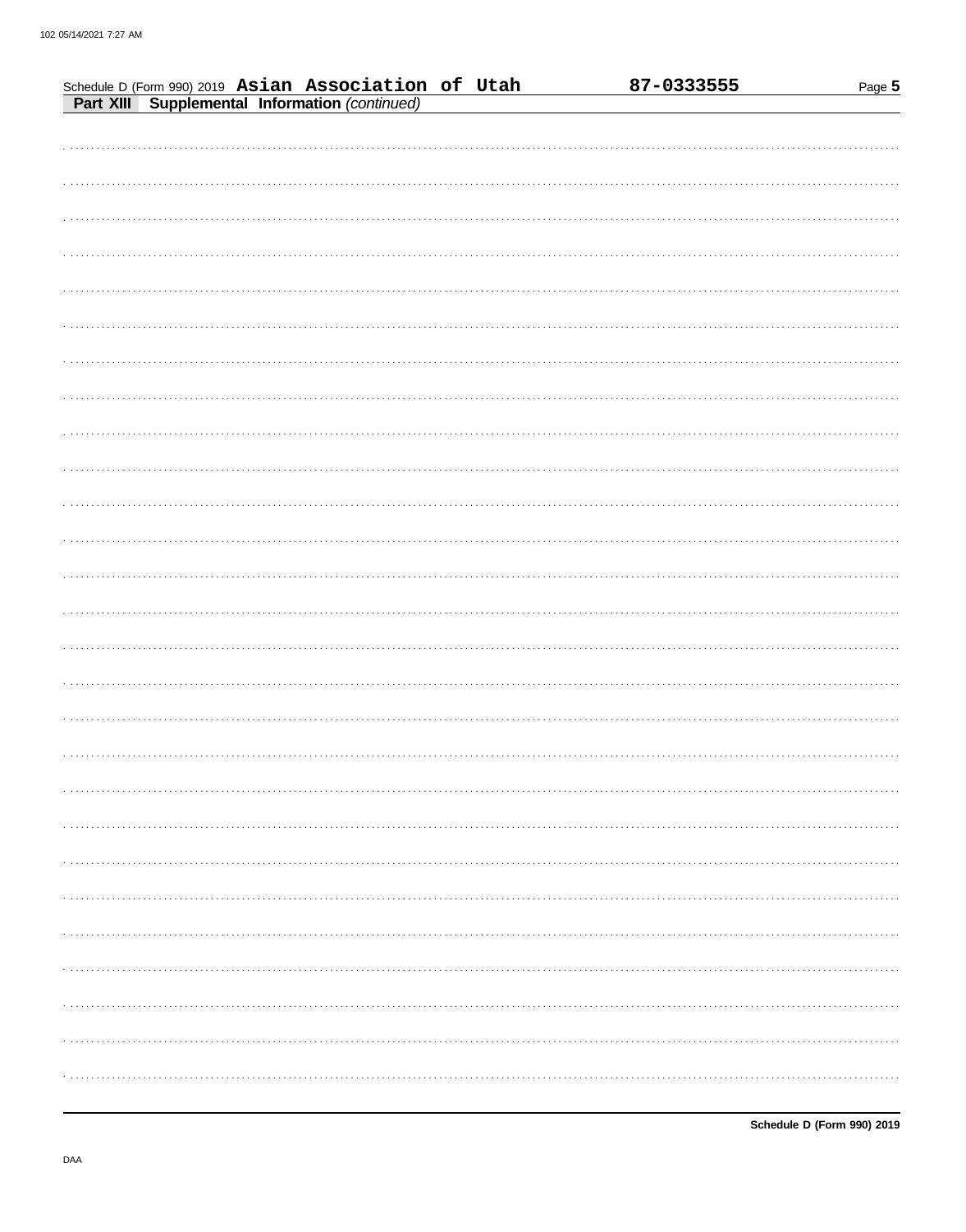Schedule D (Form 990) 2019 **Asian Association of Utah** **87-0333555**

**Part XIII Supplemental Information** *(continued)*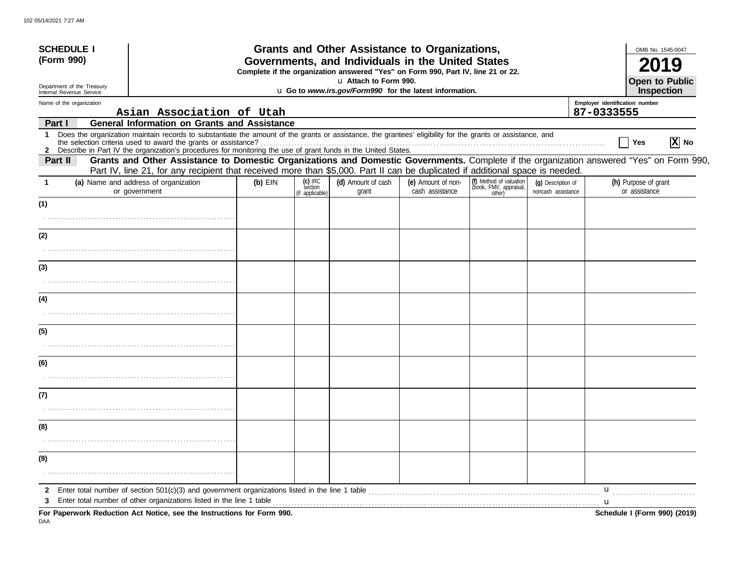**SCHEDULE I**
**(Form 990)**

Department of the Treasury
Internal Revenue Service

# Grants and Other Assistance to Organizations, Governments, and Individuals in the United States

**Complete if the organization answered "Yes" on Form 990, Part IV, line 21 or 22.**
u **Attach to Form 990.**
u **Go to *www.irs.gov/Form990* for the latest information.**

OMB No. 1545-0047

**2019**

**Open to Public Inspection**

Name of the organization: Asian Association of Utah

Employer identification number: 87-0333555

**Part I — General Information on Grants and Assistance**

1 Does the organization maintain records to substantiate the amount of the grants or assistance, the grantees' eligibility for the grants or assistance, and the selection criteria used to award the grants or assistance? ☐ Yes ☒ No

2 Describe in Part IV the organization's procedures for monitoring the use of grant funds in the United States.

**Part II — Grants and Other Assistance to Domestic Organizations and Domestic Governments.** Complete if the organization answered "Yes" on Form 990, Part IV, line 21, for any recipient that received more than $5,000. Part II can be duplicated if additional space is needed.

| 1 | (a) Name and address of organization or government | (b) EIN | (c) IRC section (if applicable) | (d) Amount of cash grant | (e) Amount of non-cash assistance | (f) Method of valuation (book, FMV, appraisal, other) | (g) Description of noncash assistance | (h) Purpose of grant or assistance |
|---|---|---|---|---|---|---|---|---|
| (1) | | | | | | | | |
| (2) | | | | | | | | |
| (3) | | | | | | | | |
| (4) | | | | | | | | |
| (5) | | | | | | | | |
| (6) | | | | | | | | |
| (7) | | | | | | | | |
| (8) | | | | | | | | |
| (9) | | | | | | | | |

2 Enter total number of section 501(c)(3) and government organizations listed in the line 1 table u

3 Enter total number of other organizations listed in the line 1 table u

**For Paperwork Reduction Act Notice, see the Instructions for Form 990.** **Schedule I (Form 990) (2019)**

DAA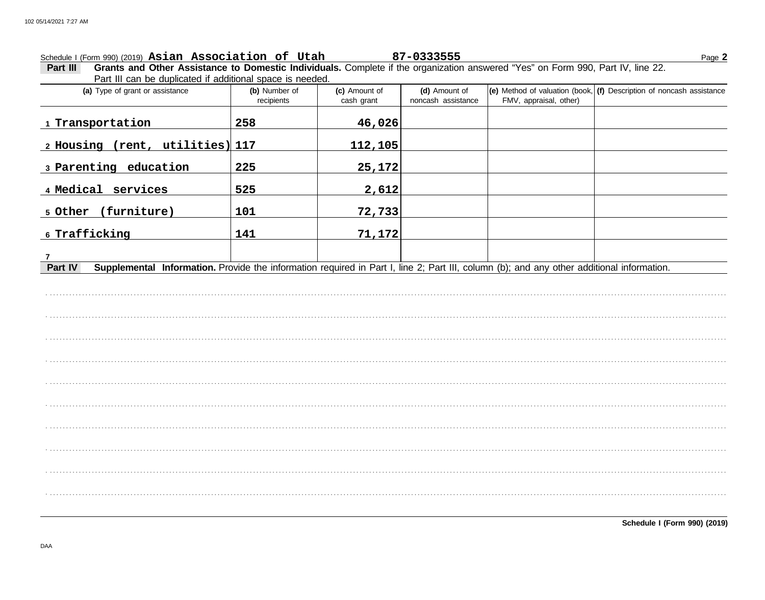Schedule I (Form 990) (2019) **Asian Association of Utah** **87-0333555** Page **2**

**Part III** **Grants and Other Assistance to Domestic Individuals.** Complete if the organization answered "Yes" on Form 990, Part IV, line 22. Part III can be duplicated if additional space is needed.

| (a) Type of grant or assistance | (b) Number of recipients | (c) Amount of cash grant | (d) Amount of noncash assistance | (e) Method of valuation (book, FMV, appraisal, other) | (f) Description of noncash assistance |
|---|---|---|---|---|---|
| 1 Transportation | 258 | 46,026 | | | |
| 2 Housing (rent, utilities) | 117 | 112,105 | | | |
| 3 Parenting education | 225 | 25,172 | | | |
| 4 Medical services | 525 | 2,612 | | | |
| 5 Other (furniture) | 101 | 72,733 | | | |
| 6 Trafficking | 141 | 71,172 | | | |
| 7 | | | | | |

**Part IV** **Supplemental Information.** Provide the information required in Part I, line 2; Part III, column (b); and any other additional information.

**Schedule I (Form 990) (2019)**

DAA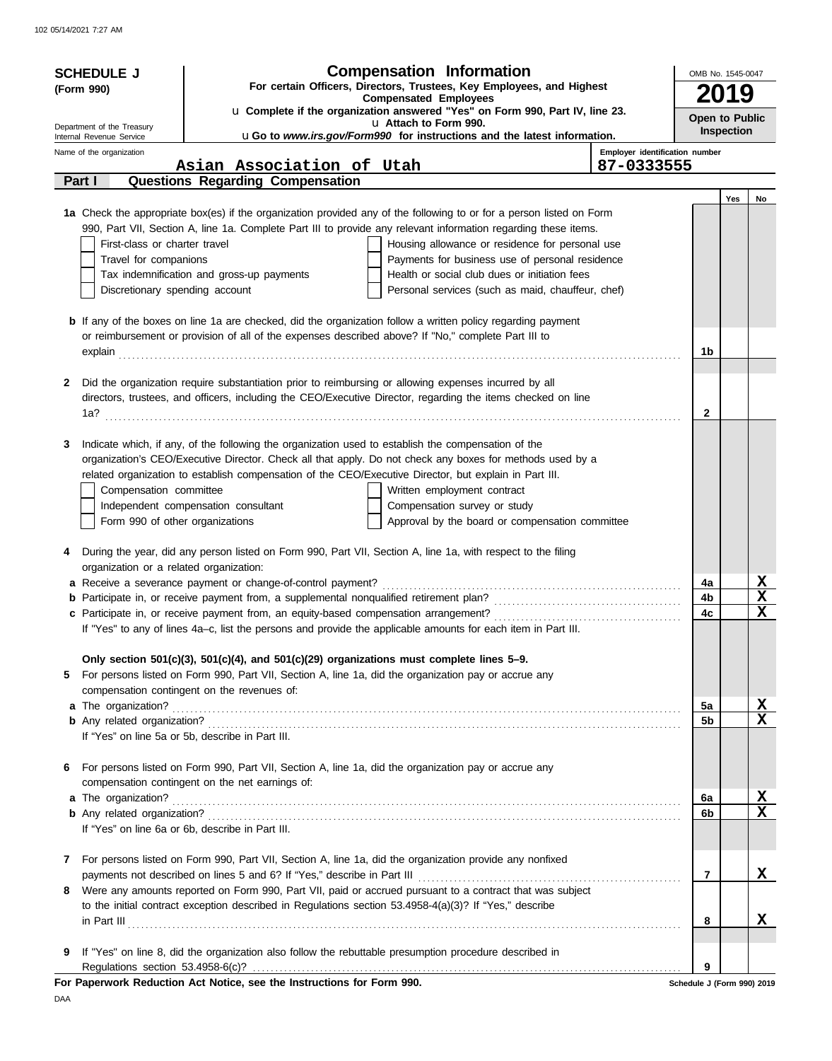**SCHEDULE J**
**(Form 990)**

Department of the Treasury
Internal Revenue Service

# Compensation Information

**For certain Officers, Directors, Trustees, Key Employees, and Highest Compensated Employees**

u **Complete if the organization answered "Yes" on Form 990, Part IV, line 23.**
u **Attach to Form 990.**
u **Go to *www.irs.gov/Form990* for instructions and the latest information.**

OMB No. 1545-0047

**2019**

**Open to Public Inspection**

Name of the organization: **Asian Association of Utah**

Employer identification number: **87-0333555**

## Part I — Questions Regarding Compensation

| | | | Yes | No |
|---|---|---|---|---|
| **1a** | Check the appropriate box(es) if the organization provided any of the following to or for a person listed on Form 990, Part VII, Section A, line 1a. Complete Part III to provide any relevant information regarding these items.<br>☐ First-class or charter travel ☐ Housing allowance or residence for personal use<br>☐ Travel for companions ☐ Payments for business use of personal residence<br>☐ Tax indemnification and gross-up payments ☐ Health or social club dues or initiation fees<br>☐ Discretionary spending account ☐ Personal services (such as maid, chauffeur, chef) | | | |
| **b** | If any of the boxes on line 1a are checked, did the organization follow a written policy regarding payment or reimbursement or provision of all of the expenses described above? If "No," complete Part III to explain | 1b | | |
| **2** | Did the organization require substantiation prior to reimbursing or allowing expenses incurred by all directors, trustees, and officers, including the CEO/Executive Director, regarding the items checked on line 1a? | 2 | | |
| **3** | Indicate which, if any, of the following the organization used to establish the compensation of the organization's CEO/Executive Director. Check all that apply. Do not check any boxes for methods used by a related organization to establish compensation of the CEO/Executive Director, but explain in Part III.<br>☐ Compensation committee ☐ Written employment contract<br>☐ Independent compensation consultant ☐ Compensation survey or study<br>☐ Form 990 of other organizations ☐ Approval by the board or compensation committee | | | |
| **4** | During the year, did any person listed on Form 990, Part VII, Section A, line 1a, with respect to the filing organization or a related organization: | | | |
| **a** | Receive a severance payment or change-of-control payment? | 4a | | X |
| **b** | Participate in, or receive payment from, a supplemental nonqualified retirement plan? | 4b | | X |
| **c** | Participate in, or receive payment from, an equity-based compensation arrangement? | 4c | | X |
| | If "Yes" to any of lines 4a–c, list the persons and provide the applicable amounts for each item in Part III. | | | |
| | **Only section 501(c)(3), 501(c)(4), and 501(c)(29) organizations must complete lines 5–9.** | | | |
| **5** | For persons listed on Form 990, Part VII, Section A, line 1a, did the organization pay or accrue any compensation contingent on the revenues of: | | | |
| **a** | The organization? | 5a | | X |
| **b** | Any related organization? | 5b | | X |
| | If "Yes" on line 5a or 5b, describe in Part III. | | | |
| **6** | For persons listed on Form 990, Part VII, Section A, line 1a, did the organization pay or accrue any compensation contingent on the net earnings of: | | | |
| **a** | The organization? | 6a | | X |
| **b** | Any related organization? | 6b | | X |
| | If "Yes" on line 6a or 6b, describe in Part III. | | | |
| **7** | For persons listed on Form 990, Part VII, Section A, line 1a, did the organization provide any nonfixed payments not described on lines 5 and 6? If "Yes," describe in Part III | 7 | | X |
| **8** | Were any amounts reported on Form 990, Part VII, paid or accrued pursuant to a contract that was subject to the initial contract exception described in Regulations section 53.4958-4(a)(3)? If "Yes," describe in Part III | 8 | | X |
| **9** | If "Yes" on line 8, did the organization also follow the rebuttable presumption procedure described in Regulations section 53.4958-6(c)? | 9 | | |

**For Paperwork Reduction Act Notice, see the Instructions for Form 990.**

DAA

Schedule J (Form 990) 2019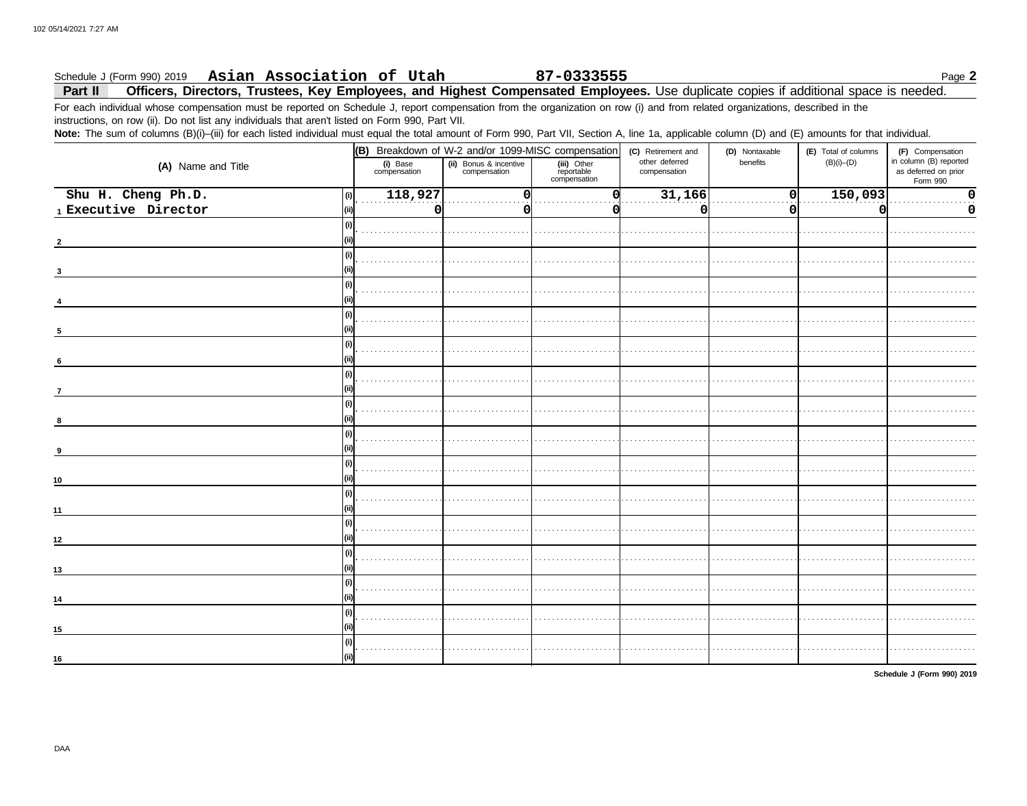Schedule J (Form 990) 2019 **Asian Association of Utah** **87-0333555** Page **2**

## Part II Officers, Directors, Trustees, Key Employees, and Highest Compensated Employees. Use duplicate copies if additional space is needed.

For each individual whose compensation must be reported on Schedule J, report compensation from the organization on row (i) and from related organizations, described in the instructions, on row (ii). Do not list any individuals that aren't listed on Form 990, Part VII.

**Note:** The sum of columns (B)(i)–(iii) for each listed individual must equal the total amount of Form 990, Part VII, Section A, line 1a, applicable column (D) and (E) amounts for that individual.

| (A) Name and Title | | (B) Breakdown of W-2 and/or 1099-MISC compensation | | | (C) Retirement and other deferred compensation | (D) Nontaxable benefits | (E) Total of columns (B)(i)–(D) | (F) Compensation in column (B) reported as deferred on prior Form 990 |
|---|---|---|---|---|---|---|---|---|
| | | (i) Base compensation | (ii) Bonus & incentive compensation | (iii) Other reportable compensation | | | | |
| 1 Shu H. Cheng Ph.D. Executive Director | (i) | 118,927 | 0 | 0 | 31,166 | 0 | 150,093 | 0 |
| | (ii) | 0 | 0 | 0 | 0 | 0 | 0 | 0 |
| 2 | (i) | | | | | | | |
| | (ii) | | | | | | | |
| 3 | (i) | | | | | | | |
| | (ii) | | | | | | | |
| 4 | (i) | | | | | | | |
| | (ii) | | | | | | | |
| 5 | (i) | | | | | | | |
| | (ii) | | | | | | | |
| 6 | (i) | | | | | | | |
| | (ii) | | | | | | | |
| 7 | (i) | | | | | | | |
| | (ii) | | | | | | | |
| 8 | (i) | | | | | | | |
| | (ii) | | | | | | | |
| 9 | (i) | | | | | | | |
| | (ii) | | | | | | | |
| 10 | (i) | | | | | | | |
| | (ii) | | | | | | | |
| 11 | (i) | | | | | | | |
| | (ii) | | | | | | | |
| 12 | (i) | | | | | | | |
| | (ii) | | | | | | | |
| 13 | (i) | | | | | | | |
| | (ii) | | | | | | | |
| 14 | (i) | | | | | | | |
| | (ii) | | | | | | | |
| 15 | (i) | | | | | | | |
| | (ii) | | | | | | | |
| 16 | (i) | | | | | | | |
| | (ii) | | | | | | | |

**Schedule J (Form 990) 2019**

DAA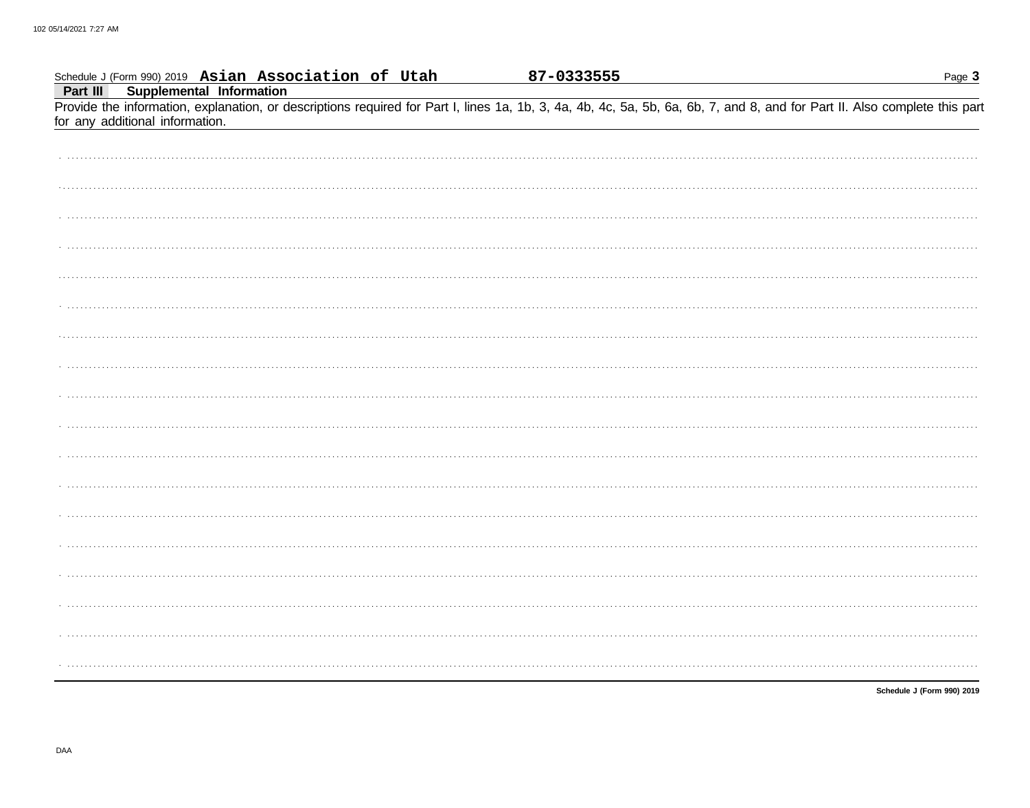Schedule J (Form 990) 2019 **Asian Association of Utah** **87-0333555**

**Part III** **Supplemental Information**

Provide the information, explanation, or descriptions required for Part I, lines 1a, 1b, 3, 4a, 4b, 4c, 5a, 5b, 6a, 6b, 7, and 8, and for Part II. Also complete this part for any additional information.

**Schedule J (Form 990) 2019**

DAA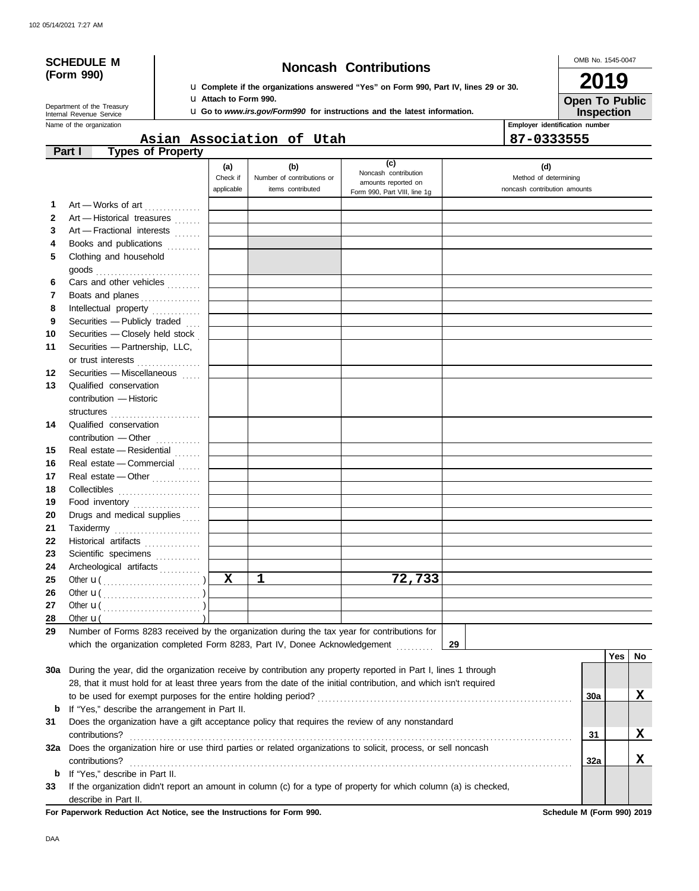**SCHEDULE M (Form 990)**

Department of the Treasury
Internal Revenue Service

# Noncash Contributions

u Complete if the organizations answered "Yes" on Form 990, Part IV, lines 29 or 30.
u Attach to Form 990.
u Go to *www.irs.gov/Form990* for instructions and the latest information.

OMB No. 1545-0047

**2019**

**Open To Public Inspection**

Name of the organization: Asian Association of Utah

Employer identification number: 87-0333555

## Part I Types of Property

| | | (a) Check if applicable | (b) Number of contributions or items contributed | (c) Noncash contribution amounts reported on Form 990, Part VIII, line 1g | (d) Method of determining noncash contribution amounts |
|---|---|---|---|---|---|
| 1 | Art — Works of art | | | | |
| 2 | Art — Historical treasures | | | | |
| 3 | Art — Fractional interests | | | | |
| 4 | Books and publications | | | | |
| 5 | Clothing and household goods | | | | |
| 6 | Cars and other vehicles | | | | |
| 7 | Boats and planes | | | | |
| 8 | Intellectual property | | | | |
| 9 | Securities — Publicly traded | | | | |
| 10 | Securities — Closely held stock | | | | |
| 11 | Securities — Partnership, LLC, or trust interests | | | | |
| 12 | Securities — Miscellaneous | | | | |
| 13 | Qualified conservation contribution — Historic structures | | | | |
| 14 | Qualified conservation contribution — Other | | | | |
| 15 | Real estate — Residential | | | | |
| 16 | Real estate — Commercial | | | | |
| 17 | Real estate — Other | | | | |
| 18 | Collectibles | | | | |
| 19 | Food inventory | | | | |
| 20 | Drugs and medical supplies | | | | |
| 21 | Taxidermy | | | | |
| 22 | Historical artifacts | | | | |
| 23 | Scientific specimens | | | | |
| 24 | Archeological artifacts | | | | |
| 25 | Other u ( ) | X | 1 | 72,733 | |
| 26 | Other u ( ) | | | | |
| 27 | Other u ( ) | | | | |
| 28 | Other u ( ) | | | | |

29 Number of Forms 8283 received by the organization during the tax year for contributions for which the organization completed Form 8283, Part IV, Donee Acknowledgement ..... 29

| | | | Yes | No |
|---|---|---|---|---|
| 30a | During the year, did the organization receive by contribution any property reported in Part I, lines 1 through 28, that it must hold for at least three years from the date of the initial contribution, and which isn't required to be used for exempt purposes for the entire holding period? | 30a | | X |
| b | If "Yes," describe the arrangement in Part II. | | | |
| 31 | Does the organization have a gift acceptance policy that requires the review of any nonstandard contributions? | 31 | | X |
| 32a | Does the organization hire or use third parties or related organizations to solicit, process, or sell noncash contributions? | 32a | | X |
| b | If "Yes," describe in Part II. | | | |
| 33 | If the organization didn't report an amount in column (c) for a type of property for which column (a) is checked, describe in Part II. | | | |

**For Paperwork Reduction Act Notice, see the Instructions for Form 990.**

Schedule M (Form 990) 2019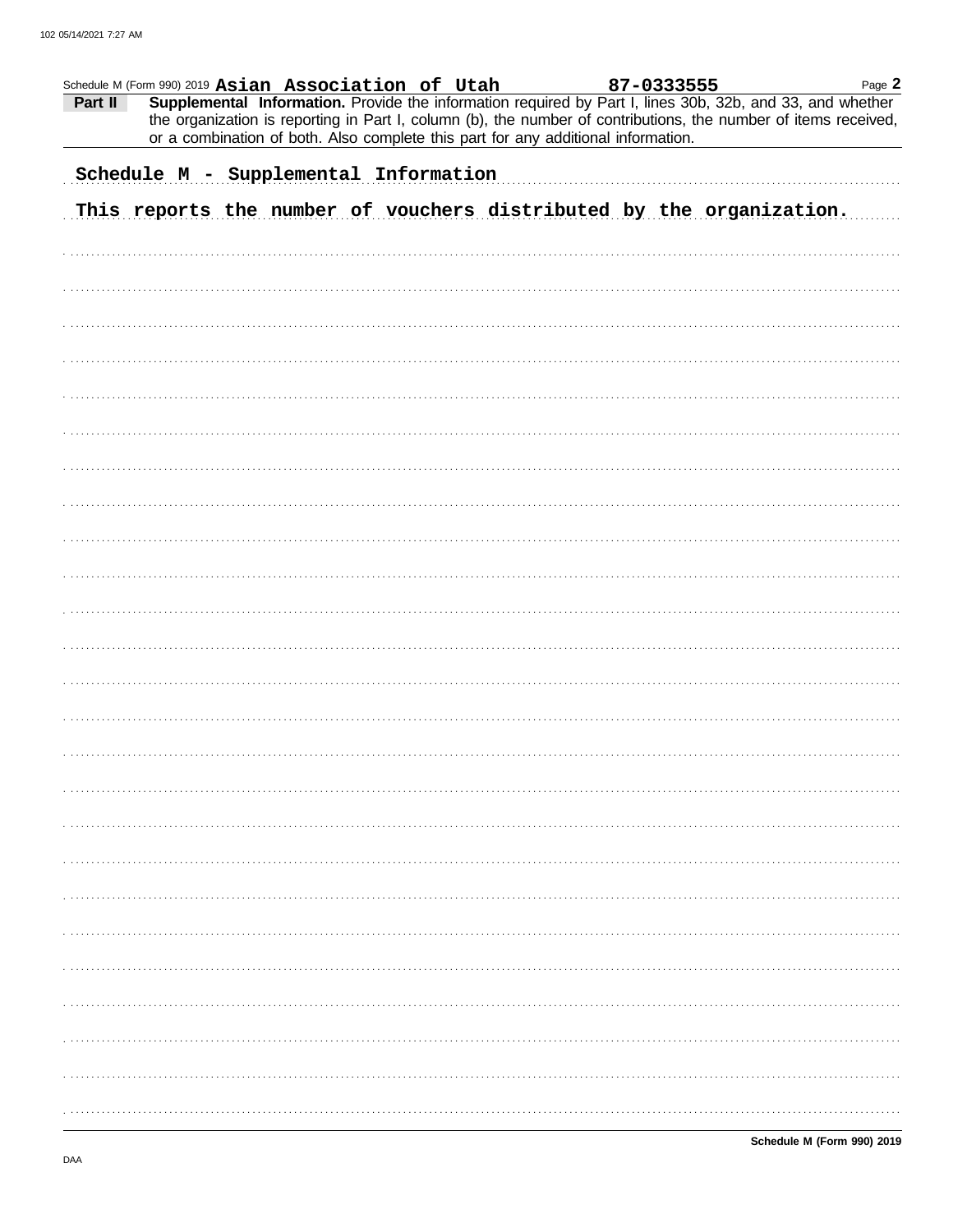Schedule M (Form 990) 2019 **Asian Association of Utah** **87-0333555**

**Part II** **Supplemental Information.** Provide the information required by Part I, lines 30b, 32b, and 33, and whether the organization is reporting in Part I, column (b), the number of contributions, the number of items received, or a combination of both. Also complete this part for any additional information.

Schedule M - Supplemental Information

This reports the number of vouchers distributed by the organization.

**Schedule M (Form 990) 2019**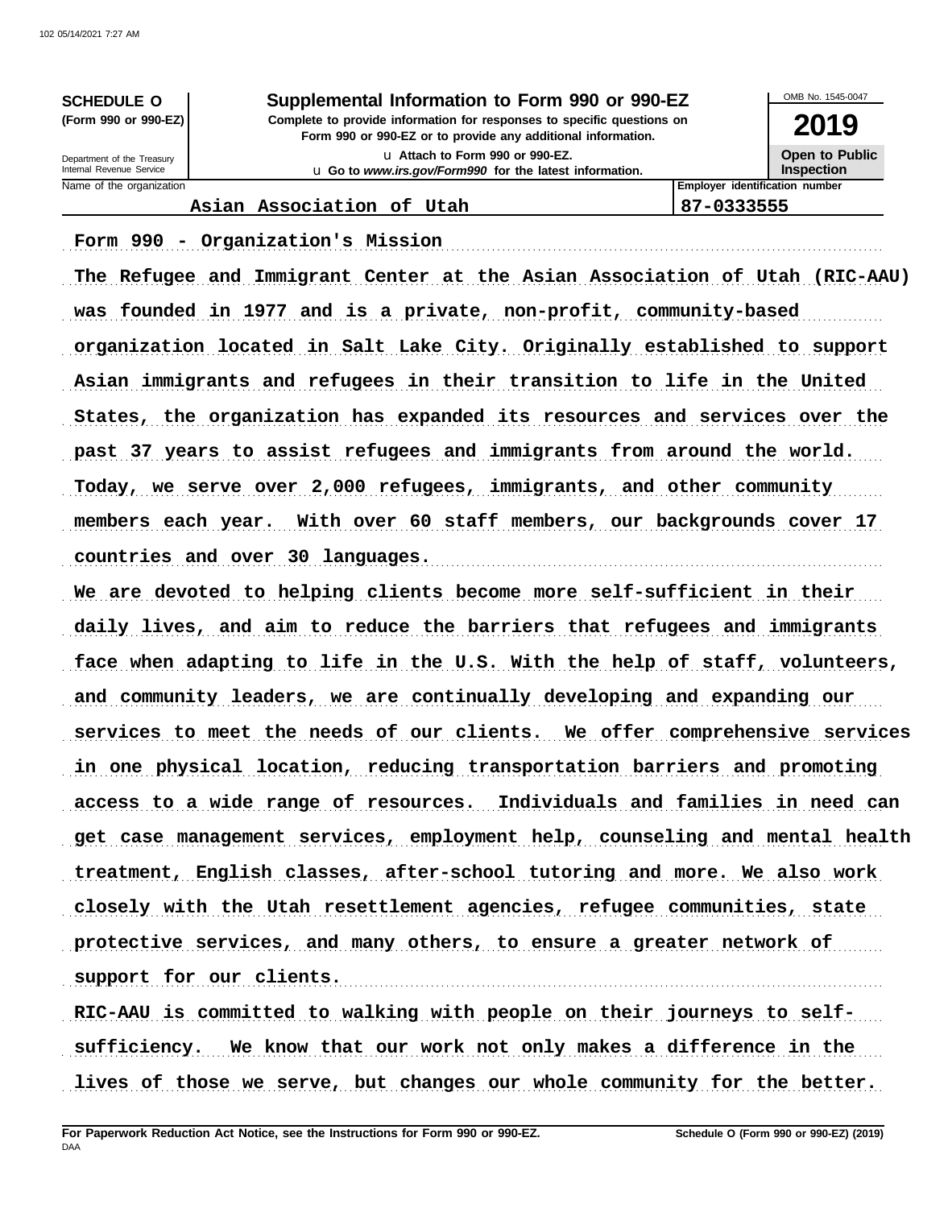**SCHEDULE O**
**(Form 990 or 990-EZ)**

Department of the Treasury
Internal Revenue Service

# Supplemental Information to Form 990 or 990-EZ

**Complete to provide information for responses to specific questions on Form 990 or 990-EZ or to provide any additional information.**

u Attach to Form 990 or 990-EZ.
u **Go to** ***www.irs.gov/Form990*** **for the latest information.**

OMB No. 1545-0047

**2019**

**Open to Public Inspection**

| Name of the organization | Employer identification number |
|---|---|
| Asian Association of Utah | 87-0333555 |

**Form 990 - Organization's Mission**

**The Refugee and Immigrant Center at the Asian Association of Utah (RIC-AAU) was founded in 1977 and is a private, non-profit, community-based organization located in Salt Lake City. Originally established to support Asian immigrants and refugees in their transition to life in the United States, the organization has expanded its resources and services over the past 37 years to assist refugees and immigrants from around the world. Today, we serve over 2,000 refugees, immigrants, and other community members each year. With over 60 staff members, our backgrounds cover 17 countries and over 30 languages.**

**We are devoted to helping clients become more self-sufficient in their daily lives, and aim to reduce the barriers that refugees and immigrants face when adapting to life in the U.S. With the help of staff, volunteers, and community leaders, we are continually developing and expanding our services to meet the needs of our clients. We offer comprehensive services in one physical location, reducing transportation barriers and promoting access to a wide range of resources. Individuals and families in need can get case management services, employment help, counseling and mental health treatment, English classes, after-school tutoring and more. We also work closely with the Utah resettlement agencies, refugee communities, state protective services, and many others, to ensure a greater network of support for our clients.**

**RIC-AAU is committed to walking with people on their journeys to self-sufficiency. We know that our work not only makes a difference in the lives of those we serve, but changes our whole community for the better.**

**For Paperwork Reduction Act Notice, see the Instructions for Form 990 or 990-EZ.**
DAA
**Schedule O (Form 990 or 990-EZ) (2019)**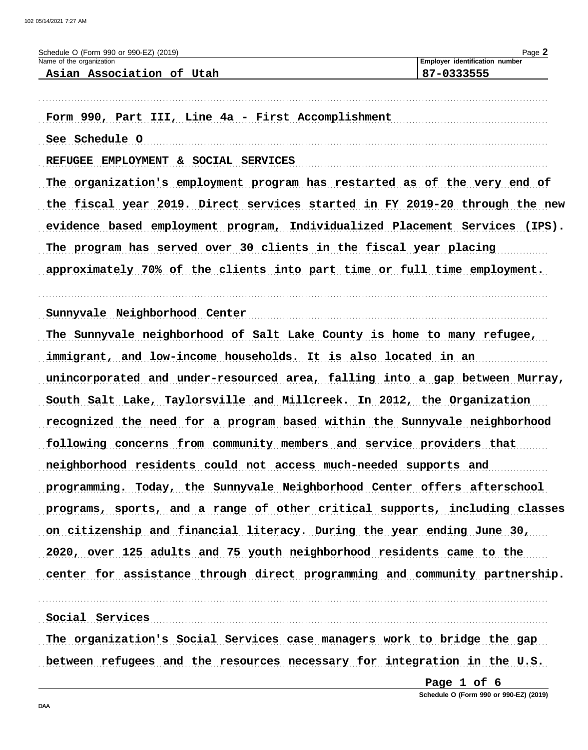Schedule O (Form 990 or 990-EZ) (2019)

| Name of the organization | Employer identification number |
|---|---|
| Asian Association of Utah | 87-0333555 |

Form 990, Part III, Line 4a - First Accomplishment

See Schedule O

REFUGEE EMPLOYMENT & SOCIAL SERVICES

The organization's employment program has restarted as of the very end of the fiscal year 2019. Direct services started in FY 2019-20 through the new evidence based employment program, Individualized Placement Services (IPS). The program has served over 30 clients in the fiscal year placing approximately 70% of the clients into part time or full time employment.

Sunnyvale Neighborhood Center

The Sunnyvale neighborhood of Salt Lake County is home to many refugee, immigrant, and low-income households. It is also located in an unincorporated and under-resourced area, falling into a gap between Murray, South Salt Lake, Taylorsville and Millcreek. In 2012, the Organization recognized the need for a program based within the Sunnyvale neighborhood following concerns from community members and service providers that neighborhood residents could not access much-needed supports and programming. Today, the Sunnyvale Neighborhood Center offers afterschool programs, sports, and a range of other critical supports, including classes on citizenship and financial literacy. During the year ending June 30, 2020, over 125 adults and 75 youth neighborhood residents came to the center for assistance through direct programming and community partnership.

Social Services

The organization's Social Services case managers work to bridge the gap between refugees and the resources necessary for integration in the U.S.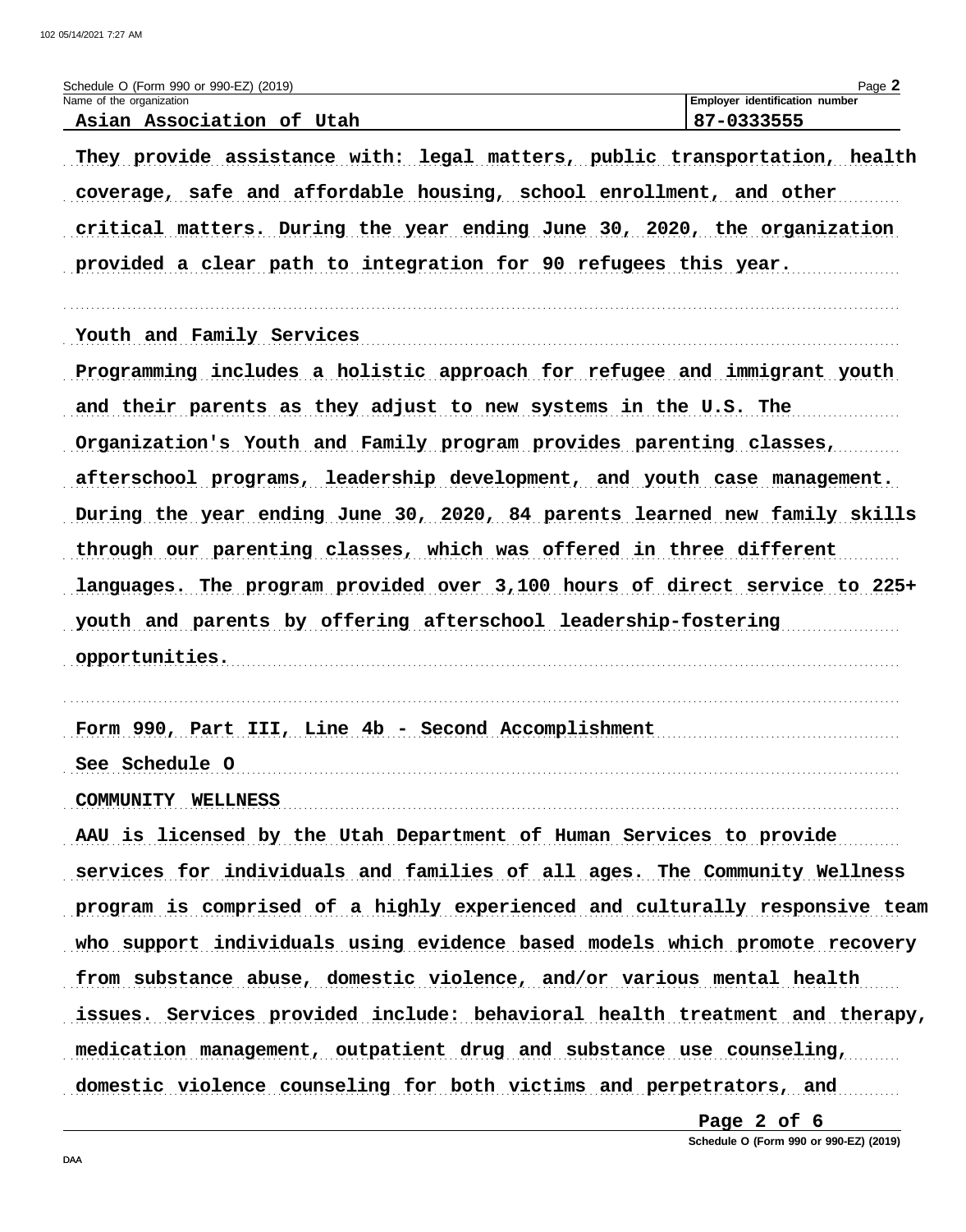Schedule O (Form 990 or 990-EZ) (2019)

| Name of the organization | Employer identification number |
| --- | --- |
| Asian Association of Utah | 87-0333555 |

They provide assistance with: legal matters, public transportation, health coverage, safe and affordable housing, school enrollment, and other critical matters. During the year ending June 30, 2020, the organization provided a clear path to integration for 90 refugees this year.

Youth and Family Services

Programming includes a holistic approach for refugee and immigrant youth and their parents as they adjust to new systems in the U.S. The Organization's Youth and Family program provides parenting classes, afterschool programs, leadership development, and youth case management. During the year ending June 30, 2020, 84 parents learned new family skills through our parenting classes, which was offered in three different languages. The program provided over 3,100 hours of direct service to 225+ youth and parents by offering afterschool leadership-fostering opportunities.

Form 990, Part III, Line 4b - Second Accomplishment

See Schedule O

COMMUNITY WELLNESS

AAU is licensed by the Utah Department of Human Services to provide services for individuals and families of all ages. The Community Wellness program is comprised of a highly experienced and culturally responsive team who support individuals using evidence based models which promote recovery from substance abuse, domestic violence, and/or various mental health issues. Services provided include: behavioral health treatment and therapy, medication management, outpatient drug and substance use counseling, domestic violence counseling for both victims and perpetrators, and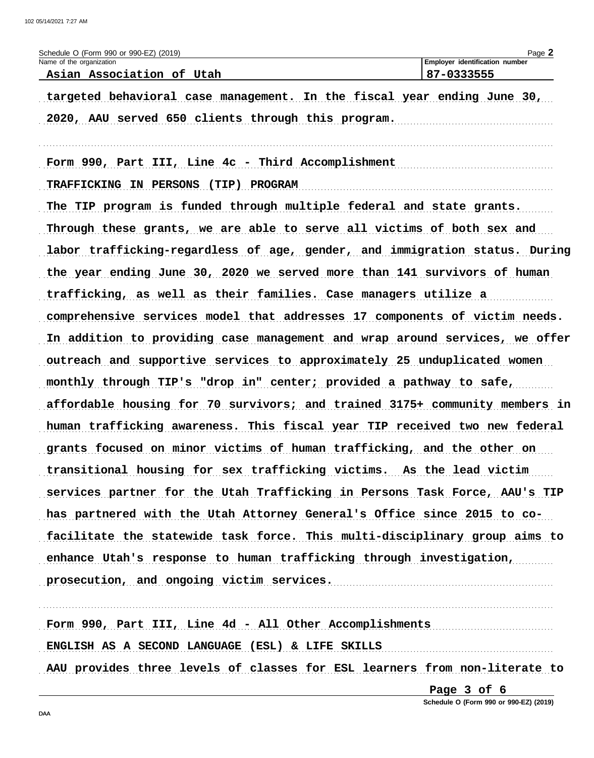Schedule O (Form 990 or 990-EZ) (2019)

| Name of the organization | Employer identification number |
| --- | --- |
| Asian Association of Utah | 87-0333555 |

targeted behavioral case management. In the fiscal year ending June 30, 2020, AAU served 650 clients through this program.

Form 990, Part III, Line 4c - Third Accomplishment

TRAFFICKING IN PERSONS (TIP) PROGRAM

The TIP program is funded through multiple federal and state grants. Through these grants, we are able to serve all victims of both sex and labor trafficking-regardless of age, gender, and immigration status. During the year ending June 30, 2020 we served more than 141 survivors of human trafficking, as well as their families. Case managers utilize a comprehensive services model that addresses 17 components of victim needs. In addition to providing case management and wrap around services, we offer outreach and supportive services to approximately 25 unduplicated women monthly through TIP's "drop in" center; provided a pathway to safe, affordable housing for 70 survivors; and trained 3175+ community members in human trafficking awareness. This fiscal year TIP received two new federal grants focused on minor victims of human trafficking, and the other on transitional housing for sex trafficking victims. As the lead victim services partner for the Utah Trafficking in Persons Task Force, AAU's TIP has partnered with the Utah Attorney General's Office since 2015 to co-facilitate the statewide task force. This multi-disciplinary group aims to enhance Utah's response to human trafficking through investigation, prosecution, and ongoing victim services.

Form 990, Part III, Line 4d - All Other Accomplishments

ENGLISH AS A SECOND LANGUAGE (ESL) & LIFE SKILLS

AAU provides three levels of classes for ESL learners from non-literate to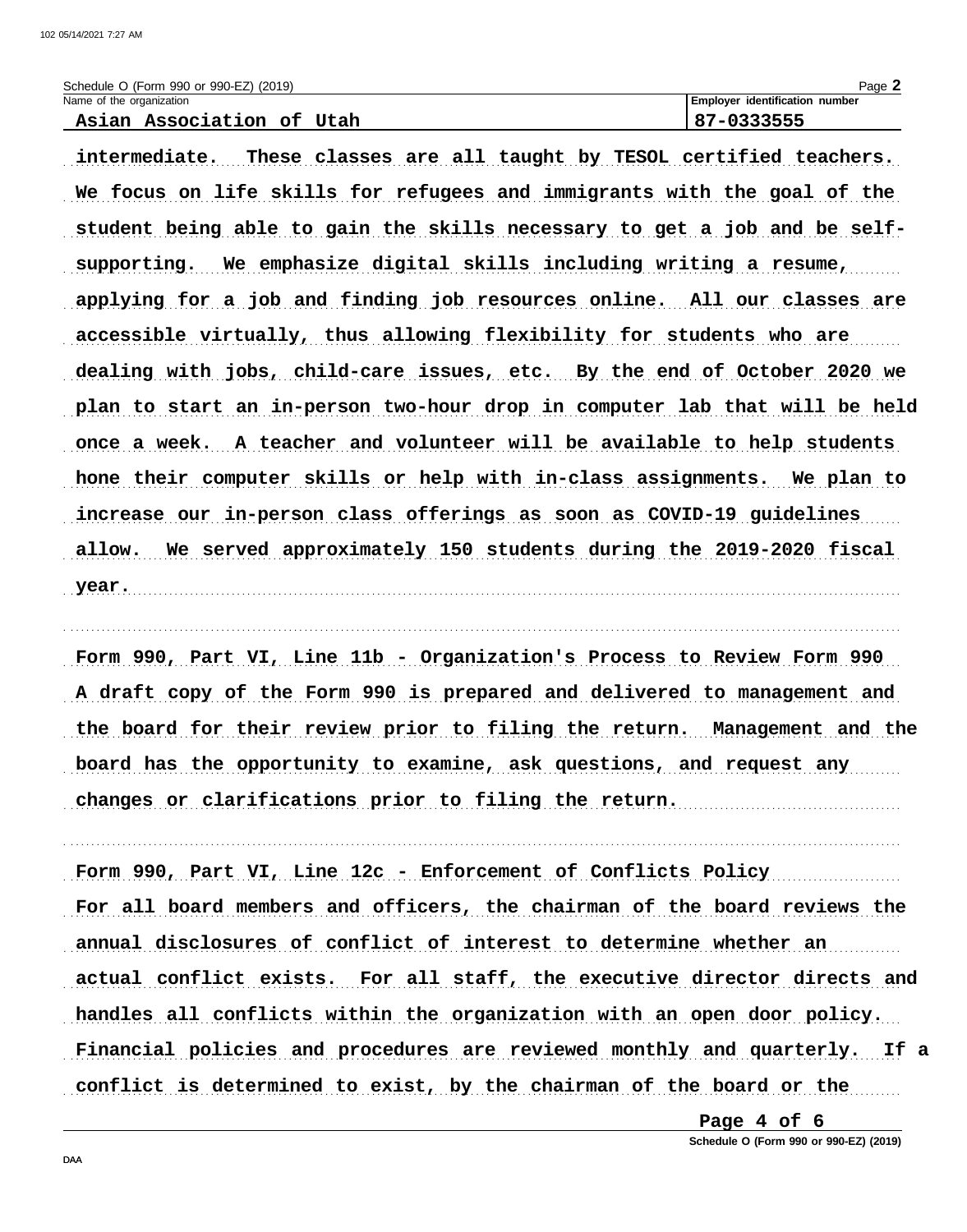Schedule O (Form 990 or 990-EZ) (2019) Page **2**

| Name of the organization | Employer identification number |
| --- | --- |
| Asian Association of Utah | 87-0333555 |

intermediate. These classes are all taught by TESOL certified teachers. We focus on life skills for refugees and immigrants with the goal of the student being able to gain the skills necessary to get a job and be self-supporting. We emphasize digital skills including writing a resume, applying for a job and finding job resources online. All our classes are accessible virtually, thus allowing flexibility for students who are dealing with jobs, child-care issues, etc. By the end of October 2020 we plan to start an in-person two-hour drop in computer lab that will be held once a week. A teacher and volunteer will be available to help students hone their computer skills or help with in-class assignments. We plan to increase our in-person class offerings as soon as COVID-19 guidelines allow. We served approximately 150 students during the 2019-2020 fiscal year.

Form 990, Part VI, Line 11b - Organization's Process to Review Form 990

A draft copy of the Form 990 is prepared and delivered to management and the board for their review prior to filing the return. Management and the board has the opportunity to examine, ask questions, and request any changes or clarifications prior to filing the return.

Form 990, Part VI, Line 12c - Enforcement of Conflicts Policy

For all board members and officers, the chairman of the board reviews the annual disclosures of conflict of interest to determine whether an actual conflict exists. For all staff, the executive director directs and handles all conflicts within the organization with an open door policy. Financial policies and procedures are reviewed monthly and quarterly. If a conflict is determined to exist, by the chairman of the board or the

Schedule O (Form 990 or 990-EZ) (2019)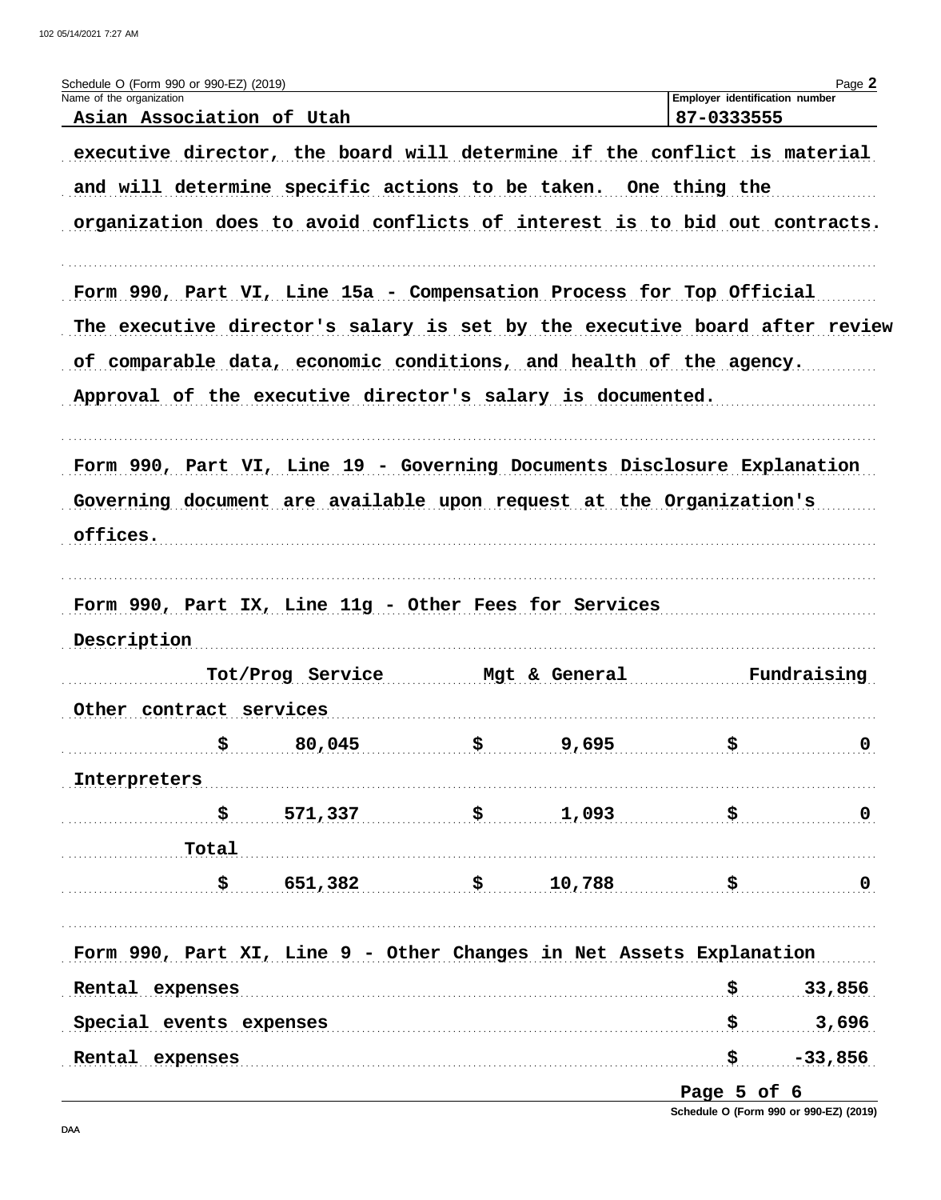Schedule O (Form 990 or 990-EZ) (2019)

| Name of the organization | Employer identification number |
|---|---|
| Asian Association of Utah | 87-0333555 |

executive director, the board will determine if the conflict is material and will determine specific actions to be taken. One thing the organization does to avoid conflicts of interest is to bid out contracts.

**Form 990, Part VI, Line 15a - Compensation Process for Top Official**

The executive director's salary is set by the executive board after review of comparable data, economic conditions, and health of the agency. Approval of the executive director's salary is documented.

**Form 990, Part VI, Line 19 - Governing Documents Disclosure Explanation**

Governing document are available upon request at the Organization's offices.

**Form 990, Part IX, Line 11g - Other Fees for Services**

| Description | Tot/Prog Service | Mgt & General | Fundraising |
|---|---|---|---|
| Other contract services | $ 80,045 | $ 9,695 | $ 0 |
| Interpreters | $ 571,337 | $ 1,093 | $ 0 |
| Total | $ 651,382 | $ 10,788 | $ 0 |

**Form 990, Part XI, Line 9 - Other Changes in Net Assets Explanation**

| | |
|---|---|
| Rental expenses | $ 33,856 |
| Special events expenses | $ 3,696 |
| Rental expenses | $ -33,856 |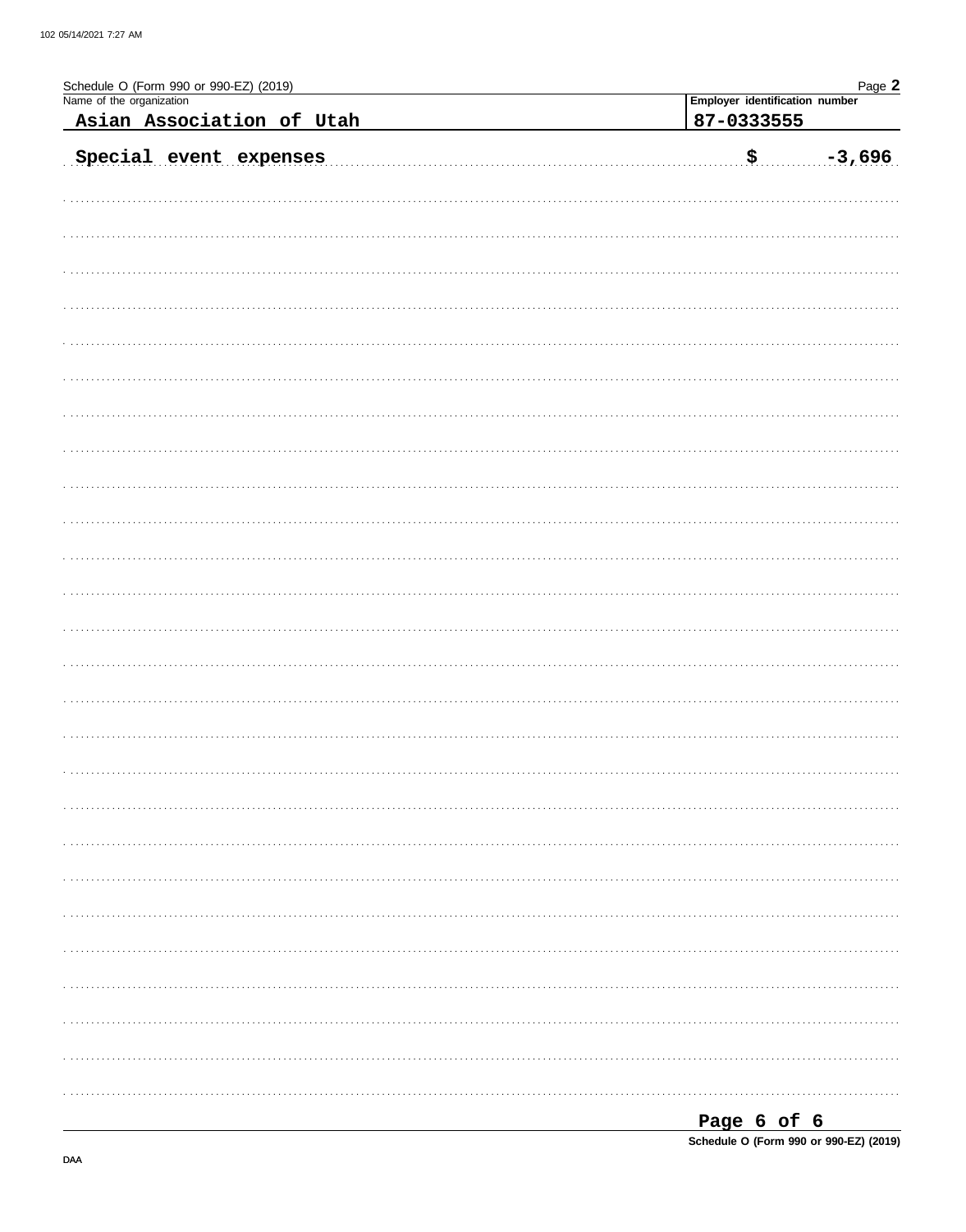Schedule O (Form 990 or 990-EZ) (2019)

| Name of the organization | Employer identification number |
|---|---|
| Asian Association of Utah | 87-0333555 |

Special event expenses $ -3,696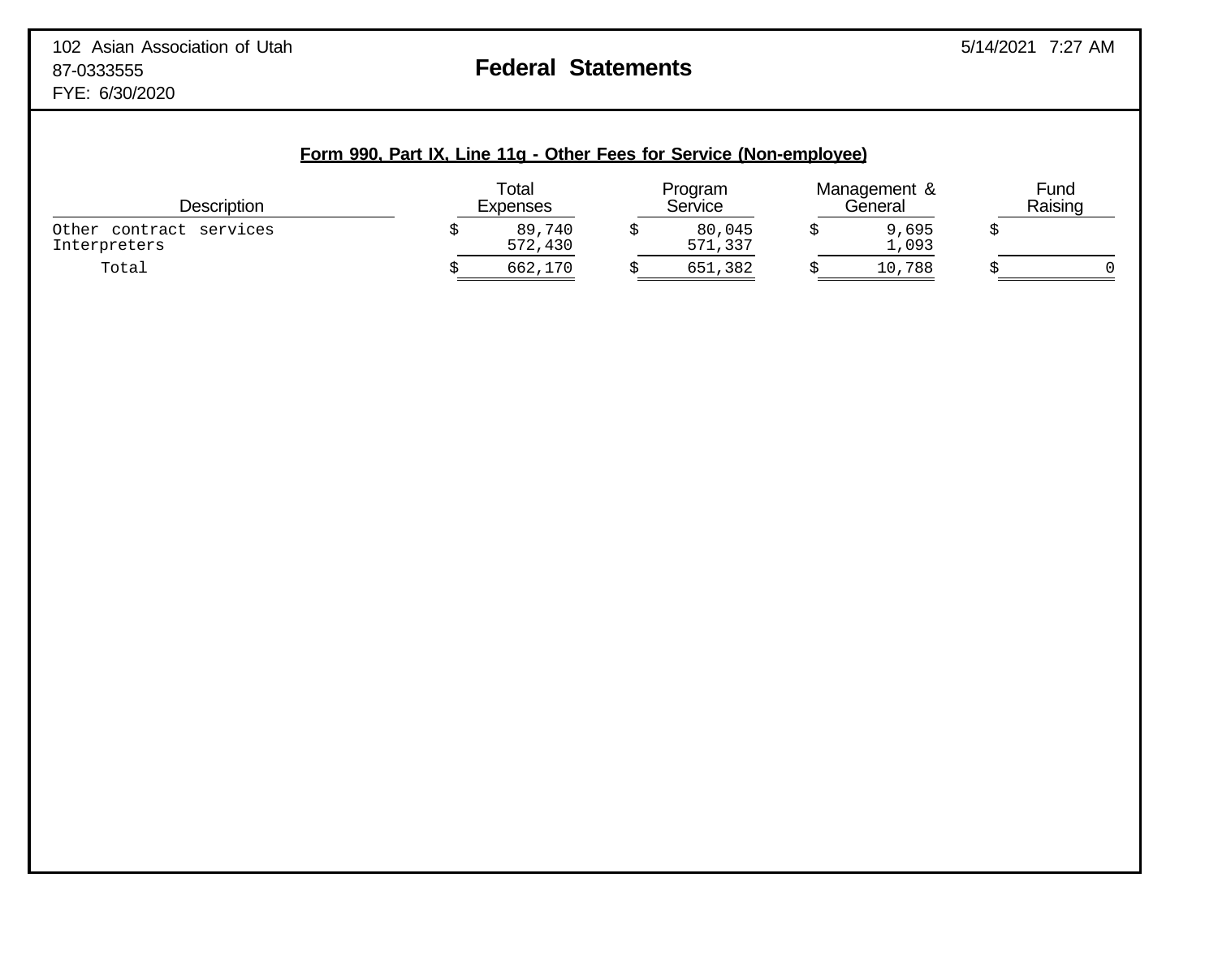102 Asian Association of Utah
87-0333555
FYE: 6/30/2020

# Federal Statements

5/14/2021 7:27 AM

## Form 990, Part IX, Line 11g - Other Fees for Service (Non-employee)

| Description | Total Expenses | Program Service | Management & General | Fund Raising |
|---|---|---|---|---|
| Other contract services | $ 89,740 | $ 80,045 | $ 9,695 | $ |
| Interpreters | 572,430 | 571,337 | 1,093 | |
| Total | $ 662,170 | $ 651,382 | $ 10,788 | $ 0 |